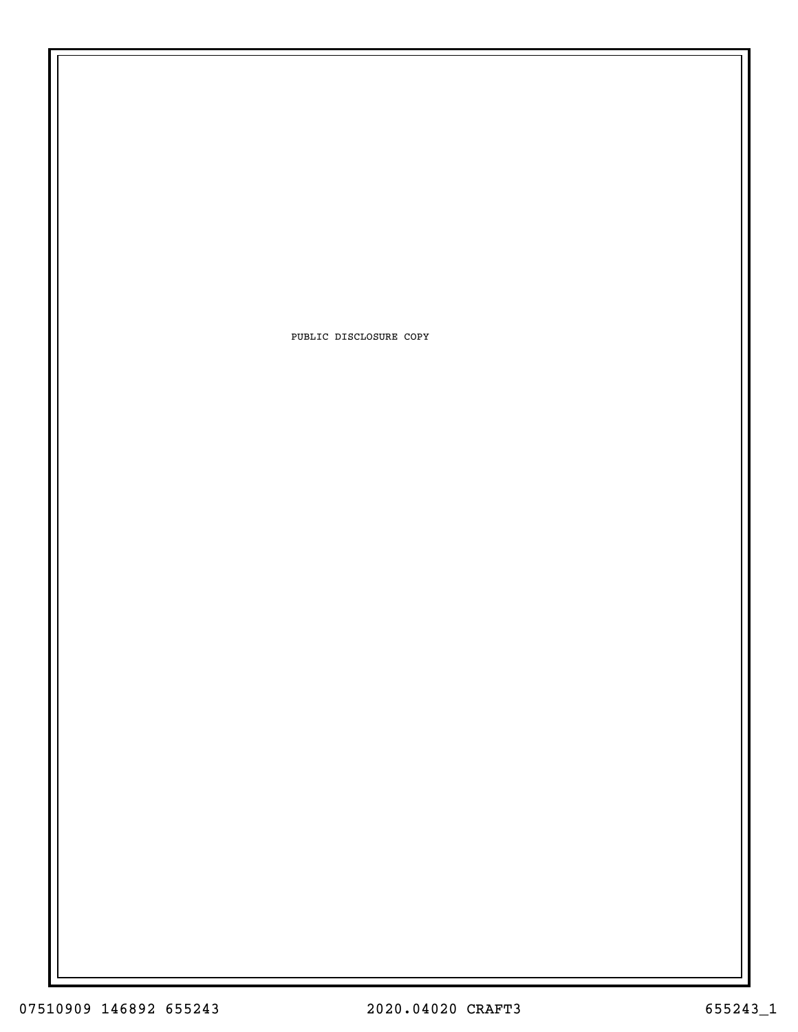PUBLIC DISCLOSURE COPY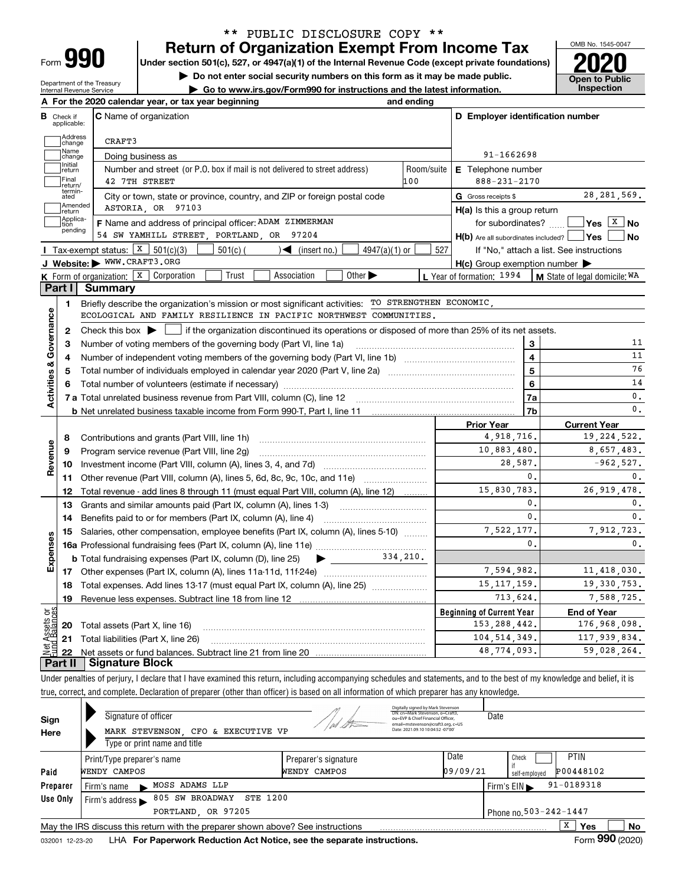\*\* PUBLIC DISCLOSURE COPY \*\*

# Form 990 — Return of Organization Exempt From Income Tax

**Under section 501(c), 527, or 4947(a)(1) of the Internal Revenue Code (except private foundations)**

▶ Do not enter social security numbers on this form as it may be made public.

▶ Go to www.irs.gov/Form990 for instructions and the latest information.

Department of the Treasury, Internal Revenue Service

OMB No. 1545-0047 — **2020** — Open to Public Inspection

**A** For the 2020 calendar year, or tax year beginning ___ and ending ___

**B** Check if applicable: Address change, Name change, Initial return, Final return/terminated, Amended return, Application pending

**C** Name of organization: CRAFT3

Doing business as

Number and street (or P.O. box if mail is not delivered to street address): 42 7TH STREET — Room/suite: 100

City or town, state or province, country, and ZIP or foreign postal code: ASTORIA, OR 97103

**D** Employer identification number: 91-1662698

**E** Telephone number: 888-231-2170

**G** Gross receipts $ 28,281,569.

**F** Name and address of principal officer: ADAM ZIMMERMAN, 54 SW YAMHILL STREET, PORTLAND, OR 97204

**H(a)** Is this a group return for subordinates? ☐ Yes ☒ No

**H(b)** Are all subordinates included? ☐ Yes ☐ No — If "No," attach a list. See instructions

**H(c)** Group exemption number ▶

**I** Tax-exempt status: ☒ 501(c)(3) ☐ 501(c) ( ) ◀ (insert no.) ☐ 4947(a)(1) or ☐ 527

**J** Website: ▶ WWW.CRAFT3.ORG

**K** Form of organization: ☒ Corporation ☐ Trust ☐ Association ☐ Other ▶

**L** Year of formation: 1994 **M** State of legal domicile: WA

## Part I Summary

**Activities & Governance**

1. Briefly describe the organization's mission or most significant activities: TO STRENGTHEN ECONOMIC, ECOLOGICAL AND FAMILY RESILIENCE IN PACIFIC NORTHWEST COMMUNITIES.
2. Check this box ▶ ☐ if the organization discontinued its operations or disposed of more than 25% of its net assets.

| Line | Description | No. | Value |
|---|---|---|---|
| 3 | Number of voting members of the governing body (Part VI, line 1a) | 3 | 11 |
| 4 | Number of independent voting members of the governing body (Part VI, line 1b) | 4 | 11 |
| 5 | Total number of individuals employed in calendar year 2020 (Part V, line 2a) | 5 | 76 |
| 6 | Total number of volunteers (estimate if necessary) | 6 | 14 |
| 7a | Total unrelated business revenue from Part VIII, column (C), line 12 | 7a | 0. |
| 7b | Net unrelated business taxable income from Form 990-T, Part I, line 11 | 7b | 0. |

| Line | Description | Prior Year | Current Year |
|---|---|---|---|
| **Revenue** | | | |
| 8 | Contributions and grants (Part VIII, line 1h) | 4,918,716. | 19,224,522. |
| 9 | Program service revenue (Part VIII, line 2g) | 10,883,480. | 8,657,483. |
| 10 | Investment income (Part VIII, column (A), lines 3, 4, and 7d) | 28,587. | -962,527. |
| 11 | Other revenue (Part VIII, column (A), lines 5, 6d, 8c, 9c, 10c, and 11e) | 0. | 0. |
| 12 | Total revenue - add lines 8 through 11 (must equal Part VIII, column (A), line 12) | 15,830,783. | 26,919,478. |
| **Expenses** | | | |
| 13 | Grants and similar amounts paid (Part IX, column (A), lines 1-3) | 0. | 0. |
| 14 | Benefits paid to or for members (Part IX, column (A), line 4) | 0. | 0. |
| 15 | Salaries, other compensation, employee benefits (Part IX, column (A), lines 5-10) | 7,522,177. | 7,912,723. |
| 16a | Professional fundraising fees (Part IX, column (A), line 11e) | 0. | 0. |
| b | Total fundraising expenses (Part IX, column (D), line 25) ▶ 334,210. | | |
| 17 | Other expenses (Part IX, column (A), lines 11a-11d, 11f-24e) | 7,594,982. | 11,418,030. |
| 18 | Total expenses. Add lines 13-17 (must equal Part IX, column (A), line 25) | 15,117,159. | 19,330,753. |
| 19 | Revenue less expenses. Subtract line 18 from line 12 | 713,624. | 7,588,725. |

| Line | Net Assets or Fund Balances | Beginning of Current Year | End of Year |
|---|---|---|---|
| 20 | Total assets (Part X, line 16) | 153,288,442. | 176,968,098. |
| 21 | Total liabilities (Part X, line 26) | 104,514,349. | 117,939,834. |
| 22 | Net assets or fund balances. Subtract line 21 from line 20 | 48,774,093. | 59,028,264. |

## Part II Signature Block

Under penalties of perjury, I declare that I have examined this return, including accompanying schedules and statements, and to the best of my knowledge and belief, it is true, correct, and complete. Declaration of preparer (other than officer) is based on all information of which preparer has any knowledge.

**Sign Here**

Signature of officer — Digitally signed by Mark Stevenson, DN: cn=Mark Stevenson, o=Craft3, ou=EVP & Chief Financial Officer, email=mstevenson@craft3.org, c=US, Date: 2021.09.10 10:04:52 -07'00' — Date

MARK STEVENSON, CFO & EXECUTIVE VP

Type or print name and title

**Paid Preparer Use Only**

| Print/Type preparer's name | Preparer's signature | Date | Check ☐ if self-employed | PTIN |
|---|---|---|---|---|
| WENDY CAMPOS | WENDY CAMPOS | 09/09/21 | | P00448102 |

Firm's name ▶ MOSS ADAMS LLP — Firm's EIN ▶ 91-0189318

Firm's address ▶ 805 SW BROADWAY STE 1200, PORTLAND, OR 97205 — Phone no. 503-242-1447

May the IRS discuss this return with the preparer shown above? See instructions ☒ Yes ☐ No

032001 12-23-20 LHA For Paperwork Reduction Act Notice, see the separate instructions. Form **990** (2020)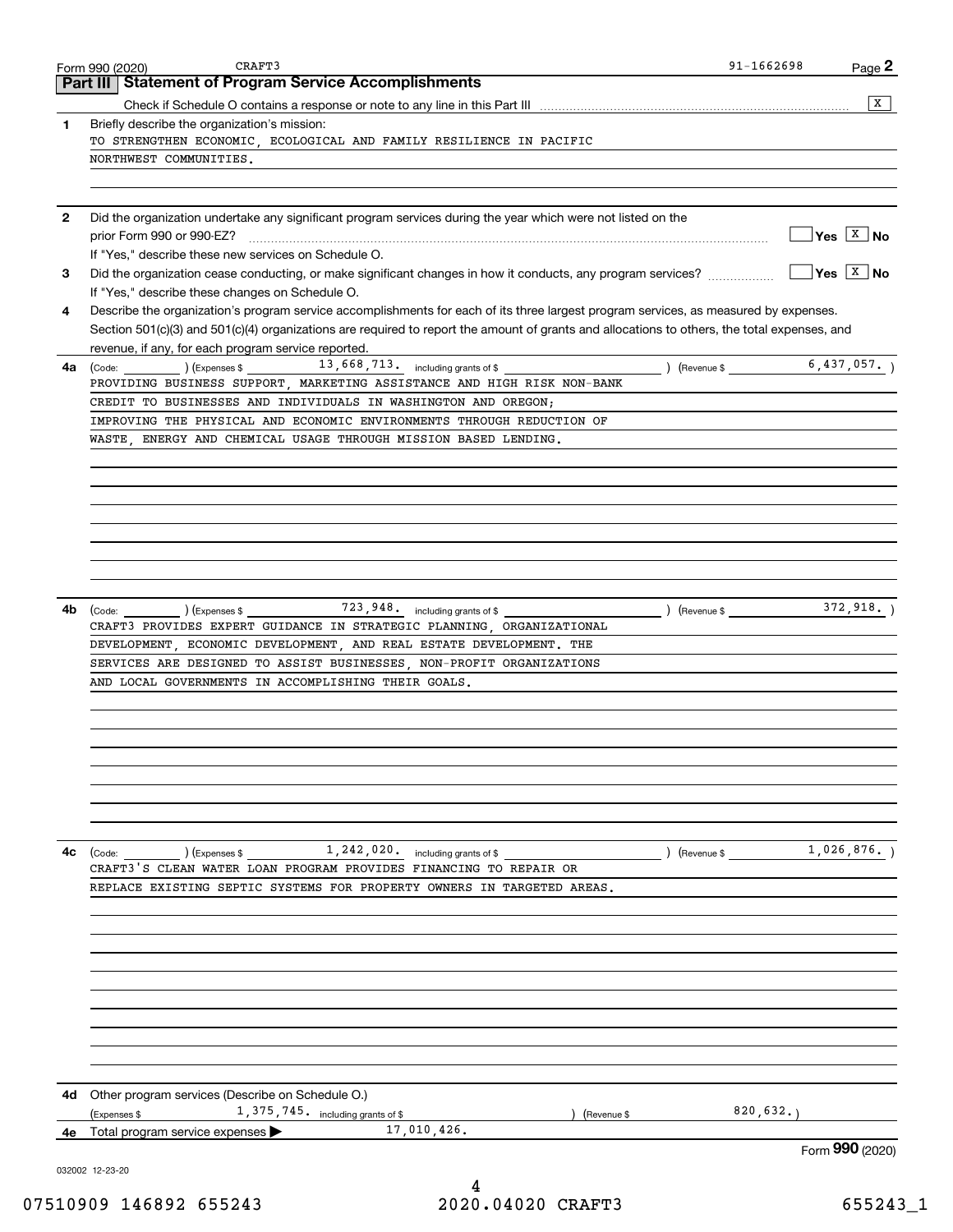Form 990 (2020) CRAFT3 91-1662698 Page **2**

## Part III Statement of Program Service Accomplishments

Check if Schedule O contains a response or note to any line in this Part III .......... [X]

**1** Briefly describe the organization's mission:

TO STRENGTHEN ECONOMIC, ECOLOGICAL AND FAMILY RESILIENCE IN PACIFIC NORTHWEST COMMUNITIES.

**2** Did the organization undertake any significant program services during the year which were not listed on the prior Form 990 or 990-EZ? .......... [ ] Yes [X] No

If "Yes," describe these new services on Schedule O.

**3** Did the organization cease conducting, or make significant changes in how it conducts, any program services? .......... [ ] Yes [X] No

If "Yes," describe these changes on Schedule O.

**4** Describe the organization's program service accomplishments for each of its three largest program services, as measured by expenses. Section 501(c)(3) and 501(c)(4) organizations are required to report the amount of grants and allocations to others, the total expenses, and revenue, if any, for each program service reported.

**4a** (Code: ________ ) (Expenses $ 13,668,713. including grants of $ ________ ) (Revenue $ 6,437,057. )

PROVIDING BUSINESS SUPPORT, MARKETING ASSISTANCE AND HIGH RISK NON-BANK CREDIT TO BUSINESSES AND INDIVIDUALS IN WASHINGTON AND OREGON; IMPROVING THE PHYSICAL AND ECONOMIC ENVIRONMENTS THROUGH REDUCTION OF WASTE, ENERGY AND CHEMICAL USAGE THROUGH MISSION BASED LENDING.

**4b** (Code: ________ ) (Expenses $ 723,948. including grants of $ ________ ) (Revenue $ 372,918. )

CRAFT3 PROVIDES EXPERT GUIDANCE IN STRATEGIC PLANNING, ORGANIZATIONAL DEVELOPMENT, ECONOMIC DEVELOPMENT, AND REAL ESTATE DEVELOPMENT. THE SERVICES ARE DESIGNED TO ASSIST BUSINESSES, NON-PROFIT ORGANIZATIONS AND LOCAL GOVERNMENTS IN ACCOMPLISHING THEIR GOALS.

**4c** (Code: ________ ) (Expenses $ 1,242,020. including grants of $ ________ ) (Revenue $ 1,026,876. )

CRAFT3'S CLEAN WATER LOAN PROGRAM PROVIDES FINANCING TO REPAIR OR REPLACE EXISTING SEPTIC SYSTEMS FOR PROPERTY OWNERS IN TARGETED AREAS.

**4d** Other program services (Describe on Schedule O.)

(Expenses $ 1,375,745. including grants of $ ________ ) (Revenue $ 820,632. )

**4e** Total program service expenses ▶ 17,010,426.

032002 12-23-20

Form **990** (2020)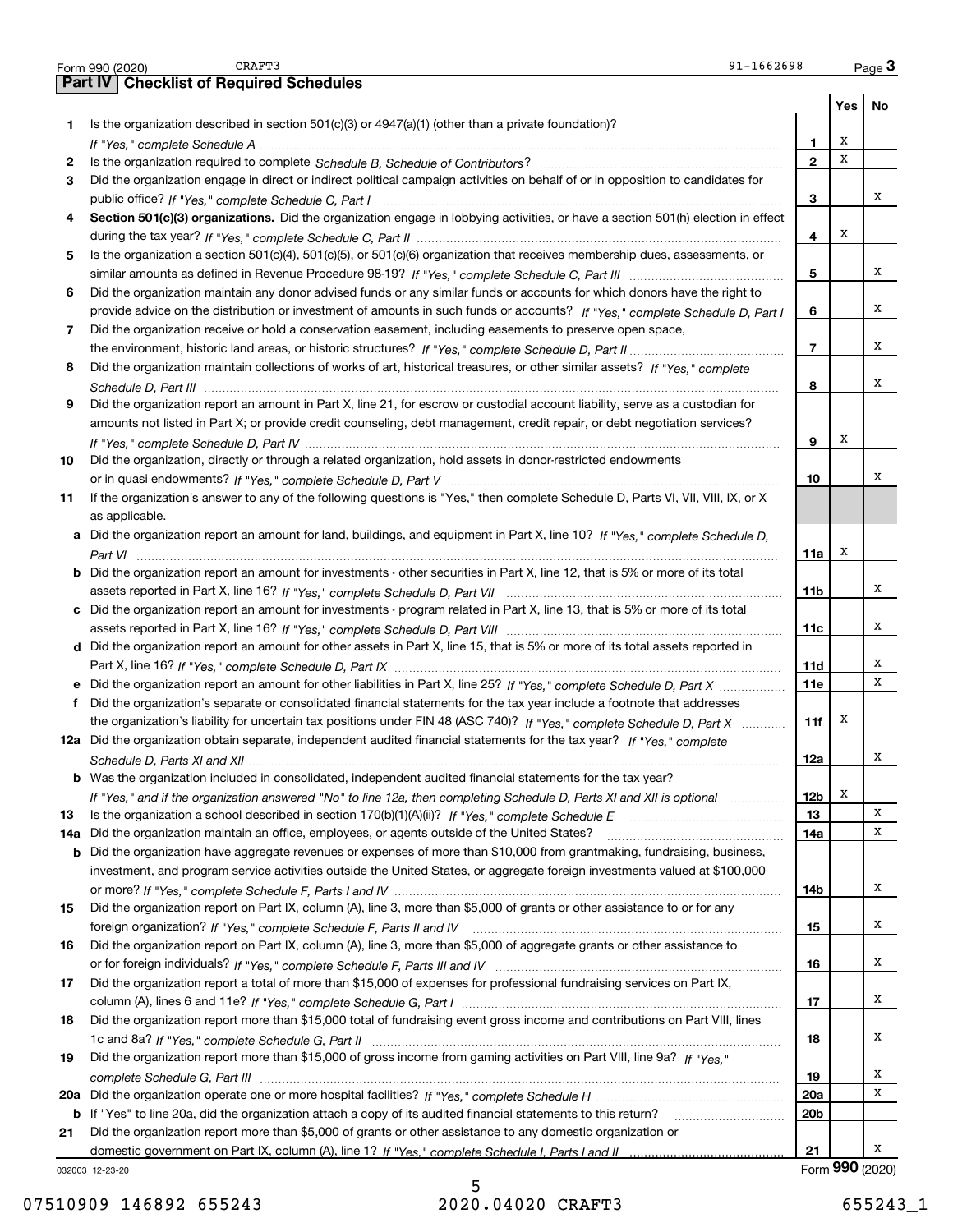Form 990 (2020) CRAFT3 91-1662698 Page 3

## Part IV Checklist of Required Schedules

| | | | Yes | No |
|---|---|---|---|---|
| 1 | Is the organization described in section 501(c)(3) or 4947(a)(1) (other than a private foundation)? *If "Yes," complete Schedule A* | 1 | X | |
| 2 | Is the organization required to complete *Schedule B, Schedule of Contributors*? | 2 | X | |
| 3 | Did the organization engage in direct or indirect political campaign activities on behalf of or in opposition to candidates for public office? *If "Yes," complete Schedule C, Part I* | 3 | | X |
| 4 | **Section 501(c)(3) organizations.** Did the organization engage in lobbying activities, or have a section 501(h) election in effect during the tax year? *If "Yes," complete Schedule C, Part II* | 4 | X | |
| 5 | Is the organization a section 501(c)(4), 501(c)(5), or 501(c)(6) organization that receives membership dues, assessments, or similar amounts as defined in Revenue Procedure 98-19? *If "Yes," complete Schedule C, Part III* | 5 | | X |
| 6 | Did the organization maintain any donor advised funds or any similar funds or accounts for which donors have the right to provide advice on the distribution or investment of amounts in such funds or accounts? *If "Yes," complete Schedule D, Part I* | 6 | | X |
| 7 | Did the organization receive or hold a conservation easement, including easements to preserve open space, the environment, historic land areas, or historic structures? *If "Yes," complete Schedule D, Part II* | 7 | | X |
| 8 | Did the organization maintain collections of works of art, historical treasures, or other similar assets? *If "Yes," complete Schedule D, Part III* | 8 | | X |
| 9 | Did the organization report an amount in Part X, line 21, for escrow or custodial account liability, serve as a custodian for amounts not listed in Part X; or provide credit counseling, debt management, credit repair, or debt negotiation services? *If "Yes," complete Schedule D, Part IV* | 9 | X | |
| 10 | Did the organization, directly or through a related organization, hold assets in donor-restricted endowments or in quasi endowments? *If "Yes," complete Schedule D, Part V* | 10 | | X |
| 11 | If the organization's answer to any of the following questions is "Yes," then complete Schedule D, Parts VI, VII, VIII, IX, or X as applicable. | | | |
| a | Did the organization report an amount for land, buildings, and equipment in Part X, line 10? *If "Yes," complete Schedule D, Part VI* | 11a | X | |
| b | Did the organization report an amount for investments - other securities in Part X, line 12, that is 5% or more of its total assets reported in Part X, line 16? *If "Yes," complete Schedule D, Part VII* | 11b | | X |
| c | Did the organization report an amount for investments - program related in Part X, line 13, that is 5% or more of its total assets reported in Part X, line 16? *If "Yes," complete Schedule D, Part VIII* | 11c | | X |
| d | Did the organization report an amount for other assets in Part X, line 15, that is 5% or more of its total assets reported in Part X, line 16? *If "Yes," complete Schedule D, Part IX* | 11d | | X |
| e | Did the organization report an amount for other liabilities in Part X, line 25? *If "Yes," complete Schedule D, Part X* | 11e | | X |
| f | Did the organization's separate or consolidated financial statements for the tax year include a footnote that addresses the organization's liability for uncertain tax positions under FIN 48 (ASC 740)? *If "Yes," complete Schedule D, Part X* | 11f | X | |
| 12a | Did the organization obtain separate, independent audited financial statements for the tax year? *If "Yes," complete Schedule D, Parts XI and XII* | 12a | | X |
| b | Was the organization included in consolidated, independent audited financial statements for the tax year? *If "Yes," and if the organization answered "No" to line 12a, then completing Schedule D, Parts XI and XII is optional* | 12b | X | |
| 13 | Is the organization a school described in section 170(b)(1)(A)(ii)? *If "Yes," complete Schedule E* | 13 | | X |
| 14a | Did the organization maintain an office, employees, or agents outside of the United States? | 14a | | X |
| b | Did the organization have aggregate revenues or expenses of more than $10,000 from grantmaking, fundraising, business, investment, and program service activities outside the United States, or aggregate foreign investments valued at $100,000 or more? *If "Yes," complete Schedule F, Parts I and IV* | 14b | | X |
| 15 | Did the organization report on Part IX, column (A), line 3, more than $5,000 of grants or other assistance to or for any foreign organization? *If "Yes," complete Schedule F, Parts II and IV* | 15 | | X |
| 16 | Did the organization report on Part IX, column (A), line 3, more than $5,000 of aggregate grants or other assistance to or for foreign individuals? *If "Yes," complete Schedule F, Parts III and IV* | 16 | | X |
| 17 | Did the organization report a total of more than $15,000 of expenses for professional fundraising services on Part IX, column (A), lines 6 and 11e? *If "Yes," complete Schedule G, Part I* | 17 | | X |
| 18 | Did the organization report more than $15,000 total of fundraising event gross income and contributions on Part VIII, lines 1c and 8a? *If "Yes," complete Schedule G, Part II* | 18 | | X |
| 19 | Did the organization report more than $15,000 of gross income from gaming activities on Part VIII, line 9a? *If "Yes," complete Schedule G, Part III* | 19 | | X |
| 20a | Did the organization operate one or more hospital facilities? *If "Yes," complete Schedule H* | 20a | | X |
| b | If "Yes" to line 20a, did the organization attach a copy of its audited financial statements to this return? | 20b | | |
| 21 | Did the organization report more than $5,000 of grants or other assistance to any domestic organization or domestic government on Part IX, column (A), line 1? *If "Yes," complete Schedule I, Parts I and II* | 21 | | X |

032003 12-23-20 Form 990 (2020)

07510909 146892 655243 2020.04020 CRAFT3 655243_1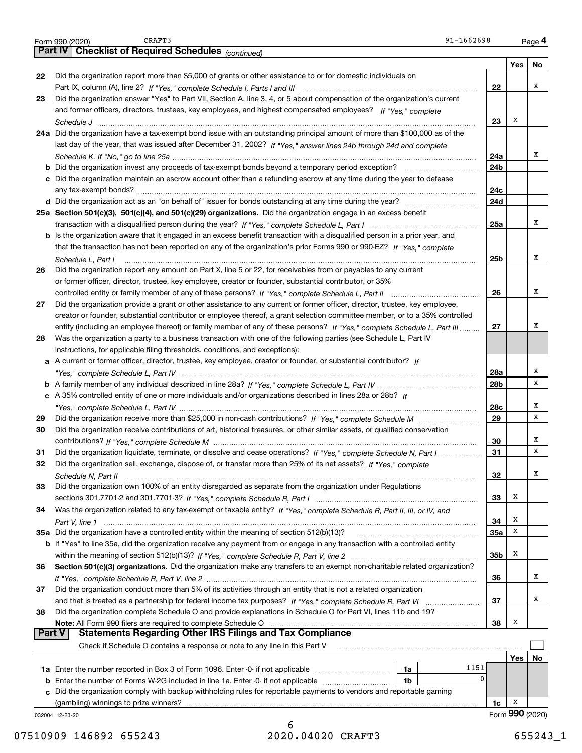Form 990 (2020) CRAFT3 91-1662698 Page 4

## Part IV Checklist of Required Schedules *(continued)*

| | | | Yes | No |
|---|---|---|---|---|
| 22 | Did the organization report more than $5,000 of grants or other assistance to or for domestic individuals on Part IX, column (A), line 2? *If "Yes," complete Schedule I, Parts I and III* | 22 | | X |
| 23 | Did the organization answer "Yes" to Part VII, Section A, line 3, 4, or 5 about compensation of the organization's current and former officers, directors, trustees, key employees, and highest compensated employees? *If "Yes," complete Schedule J* | 23 | X | |
| 24a | Did the organization have a tax-exempt bond issue with an outstanding principal amount of more than $100,000 as of the last day of the year, that was issued after December 31, 2002? *If "Yes," answer lines 24b through 24d and complete Schedule K. If "No," go to line 25a* | 24a | | X |
| b | Did the organization invest any proceeds of tax-exempt bonds beyond a temporary period exception? | 24b | | |
| c | Did the organization maintain an escrow account other than a refunding escrow at any time during the year to defease any tax-exempt bonds? | 24c | | |
| d | Did the organization act as an "on behalf of" issuer for bonds outstanding at any time during the year? | 24d | | |
| 25a | **Section 501(c)(3), 501(c)(4), and 501(c)(29) organizations.** Did the organization engage in an excess benefit transaction with a disqualified person during the year? *If "Yes," complete Schedule L, Part I* | 25a | | X |
| b | Is the organization aware that it engaged in an excess benefit transaction with a disqualified person in a prior year, and that the transaction has not been reported on any of the organization's prior Forms 990 or 990-EZ? *If "Yes," complete Schedule L, Part I* | 25b | | X |
| 26 | Did the organization report any amount on Part X, line 5 or 22, for receivables from or payables to any current or former officer, director, trustee, key employee, creator or founder, substantial contributor, or 35% controlled entity or family member of any of these persons? *If "Yes," complete Schedule L, Part II* | 26 | | X |
| 27 | Did the organization provide a grant or other assistance to any current or former officer, director, trustee, key employee, creator or founder, substantial contributor or employee thereof, a grant selection committee member, or to a 35% controlled entity (including an employee thereof) or family member of any of these persons? *If "Yes," complete Schedule L, Part III* | 27 | | X |
| 28 | Was the organization a party to a business transaction with one of the following parties (see Schedule L, Part IV instructions, for applicable filing thresholds, conditions, and exceptions): | | | |
| a | A current or former officer, director, trustee, key employee, creator or founder, or substantial contributor? *If "Yes," complete Schedule L, Part IV* | 28a | | X |
| b | A family member of any individual described in line 28a? *If "Yes," complete Schedule L, Part IV* | 28b | | X |
| c | A 35% controlled entity of one or more individuals and/or organizations described in lines 28a or 28b? *If "Yes," complete Schedule L, Part IV* | 28c | | X |
| 29 | Did the organization receive more than $25,000 in non-cash contributions? *If "Yes," complete Schedule M* | 29 | | X |
| 30 | Did the organization receive contributions of art, historical treasures, or other similar assets, or qualified conservation contributions? *If "Yes," complete Schedule M* | 30 | | X |
| 31 | Did the organization liquidate, terminate, or dissolve and cease operations? *If "Yes," complete Schedule N, Part I* | 31 | | X |
| 32 | Did the organization sell, exchange, dispose of, or transfer more than 25% of its net assets? *If "Yes," complete Schedule N, Part II* | 32 | | X |
| 33 | Did the organization own 100% of an entity disregarded as separate from the organization under Regulations sections 301.7701-2 and 301.7701-3? *If "Yes," complete Schedule R, Part I* | 33 | X | |
| 34 | Was the organization related to any tax-exempt or taxable entity? *If "Yes," complete Schedule R, Part II, III, or IV, and Part V, line 1* | 34 | X | |
| 35a | Did the organization have a controlled entity within the meaning of section 512(b)(13)? | 35a | X | |
| b | If "Yes" to line 35a, did the organization receive any payment from or engage in any transaction with a controlled entity within the meaning of section 512(b)(13)? *If "Yes," complete Schedule R, Part V, line 2* | 35b | X | |
| 36 | **Section 501(c)(3) organizations.** Did the organization make any transfers to an exempt non-charitable related organization? *If "Yes," complete Schedule R, Part V, line 2* | 36 | | X |
| 37 | Did the organization conduct more than 5% of its activities through an entity that is not a related organization and that is treated as a partnership for federal income tax purposes? *If "Yes," complete Schedule R, Part VI* | 37 | | X |
| 38 | Did the organization complete Schedule O and provide explanations in Schedule O for Part VI, lines 11b and 19? **Note:** All Form 990 filers are required to complete Schedule O | 38 | X | |

## Part V Statements Regarding Other IRS Filings and Tax Compliance

Check if Schedule O contains a response or note to any line in this Part V ☐

| | | | | | Yes | No |
|---|---|---|---|---|---|---|
| 1a | Enter the number reported in Box 3 of Form 1096. Enter -0- if not applicable | 1a | 1151 | | | |
| b | Enter the number of Forms W-2G included in line 1a. Enter -0- if not applicable | 1b | 0 | | | |
| c | Did the organization comply with backup withholding rules for reportable payments to vendors and reportable gaming (gambling) winnings to prize winners? | | | 1c | X | |

032004 12-23-20 Form **990** (2020)

07510909 146892 655243 2020.04020 CRAFT3 655243_1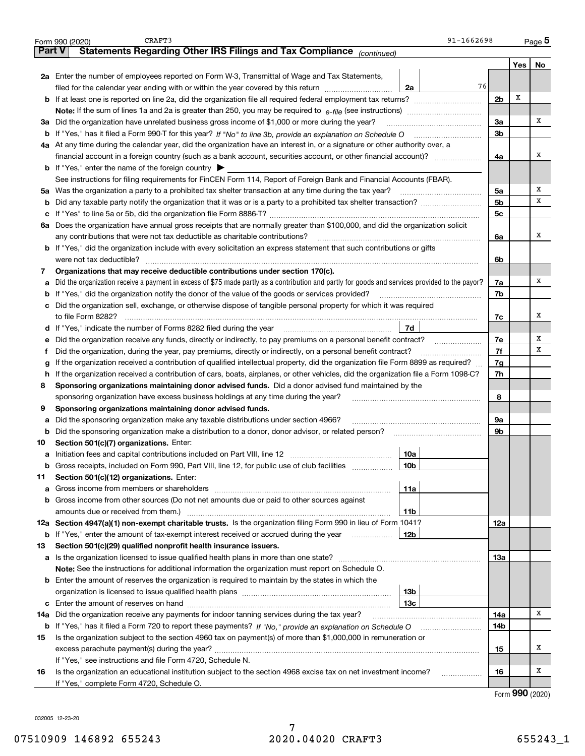Form 990 (2020) CRAFT3 91-1662698 Page 5

**Part V Statements Regarding Other IRS Filings and Tax Compliance** *(continued)*

| | | | | Yes | No |
|---|---|---|---|---|---|
| **2a** | Enter the number of employees reported on Form W-3, Transmittal of Wage and Tax Statements, filed for the calendar year ending with or within the year covered by this return | 2a | 76 | | |
| **b** | If at least one is reported on line 2a, did the organization file all required federal employment tax returns? | | 2b | X | |
| | **Note:** If the sum of lines 1a and 2a is greater than 250, you may be required to *e-file* (see instructions) | | | | |
| **3a** | Did the organization have unrelated business gross income of $1,000 or more during the year? | | 3a | | X |
| **b** | If "Yes," has it filed a Form 990-T for this year? *If "No" to line 3b, provide an explanation on Schedule O* | | 3b | | |
| **4a** | At any time during the calendar year, did the organization have an interest in, or a signature or other authority over, a financial account in a foreign country (such as a bank account, securities account, or other financial account)? | | 4a | | X |
| **b** | If "Yes," enter the name of the foreign country ▶ | | | | |
| | See instructions for filing requirements for FinCEN Form 114, Report of Foreign Bank and Financial Accounts (FBAR). | | | | |
| **5a** | Was the organization a party to a prohibited tax shelter transaction at any time during the tax year? | | 5a | | X |
| **b** | Did any taxable party notify the organization that it was or is a party to a prohibited tax shelter transaction? | | 5b | | X |
| **c** | If "Yes" to line 5a or 5b, did the organization file Form 8886-T? | | 5c | | |
| **6a** | Does the organization have annual gross receipts that are normally greater than $100,000, and did the organization solicit any contributions that were not tax deductible as charitable contributions? | | 6a | | X |
| **b** | If "Yes," did the organization include with every solicitation an express statement that such contributions or gifts were not tax deductible? | | 6b | | |
| **7** | **Organizations that may receive deductible contributions under section 170(c).** | | | | |
| **a** | Did the organization receive a payment in excess of $75 made partly as a contribution and partly for goods and services provided to the payor? | | 7a | | X |
| **b** | If "Yes," did the organization notify the donor of the value of the goods or services provided? | | 7b | | |
| **c** | Did the organization sell, exchange, or otherwise dispose of tangible personal property for which it was required to file Form 8282? | | 7c | | X |
| **d** | If "Yes," indicate the number of Forms 8282 filed during the year | 7d | | | |
| **e** | Did the organization receive any funds, directly or indirectly, to pay premiums on a personal benefit contract? | | 7e | | X |
| **f** | Did the organization, during the year, pay premiums, directly or indirectly, on a personal benefit contract? | | 7f | | X |
| **g** | If the organization received a contribution of qualified intellectual property, did the organization file Form 8899 as required? | | 7g | | |
| **h** | If the organization received a contribution of cars, boats, airplanes, or other vehicles, did the organization file a Form 1098-C? | | 7h | | |
| **8** | **Sponsoring organizations maintaining donor advised funds.** Did a donor advised fund maintained by the sponsoring organization have excess business holdings at any time during the year? | | 8 | | |
| **9** | **Sponsoring organizations maintaining donor advised funds.** | | | | |
| **a** | Did the sponsoring organization make any taxable distributions under section 4966? | | 9a | | |
| **b** | Did the sponsoring organization make a distribution to a donor, donor advisor, or related person? | | 9b | | |
| **10** | **Section 501(c)(7) organizations.** Enter: | | | | |
| **a** | Initiation fees and capital contributions included on Part VIII, line 12 | 10a | | | |
| **b** | Gross receipts, included on Form 990, Part VIII, line 12, for public use of club facilities | 10b | | | |
| **11** | **Section 501(c)(12) organizations.** Enter: | | | | |
| **a** | Gross income from members or shareholders | 11a | | | |
| **b** | Gross income from other sources (Do not net amounts due or paid to other sources against amounts due or received from them.) | 11b | | | |
| **12a** | **Section 4947(a)(1) non-exempt charitable trusts.** Is the organization filing Form 990 in lieu of Form 1041? | | 12a | | |
| **b** | If "Yes," enter the amount of tax-exempt interest received or accrued during the year | 12b | | | |
| **13** | **Section 501(c)(29) qualified nonprofit health insurance issuers.** | | | | |
| **a** | Is the organization licensed to issue qualified health plans in more than one state? | | 13a | | |
| | **Note:** See the instructions for additional information the organization must report on Schedule O. | | | | |
| **b** | Enter the amount of reserves the organization is required to maintain by the states in which the organization is licensed to issue qualified health plans | 13b | | | |
| **c** | Enter the amount of reserves on hand | 13c | | | |
| **14a** | Did the organization receive any payments for indoor tanning services during the tax year? | | 14a | | X |
| **b** | If "Yes," has it filed a Form 720 to report these payments? *If "No," provide an explanation on Schedule O* | | 14b | | |
| **15** | Is the organization subject to the section 4960 tax on payment(s) of more than $1,000,000 in remuneration or excess parachute payment(s) during the year? | | 15 | | X |
| | If "Yes," see instructions and file Form 4720, Schedule N. | | | | |
| **16** | Is the organization an educational institution subject to the section 4968 excise tax on net investment income? | | 16 | | X |
| | If "Yes," complete Form 4720, Schedule O. | | | | |

Form **990** (2020)

032005 12-23-20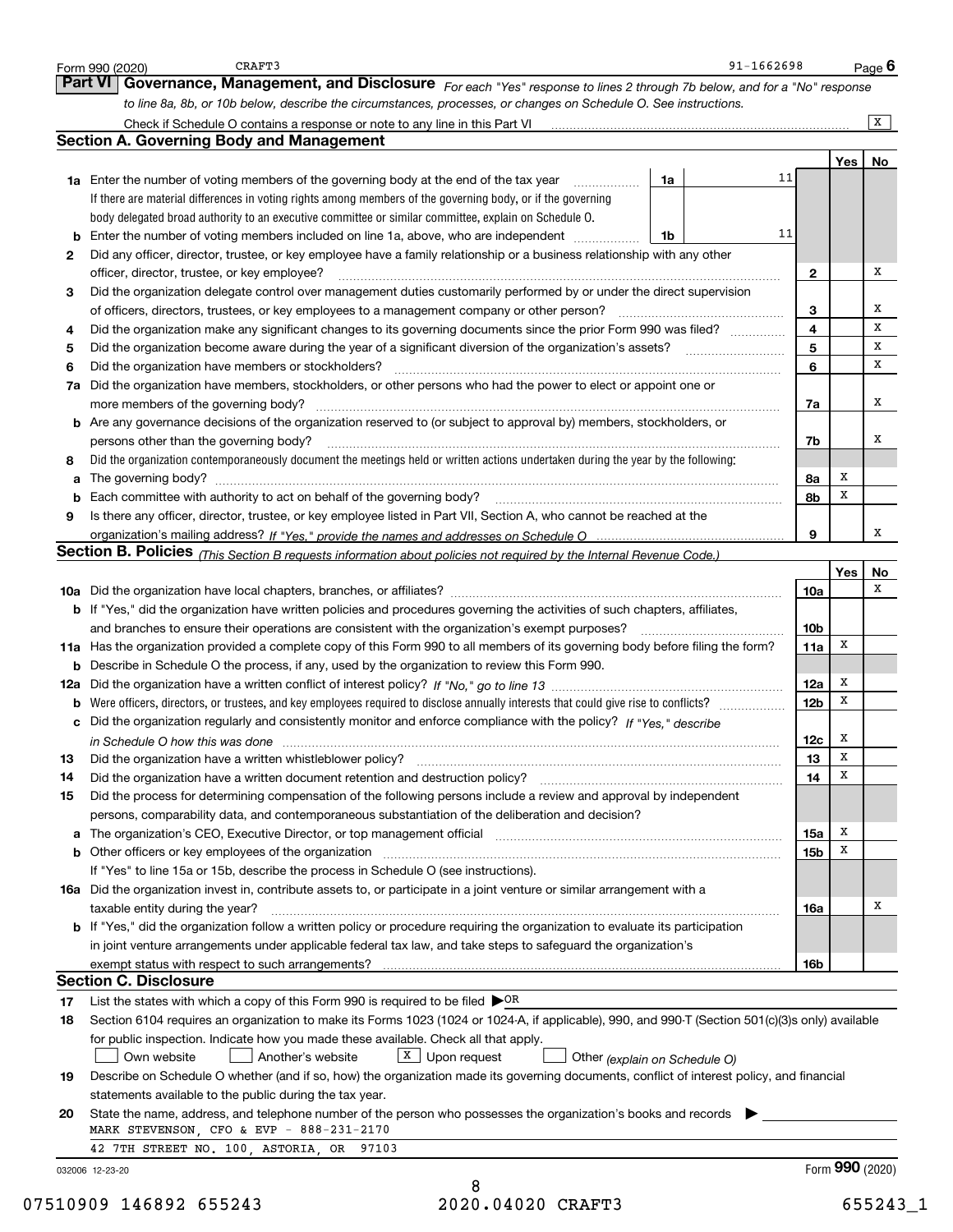Form 990 (2020) CRAFT3 91-1662698 Page **6**

## Part VI Governance, Management, and Disclosure

*For each "Yes" response to lines 2 through 7b below, and for a "No" response to line 8a, 8b, or 10b below, describe the circumstances, processes, or changes on Schedule O. See instructions.*

Check if Schedule O contains a response or note to any line in this Part VI ..... [X]

### Section A. Governing Body and Management

| | | | | Yes | No |
|---|---|---|---|---|---|
| **1a** | Enter the number of voting members of the governing body at the end of the tax year ..... **1a** 11 | | | | |
| | If there are material differences in voting rights among members of the governing body, or if the governing body delegated broad authority to an executive committee or similar committee, explain on Schedule O. | | | | |
| **b** | Enter the number of voting members included on line 1a, above, who are independent ..... **1b** 11 | | | | |
| **2** | Did any officer, director, trustee, or key employee have a family relationship or a business relationship with any other officer, director, trustee, or key employee? | | **2** | | X |
| **3** | Did the organization delegate control over management duties customarily performed by or under the direct supervision of officers, directors, trustees, or key employees to a management company or other person? | | **3** | | X |
| **4** | Did the organization make any significant changes to its governing documents since the prior Form 990 was filed? | | **4** | | X |
| **5** | Did the organization become aware during the year of a significant diversion of the organization's assets? | | **5** | | X |
| **6** | Did the organization have members or stockholders? | | **6** | | X |
| **7a** | Did the organization have members, stockholders, or other persons who had the power to elect or appoint one or more members of the governing body? | | **7a** | | X |
| **b** | Are any governance decisions of the organization reserved to (or subject to approval by) members, stockholders, or persons other than the governing body? | | **7b** | | X |
| **8** | Did the organization contemporaneously document the meetings held or written actions undertaken during the year by the following: | | | | |
| **a** | The governing body? | | **8a** | X | |
| **b** | Each committee with authority to act on behalf of the governing body? | | **8b** | X | |
| **9** | Is there any officer, director, trustee, or key employee listed in Part VII, Section A, who cannot be reached at the organization's mailing address? *If "Yes," provide the names and addresses on Schedule O* | | **9** | | X |

### Section B. Policies *(This Section B requests information about policies not required by the Internal Revenue Code.)*

| | | | Yes | No |
|---|---|---|---|---|
| **10a** | Did the organization have local chapters, branches, or affiliates? | **10a** | | X |
| **b** | If "Yes," did the organization have written policies and procedures governing the activities of such chapters, affiliates, and branches to ensure their operations are consistent with the organization's exempt purposes? | **10b** | | |
| **11a** | Has the organization provided a complete copy of this Form 990 to all members of its governing body before filing the form? | **11a** | X | |
| **b** | Describe in Schedule O the process, if any, used by the organization to review this Form 990. | | | |
| **12a** | Did the organization have a written conflict of interest policy? *If "No," go to line 13* | **12a** | X | |
| **b** | Were officers, directors, or trustees, and key employees required to disclose annually interests that could give rise to conflicts? | **12b** | X | |
| **c** | Did the organization regularly and consistently monitor and enforce compliance with the policy? *If "Yes," describe in Schedule O how this was done* | **12c** | X | |
| **13** | Did the organization have a written whistleblower policy? | **13** | X | |
| **14** | Did the organization have a written document retention and destruction policy? | **14** | X | |
| **15** | Did the process for determining compensation of the following persons include a review and approval by independent persons, comparability data, and contemporaneous substantiation of the deliberation and decision? | | | |
| **a** | The organization's CEO, Executive Director, or top management official | **15a** | X | |
| **b** | Other officers or key employees of the organization | **15b** | X | |
| | If "Yes" to line 15a or 15b, describe the process in Schedule O (see instructions). | | | |
| **16a** | Did the organization invest in, contribute assets to, or participate in a joint venture or similar arrangement with a taxable entity during the year? | **16a** | | X |
| **b** | If "Yes," did the organization follow a written policy or procedure requiring the organization to evaluate its participation in joint venture arrangements under applicable federal tax law, and take steps to safeguard the organization's exempt status with respect to such arrangements? | **16b** | | |

### Section C. Disclosure

**17** List the states with which a copy of this Form 990 is required to be filed ▶ OR

**18** Section 6104 requires an organization to make its Forms 1023 (1024 or 1024-A, if applicable), 990, and 990-T (Section 501(c)(3)s only) available for public inspection. Indicate how you made these available. Check all that apply.

[ ] Own website [ ] Another's website [X] Upon request [ ] Other *(explain on Schedule O)*

**19** Describe on Schedule O whether (and if so, how) the organization made its governing documents, conflict of interest policy, and financial statements available to the public during the tax year.

**20** State the name, address, and telephone number of the person who possesses the organization's books and records ▶

MARK STEVENSON, CFO & EVP - 888-231-2170

42 7TH STREET NO. 100, ASTORIA, OR 97103

032006 12-23-20 Form **990** (2020)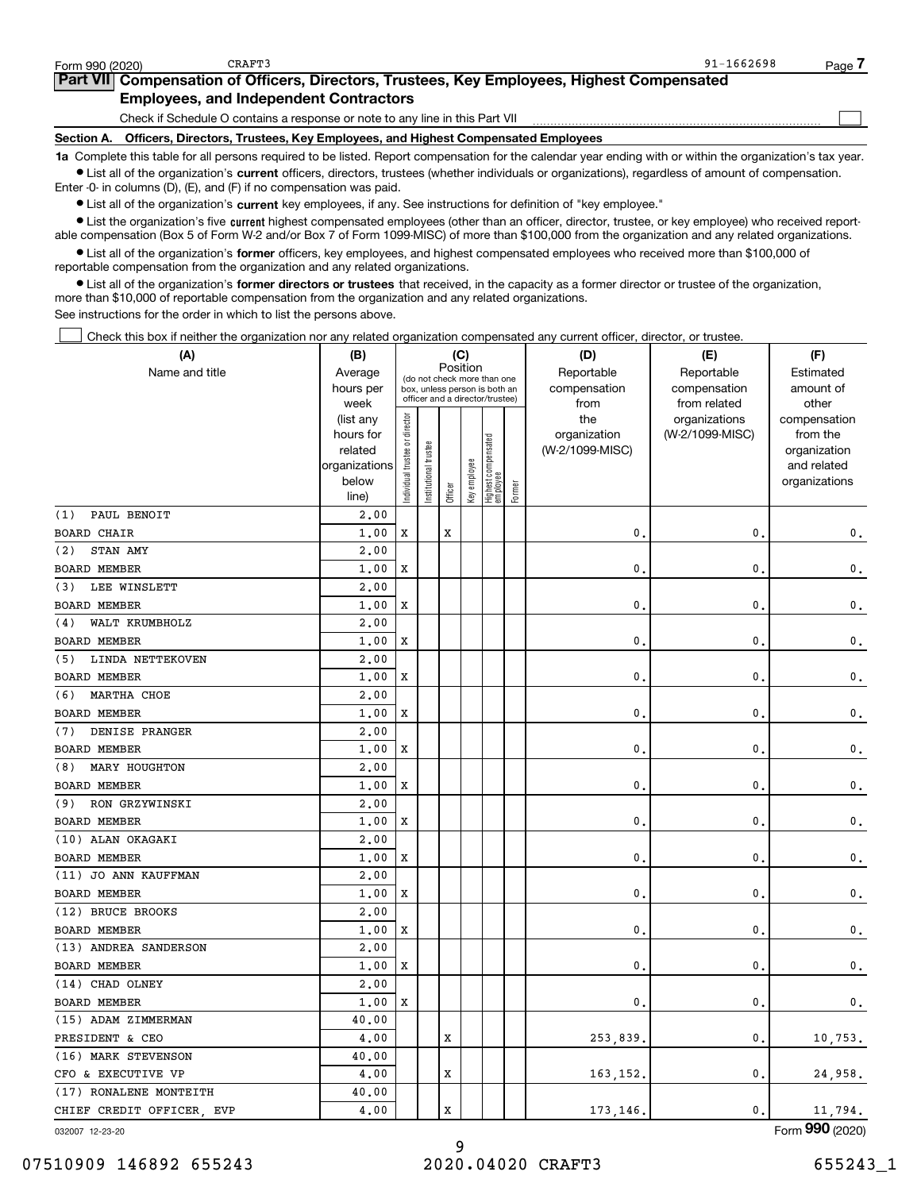Form 990 (2020) CRAFT3 91-1662698 Page 7

## Part VII Compensation of Officers, Directors, Trustees, Key Employees, Highest Compensated Employees, and Independent Contractors

Check if Schedule O contains a response or note to any line in this Part VII ☐

### Section A. Officers, Directors, Trustees, Key Employees, and Highest Compensated Employees

**1a** Complete this table for all persons required to be listed. Report compensation for the calendar year ending with or within the organization's tax year.

- List all of the organization's **current** officers, directors, trustees (whether individuals or organizations), regardless of amount of compensation. Enter -0- in columns (D), (E), and (F) if no compensation was paid.
- List all of the organization's **current** key employees, if any. See instructions for definition of "key employee."
- List the organization's five **current** highest compensated employees (other than an officer, director, trustee, or key employee) who received reportable compensation (Box 5 of Form W-2 and/or Box 7 of Form 1099-MISC) of more than $100,000 from the organization and any related organizations.
- List all of the organization's **former** officers, key employees, and highest compensated employees who received more than $100,000 of reportable compensation from the organization and any related organizations.
- List all of the organization's **former directors or trustees** that received, in the capacity as a former director or trustee of the organization, more than $10,000 of reportable compensation from the organization and any related organizations.

See instructions for the order in which to list the persons above.

☐ Check this box if neither the organization nor any related organization compensated any current officer, director, or trustee.

| (A) Name and title | (B) Average hours per week (list any hours for related organizations below line) | (C) Position: Individual trustee or director | Institutional trustee | Officer | Key employee | Highest compensated employee | Former | (D) Reportable compensation from the organization (W-2/1099-MISC) | (E) Reportable compensation from related organizations (W-2/1099-MISC) | (F) Estimated amount of other compensation from the organization and related organizations |
|---|---|---|---|---|---|---|---|---|---|---|
| (1) PAUL BENOIT<br>BOARD CHAIR | 2.00<br>1.00 | X | | X | | | | 0. | 0. | 0. |
| (2) STAN AMY<br>BOARD MEMBER | 2.00<br>1.00 | X | | | | | | 0. | 0. | 0. |
| (3) LEE WINSLETT<br>BOARD MEMBER | 2.00<br>1.00 | X | | | | | | 0. | 0. | 0. |
| (4) WALT KRUMBHOLZ<br>BOARD MEMBER | 2.00<br>1.00 | X | | | | | | 0. | 0. | 0. |
| (5) LINDA NETTEKOVEN<br>BOARD MEMBER | 2.00<br>1.00 | X | | | | | | 0. | 0. | 0. |
| (6) MARTHA CHOE<br>BOARD MEMBER | 2.00<br>1.00 | X | | | | | | 0. | 0. | 0. |
| (7) DENISE PRANGER<br>BOARD MEMBER | 2.00<br>1.00 | X | | | | | | 0. | 0. | 0. |
| (8) MARY HOUGHTON<br>BOARD MEMBER | 2.00<br>1.00 | X | | | | | | 0. | 0. | 0. |
| (9) RON GRZYWINSKI<br>BOARD MEMBER | 2.00<br>1.00 | X | | | | | | 0. | 0. | 0. |
| (10) ALAN OKAGAKI<br>BOARD MEMBER | 2.00<br>1.00 | X | | | | | | 0. | 0. | 0. |
| (11) JO ANN KAUFFMAN<br>BOARD MEMBER | 2.00<br>1.00 | X | | | | | | 0. | 0. | 0. |
| (12) BRUCE BROOKS<br>BOARD MEMBER | 2.00<br>1.00 | X | | | | | | 0. | 0. | 0. |
| (13) ANDREA SANDERSON<br>BOARD MEMBER | 2.00<br>1.00 | X | | | | | | 0. | 0. | 0. |
| (14) CHAD OLNEY<br>BOARD MEMBER | 2.00<br>1.00 | X | | | | | | 0. | 0. | 0. |
| (15) ADAM ZIMMERMAN<br>PRESIDENT & CEO | 40.00<br>4.00 | | | X | | | | 253,839. | 0. | 10,753. |
| (16) MARK STEVENSON<br>CFO & EXECUTIVE VP | 40.00<br>4.00 | | | X | | | | 163,152. | 0. | 24,958. |
| (17) RONALENE MONTEITH<br>CHIEF CREDIT OFFICER, EVP | 40.00<br>4.00 | | | X | | | | 173,146. | 0. | 11,794. |

032007 12-23-20 Form **990** (2020)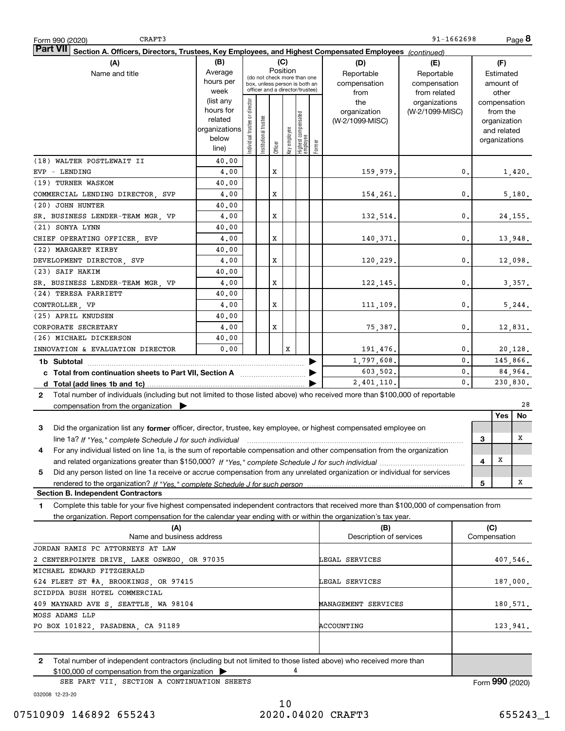Form 990 (2020) CRAFT3 91-1662698 Page **8**

**Part VII** **Section A. Officers, Directors, Trustees, Key Employees, and Highest Compensated Employees** *(continued)*

| (A) Name and title | (B) Average hours per week (list any hours for related organizations below line) | (C) Position: Individual trustee or director | Institutional trustee | Officer | Key employee | Highest compensated employee | Former | (D) Reportable compensation from the organization (W-2/1099-MISC) | (E) Reportable compensation from related organizations (W-2/1099-MISC) | (F) Estimated amount of other compensation from the organization and related organizations |
|---|---|---|---|---|---|---|---|---|---|---|
| (18) WALTER POSTLEWAIT II | 40.00 | | | | | | | | | |
| EVP - LENDING | 4.00 | | | X | | | | 159,979. | 0. | 1,420. |
| (19) TURNER WASKOM | 40.00 | | | | | | | | | |
| COMMERCIAL LENDING DIRECTOR, SVP | 4.00 | | | X | | | | 154,261. | 0. | 5,180. |
| (20) JOHN HUNTER | 40.00 | | | | | | | | | |
| SR. BUSINESS LENDER-TEAM MGR, VP | 4.00 | | | X | | | | 132,514. | 0. | 24,155. |
| (21) SONYA LYNN | 40.00 | | | | | | | | | |
| CHIEF OPERATING OFFICER, EVP | 4.00 | | | X | | | | 140,371. | 0. | 13,948. |
| (22) MARGARET KIRBY | 40.00 | | | | | | | | | |
| DEVELOPMENT DIRECTOR, SVP | 4.00 | | | X | | | | 120,229. | 0. | 12,098. |
| (23) SAIF HAKIM | 40.00 | | | | | | | | | |
| SR. BUSINESS LENDER-TEAM MGR, VP | 4.00 | | | X | | | | 122,145. | 0. | 3,357. |
| (24) TERESA PARRIETT | 40.00 | | | | | | | | | |
| CONTROLLER, VP | 4.00 | | | X | | | | 111,109. | 0. | 5,244. |
| (25) APRIL KNUDSEN | 40.00 | | | | | | | | | |
| CORPORATE SECRETARY | 4.00 | | | X | | | | 75,387. | 0. | 12,831. |
| (26) MICHAEL DICKERSON | 40.00 | | | | | | | | | |
| INNOVATION & EVALUATION DIRECTOR | 0.00 | | | | X | | | 191,476. | 0. | 20,128. |
| **1b Subtotal** | | | | | | | | 1,797,608. | 0. | 145,866. |
| **c Total from continuation sheets to Part VII, Section A** | | | | | | | | 603,502. | 0. | 84,964. |
| **d Total (add lines 1b and 1c)** | | | | | | | | 2,401,110. | 0. | 230,830. |

**2** Total number of individuals (including but not limited to those listed above) who received more than $100,000 of reportable compensation from the organization ▶ 28

| | | Yes | No |
|---|---|---|---|
| **3** Did the organization list any **former** officer, director, trustee, key employee, or highest compensated employee on line 1a? *If "Yes," complete Schedule J for such individual* | 3 | | X |
| **4** For any individual listed on line 1a, is the sum of reportable compensation and other compensation from the organization and related organizations greater than $150,000? *If "Yes," complete Schedule J for such individual* | 4 | X | |
| **5** Did any person listed on line 1a receive or accrue compensation from any unrelated organization or individual for services rendered to the organization? *If "Yes," complete Schedule J for such person* | 5 | | X |

**Section B. Independent Contractors**

**1** Complete this table for your five highest compensated independent contractors that received more than $100,000 of compensation from the organization. Report compensation for the calendar year ending with or within the organization's tax year.

| (A) Name and business address | (B) Description of services | (C) Compensation |
|---|---|---|
| JORDAN RAMIS PC ATTORNEYS AT LAW<br>2 CENTERPOINTE DRIVE, LAKE OSWEGO, OR 97035 | LEGAL SERVICES | 407,546. |
| MICHAEL EDWARD FITZGERALD<br>624 FLEET ST #A, BROOKINGS, OR 97415 | LEGAL SERVICES | 187,000. |
| SCIDPDA BUSH HOTEL COMMERCIAL<br>409 MAYNARD AVE S, SEATTLE, WA 98104 | MANAGEMENT SERVICES | 180,571. |
| MOSS ADAMS LLP<br>PO BOX 101822, PASADENA, CA 91189 | ACCOUNTING | 123,941. |
| | | |

**2** Total number of independent contractors (including but not limited to those listed above) who received more than $100,000 of compensation from the organization ▶ 4

SEE PART VII, SECTION A CONTINUATION SHEETS

Form **990** (2020)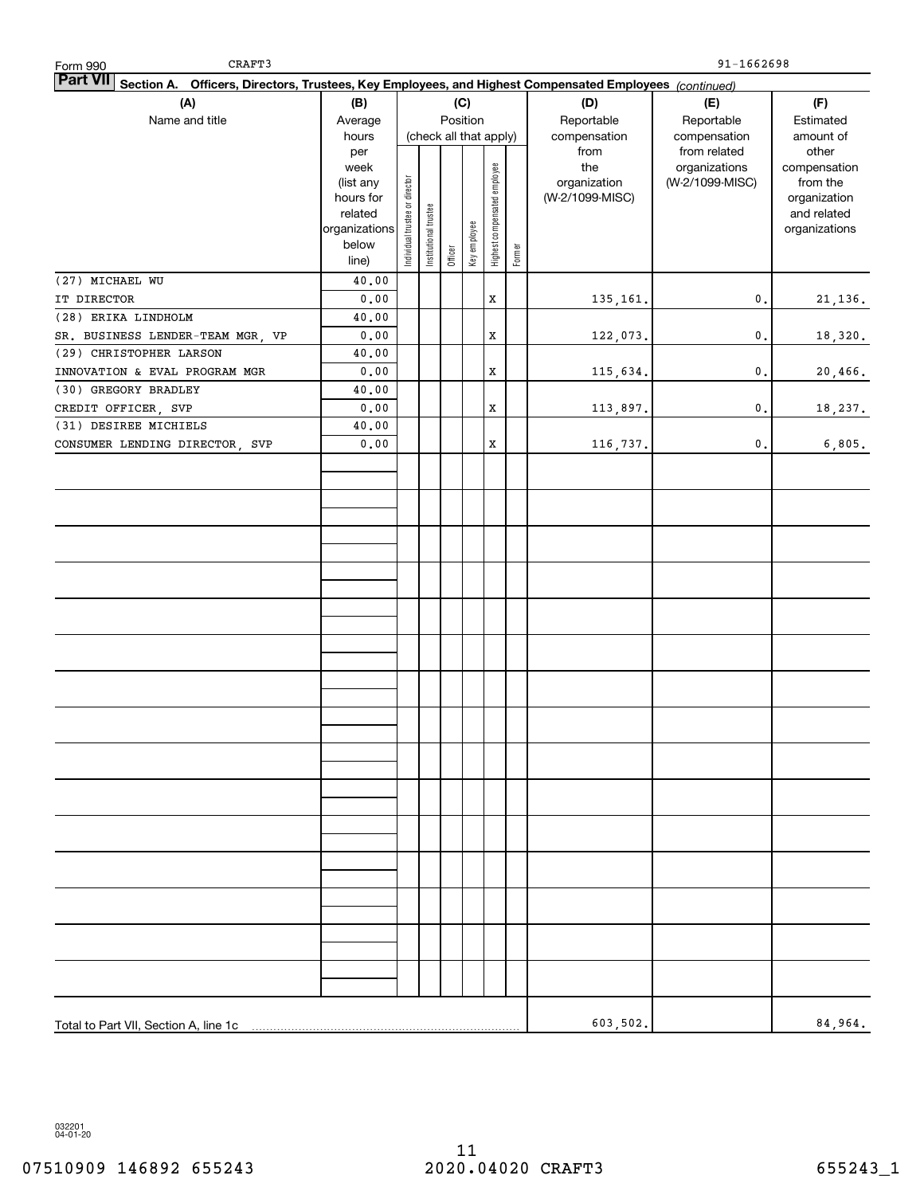Form 990 CRAFT3 91-1662698

**Part VII** **Section A. Officers, Directors, Trustees, Key Employees, and Highest Compensated Employees** *(continued)*

| (A) Name and title | (B) Average hours per week (list any hours for related organizations below line) | (C) Position (check all that apply): Individual trustee or director | Institutional trustee | Officer | Key employee | Highest compensated employee | Former | (D) Reportable compensation from the organization (W-2/1099-MISC) | (E) Reportable compensation from related organizations (W-2/1099-MISC) | (F) Estimated amount of other compensation from the organization and related organizations |
|---|---|---|---|---|---|---|---|---|---|---|
| (27) MICHAEL WU<br>IT DIRECTOR | 40.00<br>0.00 | | | | | X | | 135,161. | 0. | 21,136. |
| (28) ERIKA LINDHOLM<br>SR. BUSINESS LENDER-TEAM MGR, VP | 40.00<br>0.00 | | | | | X | | 122,073. | 0. | 18,320. |
| (29) CHRISTOPHER LARSON<br>INNOVATION & EVAL PROGRAM MGR | 40.00<br>0.00 | | | | | X | | 115,634. | 0. | 20,466. |
| (30) GREGORY BRADLEY<br>CREDIT OFFICER, SVP | 40.00<br>0.00 | | | | | X | | 113,897. | 0. | 18,237. |
| (31) DESIREE MICHIELS<br>CONSUMER LENDING DIRECTOR, SVP | 40.00<br>0.00 | | | | | X | | 116,737. | 0. | 6,805. |
| Total to Part VII, Section A, line 1c | | | | | | | | 603,502. | | 84,964. |

032201 04-01-20

07510909 146892 655243 2020.04020 CRAFT3 655243_1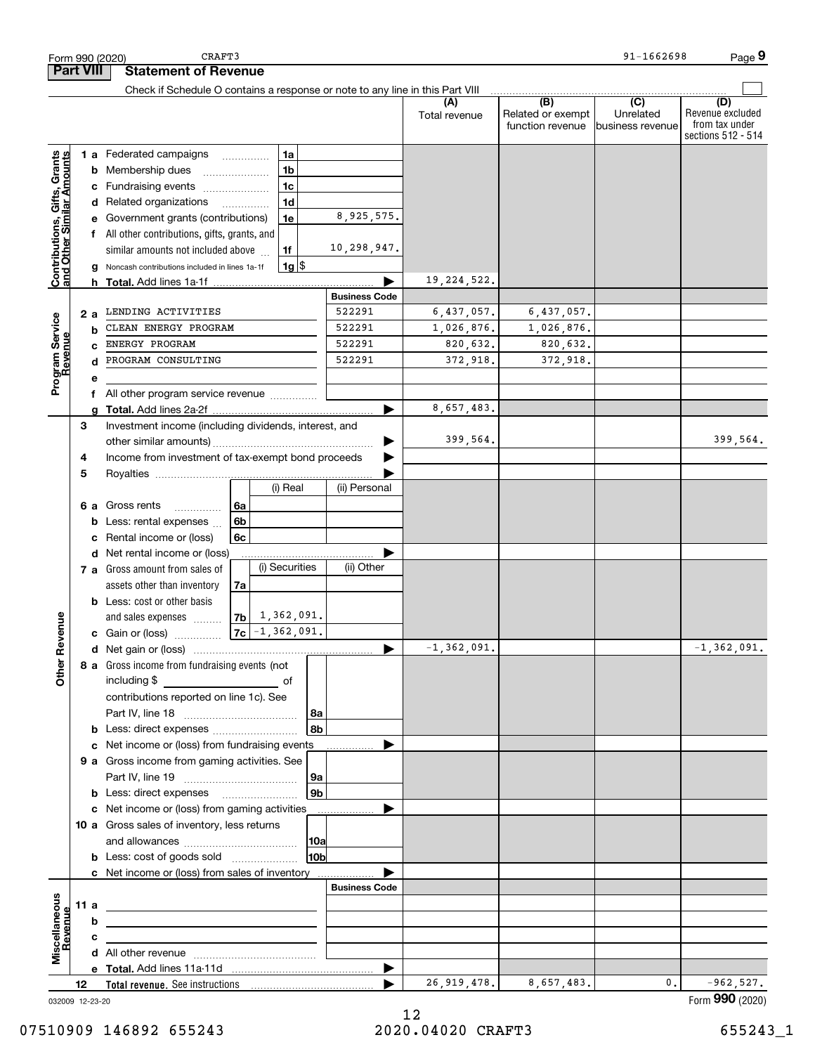Form 990 (2020) CRAFT3 91-1662698 Page 9

## Part VIII Statement of Revenue

Check if Schedule O contains a response or note to any line in this Part VIII ☐

| | | | (A) Total revenue | (B) Related or exempt function revenue | (C) Unrelated business revenue | (D) Revenue excluded from tax under sections 512 - 514 |
|---|---|---|---|---|---|---|
| **Contributions, Gifts, Grants and Other Similar Amounts** | | | | | | |
| 1 a | Federated campaigns | 1a | | | | |
| b | Membership dues | 1b | | | | |
| c | Fundraising events | 1c | | | | |
| d | Related organizations | 1d | | | | |
| e | Government grants (contributions) | 1e 8,925,575. | | | | |
| f | All other contributions, gifts, grants, and similar amounts not included above | 1f 10,298,947. | | | | |
| g | Noncash contributions included in lines 1a-1f | 1g $ | | | | |
| h | **Total.** Add lines 1a-1f | ▶ | 19,224,522. | | | |
| **Program Service Revenue** | | **Business Code** | | | | |
| 2 a | LENDING ACTIVITIES | 522291 | 6,437,057. | 6,437,057. | | |
| b | CLEAN ENERGY PROGRAM | 522291 | 1,026,876. | 1,026,876. | | |
| c | ENERGY PROGRAM | 522291 | 820,632. | 820,632. | | |
| d | PROGRAM CONSULTING | 522291 | 372,918. | 372,918. | | |
| e | | | | | | |
| f | All other program service revenue | | | | | |
| g | **Total.** Add lines 2a-2f | ▶ | 8,657,483. | | | |
| **Other Revenue** | | | | | | |
| 3 | Investment income (including dividends, interest, and other similar amounts) | ▶ | 399,564. | | | 399,564. |
| 4 | Income from investment of tax-exempt bond proceeds | ▶ | | | | |
| 5 | Royalties | ▶ | | | | |
| | | (i) Real / (ii) Personal | | | | |
| 6 a | Gross rents | 6a | | | | |
| b | Less: rental expenses | 6b | | | | |
| c | Rental income or (loss) | 6c | | | | |
| d | Net rental income or (loss) | ▶ | | | | |
| | | (i) Securities / (ii) Other | | | | |
| 7 a | Gross amount from sales of assets other than inventory | 7a | | | | |
| b | Less: cost or other basis and sales expenses | 7b 1,362,091. | | | | |
| c | Gain or (loss) | 7c -1,362,091. | | | | |
| d | Net gain or (loss) | ▶ | -1,362,091. | | | -1,362,091. |
| 8 a | Gross income from fundraising events (not including $ of contributions reported on line 1c). See Part IV, line 18 | 8a | | | | |
| b | Less: direct expenses | 8b | | | | |
| c | Net income or (loss) from fundraising events | ▶ | | | | |
| 9 a | Gross income from gaming activities. See Part IV, line 19 | 9a | | | | |
| b | Less: direct expenses | 9b | | | | |
| c | Net income or (loss) from gaming activities | ▶ | | | | |
| 10 a | Gross sales of inventory, less returns and allowances | 10a | | | | |
| b | Less: cost of goods sold | 10b | | | | |
| c | Net income or (loss) from sales of inventory | ▶ | | | | |
| **Miscellaneous Revenue** | | **Business Code** | | | | |
| 11 a | | | | | | |
| b | | | | | | |
| c | | | | | | |
| d | All other revenue | | | | | |
| e | **Total.** Add lines 11a-11d | ▶ | | | | |
| 12 | **Total revenue.** See instructions | ▶ | 26,919,478. | 8,657,483. | 0. | -962,527. |

032009 12-23-20

Form **990** (2020)

12

07510909 146892 655243 2020.04020 CRAFT3 655243_1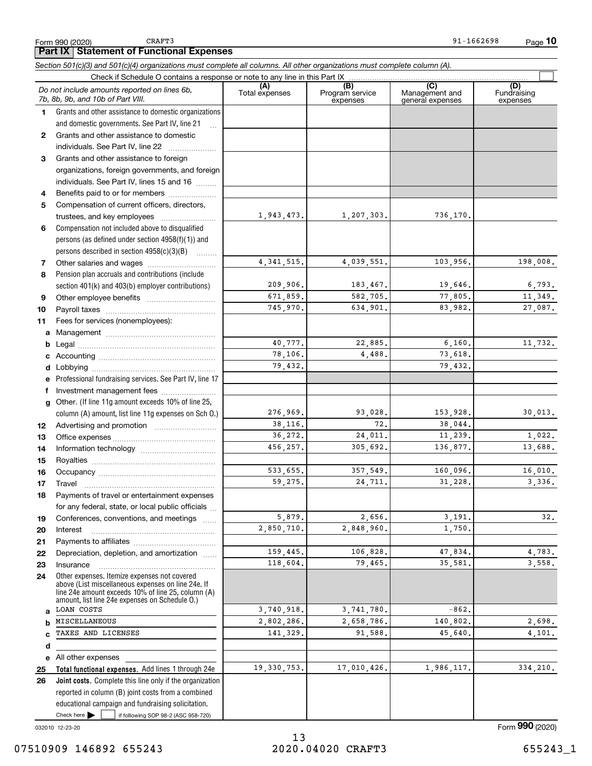Form 990 (2020) CRAFT3 91-1662698 Page **10**

## Part IX Statement of Functional Expenses

*Section 501(c)(3) and 501(c)(4) organizations must complete all columns. All other organizations must complete column (A).*

Check if Schedule O contains a response or note to any line in this Part IX ☐

| | *Do not include amounts reported on lines 6b, 7b, 8b, 9b, and 10b of Part VIII.* | (A) Total expenses | (B) Program service expenses | (C) Management and general expenses | (D) Fundraising expenses |
|---|---|---|---|---|---|
| **1** | Grants and other assistance to domestic organizations and domestic governments. See Part IV, line 21 | | | | |
| **2** | Grants and other assistance to domestic individuals. See Part IV, line 22 | | | | |
| **3** | Grants and other assistance to foreign organizations, foreign governments, and foreign individuals. See Part IV, lines 15 and 16 | | | | |
| **4** | Benefits paid to or for members | | | | |
| **5** | Compensation of current officers, directors, trustees, and key employees | 1,943,473. | 1,207,303. | 736,170. | |
| **6** | Compensation not included above to disqualified persons (as defined under section 4958(f)(1)) and persons described in section 4958(c)(3)(B) | | | | |
| **7** | Other salaries and wages | 4,341,515. | 4,039,551. | 103,956. | 198,008. |
| **8** | Pension plan accruals and contributions (include section 401(k) and 403(b) employer contributions) | 209,906. | 183,467. | 19,646. | 6,793. |
| **9** | Other employee benefits | 671,859. | 582,705. | 77,805. | 11,349. |
| **10** | Payroll taxes | 745,970. | 634,901. | 83,982. | 27,087. |
| **11** | Fees for services (nonemployees): | | | | |
| **a** | Management | | | | |
| **b** | Legal | 40,777. | 22,885. | 6,160. | 11,732. |
| **c** | Accounting | 78,106. | 4,488. | 73,618. | |
| **d** | Lobbying | 79,432. | | 79,432. | |
| **e** | Professional fundraising services. See Part IV, line 17 | | | | |
| **f** | Investment management fees | | | | |
| **g** | Other. (If line 11g amount exceeds 10% of line 25, column (A) amount, list line 11g expenses on Sch O.) | 276,969. | 93,028. | 153,928. | 30,013. |
| **12** | Advertising and promotion | 38,116. | 72. | 38,044. | |
| **13** | Office expenses | 36,272. | 24,011. | 11,239. | 1,022. |
| **14** | Information technology | 456,257. | 305,692. | 136,877. | 13,688. |
| **15** | Royalties | | | | |
| **16** | Occupancy | 533,655. | 357,549. | 160,096. | 16,010. |
| **17** | Travel | 59,275. | 24,711. | 31,228. | 3,336. |
| **18** | Payments of travel or entertainment expenses for any federal, state, or local public officials | | | | |
| **19** | Conferences, conventions, and meetings | 5,879. | 2,656. | 3,191. | 32. |
| **20** | Interest | 2,850,710. | 2,848,960. | 1,750. | |
| **21** | Payments to affiliates | | | | |
| **22** | Depreciation, depletion, and amortization | 159,445. | 106,828. | 47,834. | 4,783. |
| **23** | Insurance | 118,604. | 79,465. | 35,581. | 3,558. |
| **24** | Other expenses. Itemize expenses not covered above (List miscellaneous expenses on line 24e. If line 24e amount exceeds 10% of line 25, column (A) amount, list line 24e expenses on Schedule O.) | | | | |
| **a** | LOAN COSTS | 3,740,918. | 3,741,780. | -862. | |
| **b** | MISCELLANEOUS | 2,802,286. | 2,658,786. | 140,802. | 2,698. |
| **c** | TAXES AND LICENSES | 141,329. | 91,588. | 45,640. | 4,101. |
| **d** | | | | | |
| **e** | All other expenses | | | | |
| **25** | **Total functional expenses.** Add lines 1 through 24e | 19,330,753. | 17,010,426. | 1,986,117. | 334,210. |
| **26** | **Joint costs.** Complete this line only if the organization reported in column (B) joint costs from a combined educational campaign and fundraising solicitation. Check here ☐ if following SOP 98-2 (ASC 958-720) | | | | |

032010 12-23-20 Form **990** (2020)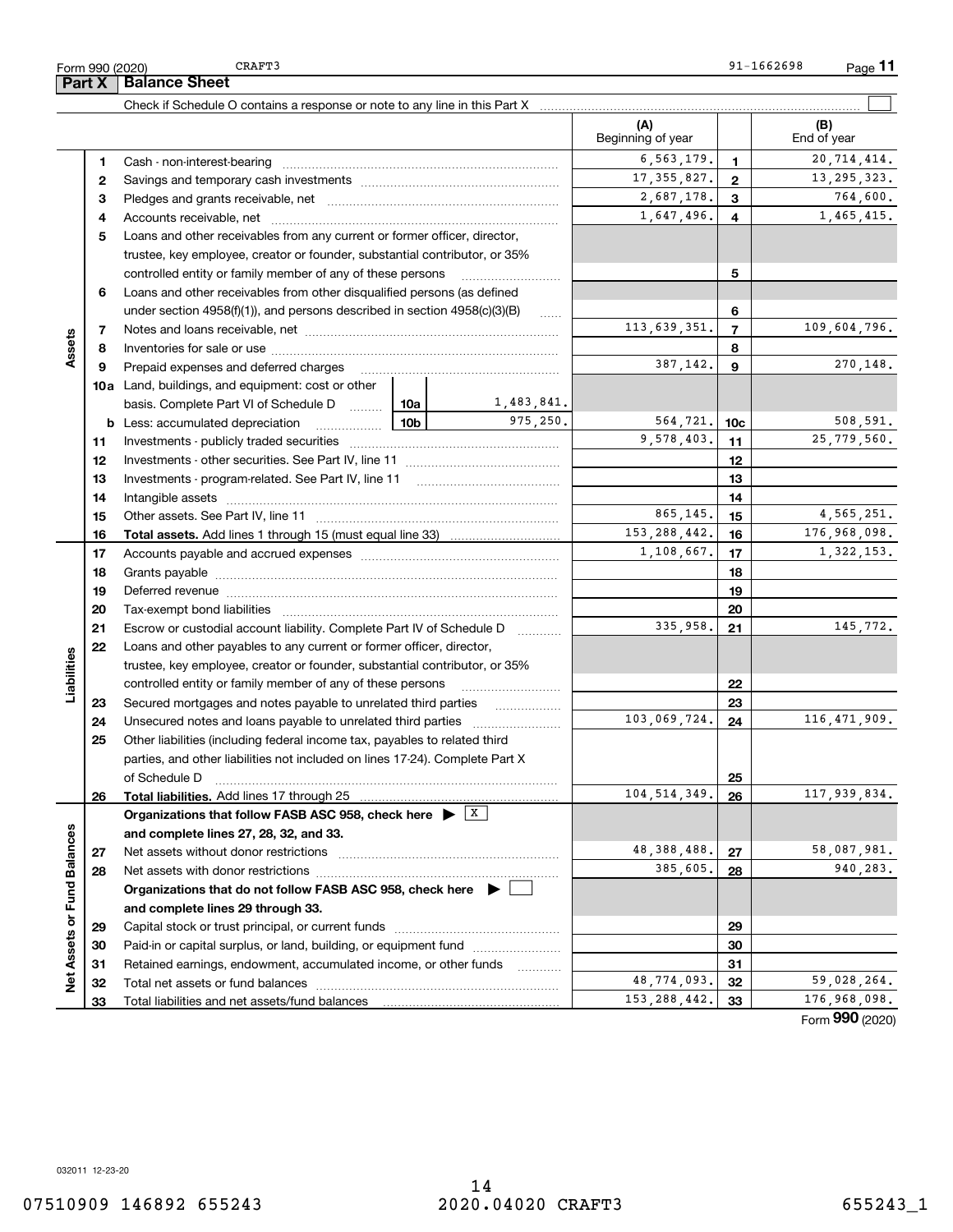Form 990 (2020) CRAFT3 91-1662698

## Part X Balance Sheet

Check if Schedule O contains a response or note to any line in this Part X ☐

| | | | | (A) Beginning of year | | (B) End of year |
|---|---|---|---|---|---|---|
| **Assets** | 1 | Cash - non-interest-bearing | | 6,563,179. | 1 | 20,714,414. |
| | 2 | Savings and temporary cash investments | | 17,355,827. | 2 | 13,295,323. |
| | 3 | Pledges and grants receivable, net | | 2,687,178. | 3 | 764,600. |
| | 4 | Accounts receivable, net | | 1,647,496. | 4 | 1,465,415. |
| | 5 | Loans and other receivables from any current or former officer, director, trustee, key employee, creator or founder, substantial contributor, or 35% controlled entity or family member of any of these persons | | | 5 | |
| | 6 | Loans and other receivables from other disqualified persons (as defined under section 4958(f)(1)), and persons described in section 4958(c)(3)(B) | | | 6 | |
| | 7 | Notes and loans receivable, net | | 113,639,351. | 7 | 109,604,796. |
| | 8 | Inventories for sale or use | | | 8 | |
| | 9 | Prepaid expenses and deferred charges | | 387,142. | 9 | 270,148. |
| | 10a | Land, buildings, and equipment: cost or other basis. Complete Part VI of Schedule D | 10a 1,483,841. | | | |
| | b | Less: accumulated depreciation | 10b 975,250. | 564,721. | 10c | 508,591. |
| | 11 | Investments - publicly traded securities | | 9,578,403. | 11 | 25,779,560. |
| | 12 | Investments - other securities. See Part IV, line 11 | | | 12 | |
| | 13 | Investments - program-related. See Part IV, line 11 | | | 13 | |
| | 14 | Intangible assets | | | 14 | |
| | 15 | Other assets. See Part IV, line 11 | | 865,145. | 15 | 4,565,251. |
| | 16 | **Total assets.** Add lines 1 through 15 (must equal line 33) | | 153,288,442. | 16 | 176,968,098. |
| **Liabilities** | 17 | Accounts payable and accrued expenses | | 1,108,667. | 17 | 1,322,153. |
| | 18 | Grants payable | | | 18 | |
| | 19 | Deferred revenue | | | 19 | |
| | 20 | Tax-exempt bond liabilities | | | 20 | |
| | 21 | Escrow or custodial account liability. Complete Part IV of Schedule D | | 335,958. | 21 | 145,772. |
| | 22 | Loans and other payables to any current or former officer, director, trustee, key employee, creator or founder, substantial contributor, or 35% controlled entity or family member of any of these persons | | | 22 | |
| | 23 | Secured mortgages and notes payable to unrelated third parties | | | 23 | |
| | 24 | Unsecured notes and loans payable to unrelated third parties | | 103,069,724. | 24 | 116,471,909. |
| | 25 | Other liabilities (including federal income tax, payables to related third parties, and other liabilities not included on lines 17-24). Complete Part X of Schedule D | | | 25 | |
| | 26 | **Total liabilities.** Add lines 17 through 25 | | 104,514,349. | 26 | 117,939,834. |
| **Net Assets or Fund Balances** | | **Organizations that follow FASB ASC 958, check here** ▶ ☒ **and complete lines 27, 28, 32, and 33.** | | | | |
| | 27 | Net assets without donor restrictions | | 48,388,488. | 27 | 58,087,981. |
| | 28 | Net assets with donor restrictions | | 385,605. | 28 | 940,283. |
| | | **Organizations that do not follow FASB ASC 958, check here** ▶ ☐ **and complete lines 29 through 33.** | | | | |
| | 29 | Capital stock or trust principal, or current funds | | | 29 | |
| | 30 | Paid-in or capital surplus, or land, building, or equipment fund | | | 30 | |
| | 31 | Retained earnings, endowment, accumulated income, or other funds | | | 31 | |
| | 32 | Total net assets or fund balances | | 48,774,093. | 32 | 59,028,264. |
| | 33 | Total liabilities and net assets/fund balances | | 153,288,442. | 33 | 176,968,098. |

Form **990** (2020)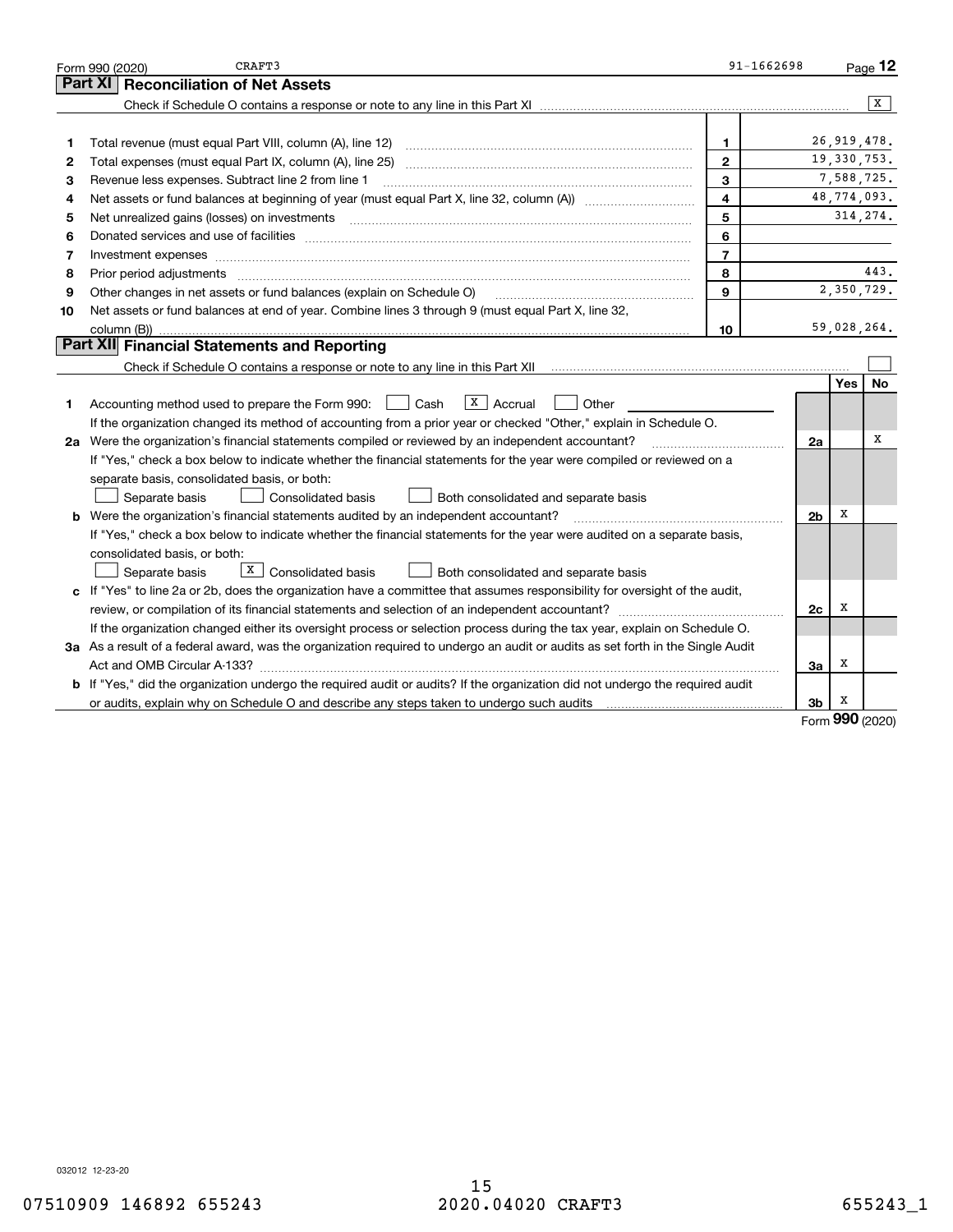Form 990 (2020) CRAFT3 91-1662698 Page **12**

## Part XI Reconciliation of Net Assets

Check if Schedule O contains a response or note to any line in this Part XI .......... [X]

| | | | |
|---|---|---|---|
| **1** | Total revenue (must equal Part VIII, column (A), line 12) | **1** | 26,919,478. |
| **2** | Total expenses (must equal Part IX, column (A), line 25) | **2** | 19,330,753. |
| **3** | Revenue less expenses. Subtract line 2 from line 1 | **3** | 7,588,725. |
| **4** | Net assets or fund balances at beginning of year (must equal Part X, line 32, column (A)) | **4** | 48,774,093. |
| **5** | Net unrealized gains (losses) on investments | **5** | 314,274. |
| **6** | Donated services and use of facilities | **6** | |
| **7** | Investment expenses | **7** | |
| **8** | Prior period adjustments | **8** | 443. |
| **9** | Other changes in net assets or fund balances (explain on Schedule O) | **9** | 2,350,729. |
| **10** | Net assets or fund balances at end of year. Combine lines 3 through 9 (must equal Part X, line 32, column (B)) | **10** | 59,028,264. |

## Part XII Financial Statements and Reporting

Check if Schedule O contains a response or note to any line in this Part XII .......... [ ]

| | | | Yes | No |
|---|---|---|---|---|
| **1** | Accounting method used to prepare the Form 990: [ ] Cash [X] Accrual [ ] Other<br>If the organization changed its method of accounting from a prior year or checked "Other," explain in Schedule O. | | | |
| **2a** | Were the organization's financial statements compiled or reviewed by an independent accountant?<br>If "Yes," check a box below to indicate whether the financial statements for the year were compiled or reviewed on a separate basis, consolidated basis, or both:<br>[ ] Separate basis [ ] Consolidated basis [ ] Both consolidated and separate basis | **2a** | | X |
| **b** | Were the organization's financial statements audited by an independent accountant?<br>If "Yes," check a box below to indicate whether the financial statements for the year were audited on a separate basis, consolidated basis, or both:<br>[ ] Separate basis [X] Consolidated basis [ ] Both consolidated and separate basis | **2b** | X | |
| **c** | If "Yes" to line 2a or 2b, does the organization have a committee that assumes responsibility for oversight of the audit, review, or compilation of its financial statements and selection of an independent accountant?<br>If the organization changed either its oversight process or selection process during the tax year, explain on Schedule O. | **2c** | X | |
| **3a** | As a result of a federal award, was the organization required to undergo an audit or audits as set forth in the Single Audit Act and OMB Circular A-133? | **3a** | X | |
| **b** | If "Yes," did the organization undergo the required audit or audits? If the organization did not undergo the required audit or audits, explain why on Schedule O and describe any steps taken to undergo such audits | **3b** | X | |

Form **990** (2020)

032012 12-23-20

07510909 146892 655243 2020.04020 CRAFT3 655243_1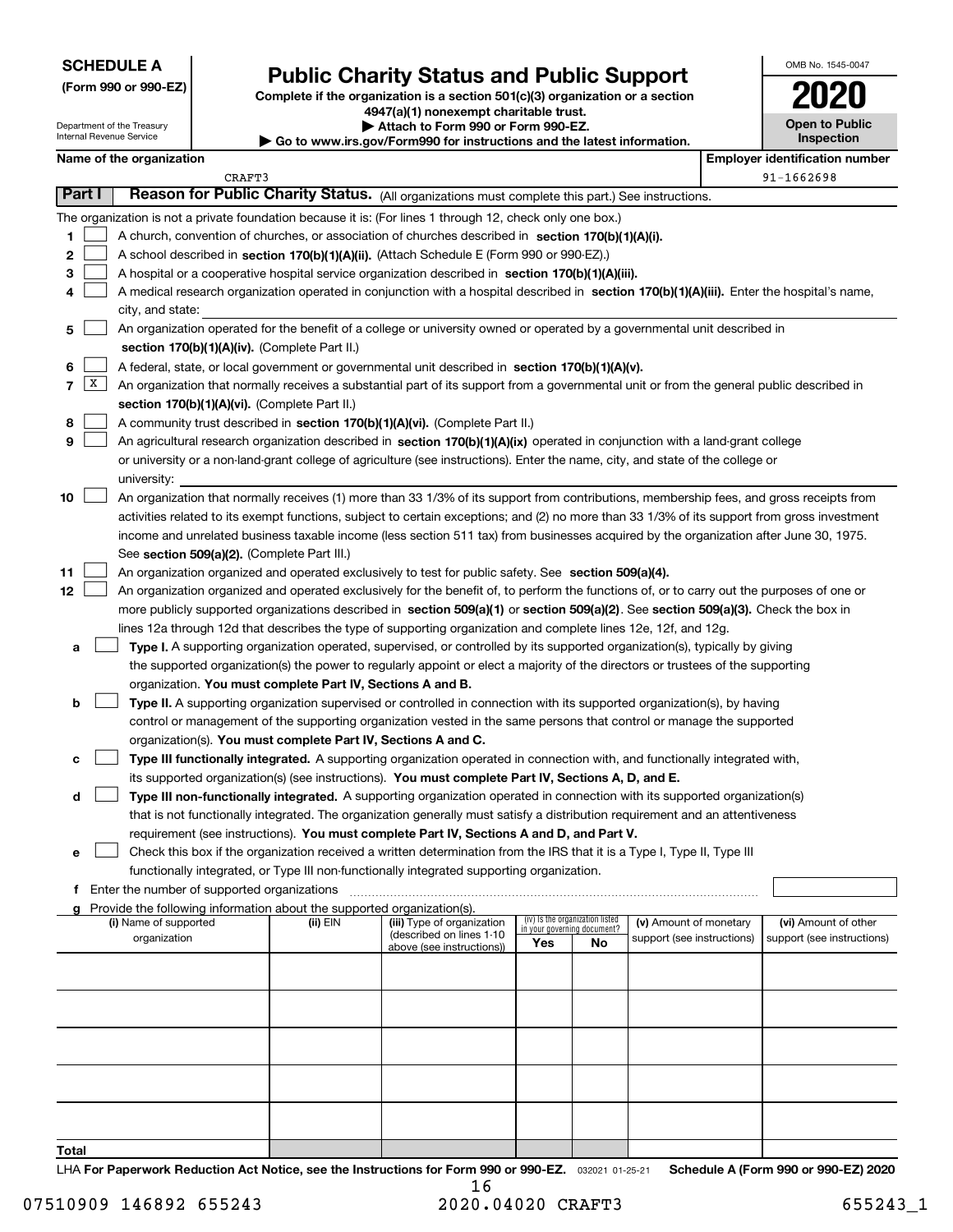**SCHEDULE A**
**(Form 990 or 990-EZ)**

Department of the Treasury
Internal Revenue Service

# Public Charity Status and Public Support

**Complete if the organization is a section 501(c)(3) organization or a section 4947(a)(1) nonexempt charitable trust.**
**▶ Attach to Form 990 or Form 990-EZ.**
**▶ Go to www.irs.gov/Form990 for instructions and the latest information.**

OMB No. 1545-0047
**2020**
**Open to Public Inspection**

**Name of the organization**: CRAFT3
**Employer identification number**: 91-1662698

**Part I** **Reason for Public Charity Status.** (All organizations must complete this part.) See instructions.

The organization is not a private foundation because it is: (For lines 1 through 12, check only one box.)

1 ☐ A church, convention of churches, or association of churches described in **section 170(b)(1)(A)(i).**

2 ☐ A school described in **section 170(b)(1)(A)(ii).** (Attach Schedule E (Form 990 or 990-EZ).)

3 ☐ A hospital or a cooperative hospital service organization described in **section 170(b)(1)(A)(iii).**

4 ☐ A medical research organization operated in conjunction with a hospital described in **section 170(b)(1)(A)(iii).** Enter the hospital's name, city, and state:

5 ☐ An organization operated for the benefit of a college or university owned or operated by a governmental unit described in **section 170(b)(1)(A)(iv).** (Complete Part II.)

6 ☐ A federal, state, or local government or governmental unit described in **section 170(b)(1)(A)(v).**

7 ☒ An organization that normally receives a substantial part of its support from a governmental unit or from the general public described in **section 170(b)(1)(A)(vi).** (Complete Part II.)

8 ☐ A community trust described in **section 170(b)(1)(A)(vi).** (Complete Part II.)

9 ☐ An agricultural research organization described in **section 170(b)(1)(A)(ix)** operated in conjunction with a land-grant college or university or a non-land-grant college of agriculture (see instructions). Enter the name, city, and state of the college or university:

10 ☐ An organization that normally receives (1) more than 33 1/3% of its support from contributions, membership fees, and gross receipts from activities related to its exempt functions, subject to certain exceptions; and (2) no more than 33 1/3% of its support from gross investment income and unrelated business taxable income (less section 511 tax) from businesses acquired by the organization after June 30, 1975. See **section 509(a)(2).** (Complete Part III.)

11 ☐ An organization organized and operated exclusively to test for public safety. See **section 509(a)(4).**

12 ☐ An organization organized and operated exclusively for the benefit of, to perform the functions of, or to carry out the purposes of one or more publicly supported organizations described in **section 509(a)(1)** or **section 509(a)(2)**. See **section 509(a)(3).** Check the box in lines 12a through 12d that describes the type of supporting organization and complete lines 12e, 12f, and 12g.

a ☐ **Type I.** A supporting organization operated, supervised, or controlled by its supported organization(s), typically by giving the supported organization(s) the power to regularly appoint or elect a majority of the directors or trustees of the supporting organization. **You must complete Part IV, Sections A and B.**

b ☐ **Type II.** A supporting organization supervised or controlled in connection with its supported organization(s), by having control or management of the supporting organization vested in the same persons that control or manage the supported organization(s). **You must complete Part IV, Sections A and C.**

c ☐ **Type III functionally integrated.** A supporting organization operated in connection with, and functionally integrated with, its supported organization(s) (see instructions). **You must complete Part IV, Sections A, D, and E.**

d ☐ **Type III non-functionally integrated.** A supporting organization operated in connection with its supported organization(s) that is not functionally integrated. The organization generally must satisfy a distribution requirement and an attentiveness requirement (see instructions). **You must complete Part IV, Sections A and D, and Part V.**

e ☐ Check this box if the organization received a written determination from the IRS that it is a Type I, Type II, Type III functionally integrated, or Type III non-functionally integrated supporting organization.

f Enter the number of supported organizations

g Provide the following information about the supported organization(s).

| (i) Name of supported organization | (ii) EIN | (iii) Type of organization (described on lines 1-10 above (see instructions)) | (iv) Is the organization listed in your governing document? Yes | No | (v) Amount of monetary support (see instructions) | (vi) Amount of other support (see instructions) |
|---|---|---|---|---|---|---|
| | | | | | | |
| | | | | | | |
| | | | | | | |
| | | | | | | |
| | | | | | | |
| **Total** | | | | | | |

LHA **For Paperwork Reduction Act Notice, see the Instructions for Form 990 or 990-EZ.** 032021 01-25-21 **Schedule A (Form 990 or 990-EZ) 2020**

07510909 146892 655243 2020.04020 CRAFT3 655243_1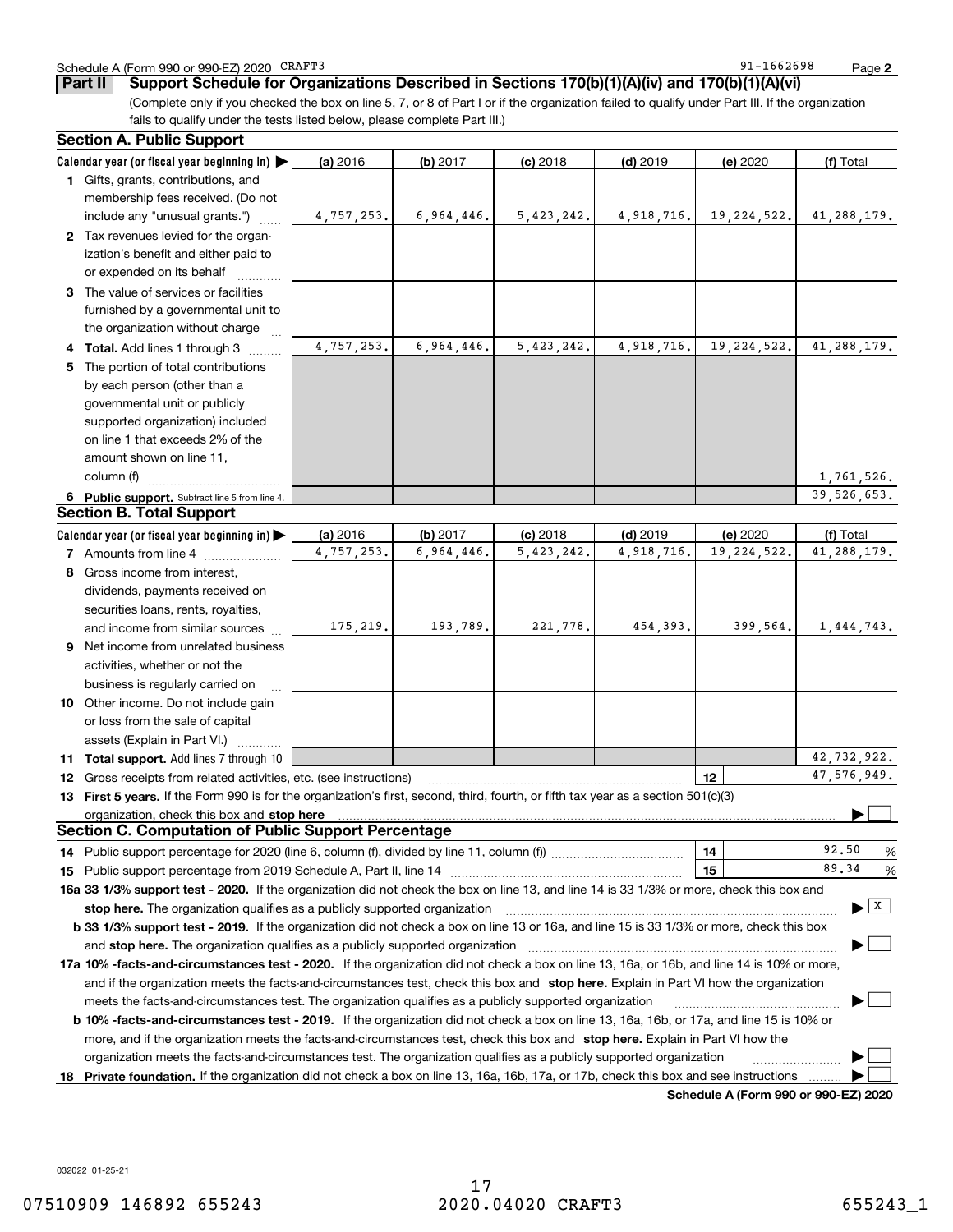Schedule A (Form 990 or 990-EZ) 2020 CRAFT3 91-1662698

## Part II Support Schedule for Organizations Described in Sections 170(b)(1)(A)(iv) and 170(b)(1)(A)(vi)

(Complete only if you checked the box on line 5, 7, or 8 of Part I or if the organization failed to qualify under Part III. If the organization fails to qualify under the tests listed below, please complete Part III.)

### Section A. Public Support

| Calendar year (or fiscal year beginning in) ▶ | (a) 2016 | (b) 2017 | (c) 2018 | (d) 2019 | (e) 2020 | (f) Total |
|---|---|---|---|---|---|---|
| 1 Gifts, grants, contributions, and membership fees received. (Do not include any "unusual grants.") | 4,757,253. | 6,964,446. | 5,423,242. | 4,918,716. | 19,224,522. | 41,288,179. |
| 2 Tax revenues levied for the organization's benefit and either paid to or expended on its behalf | | | | | | |
| 3 The value of services or facilities furnished by a governmental unit to the organization without charge | | | | | | |
| 4 Total. Add lines 1 through 3 | 4,757,253. | 6,964,446. | 5,423,242. | 4,918,716. | 19,224,522. | 41,288,179. |
| 5 The portion of total contributions by each person (other than a governmental unit or publicly supported organization) included on line 1 that exceeds 2% of the amount shown on line 11, column (f) | | | | | | 1,761,526. |
| 6 Public support. Subtract line 5 from line 4. | | | | | | 39,526,653. |

### Section B. Total Support

| Calendar year (or fiscal year beginning in) ▶ | (a) 2016 | (b) 2017 | (c) 2018 | (d) 2019 | (e) 2020 | (f) Total |
|---|---|---|---|---|---|---|
| 7 Amounts from line 4 | 4,757,253. | 6,964,446. | 5,423,242. | 4,918,716. | 19,224,522. | 41,288,179. |
| 8 Gross income from interest, dividends, payments received on securities loans, rents, royalties, and income from similar sources | 175,219. | 193,789. | 221,778. | 454,393. | 399,564. | 1,444,743. |
| 9 Net income from unrelated business activities, whether or not the business is regularly carried on | | | | | | |
| 10 Other income. Do not include gain or loss from the sale of capital assets (Explain in Part VI.) | | | | | | |
| 11 Total support. Add lines 7 through 10 | | | | | | 42,732,922. |

12 Gross receipts from related activities, etc. (see instructions) — 12 — 47,576,949.

13 **First 5 years.** If the Form 990 is for the organization's first, second, third, fourth, or fifth tax year as a section 501(c)(3) organization, check this box and **stop here** ▶ ☐

### Section C. Computation of Public Support Percentage

14 Public support percentage for 2020 (line 6, column (f), divided by line 11, column (f)) — 14 — 92.50 %

15 Public support percentage from 2019 Schedule A, Part II, line 14 — 15 — 89.34 %

16a **33 1/3% support test - 2020.** If the organization did not check the box on line 13, and line 14 is 33 1/3% or more, check this box and **stop here.** The organization qualifies as a publicly supported organization ▶ ☒

b **33 1/3% support test - 2019.** If the organization did not check a box on line 13 or 16a, and line 15 is 33 1/3% or more, check this box and **stop here.** The organization qualifies as a publicly supported organization ▶ ☐

17a **10% -facts-and-circumstances test - 2020.** If the organization did not check a box on line 13, 16a, or 16b, and line 14 is 10% or more, and if the organization meets the facts-and-circumstances test, check this box and **stop here.** Explain in Part VI how the organization meets the facts-and-circumstances test. The organization qualifies as a publicly supported organization ▶ ☐

b **10% -facts-and-circumstances test - 2019.** If the organization did not check a box on line 13, 16a, 16b, or 17a, and line 15 is 10% or more, and if the organization meets the facts-and-circumstances test, check this box and **stop here.** Explain in Part VI how the organization meets the facts-and-circumstances test. The organization qualifies as a publicly supported organization ▶ ☐

18 **Private foundation.** If the organization did not check a box on line 13, 16a, 16b, 17a, or 17b, check this box and see instructions ▶ ☐

**Schedule A (Form 990 or 990-EZ) 2020**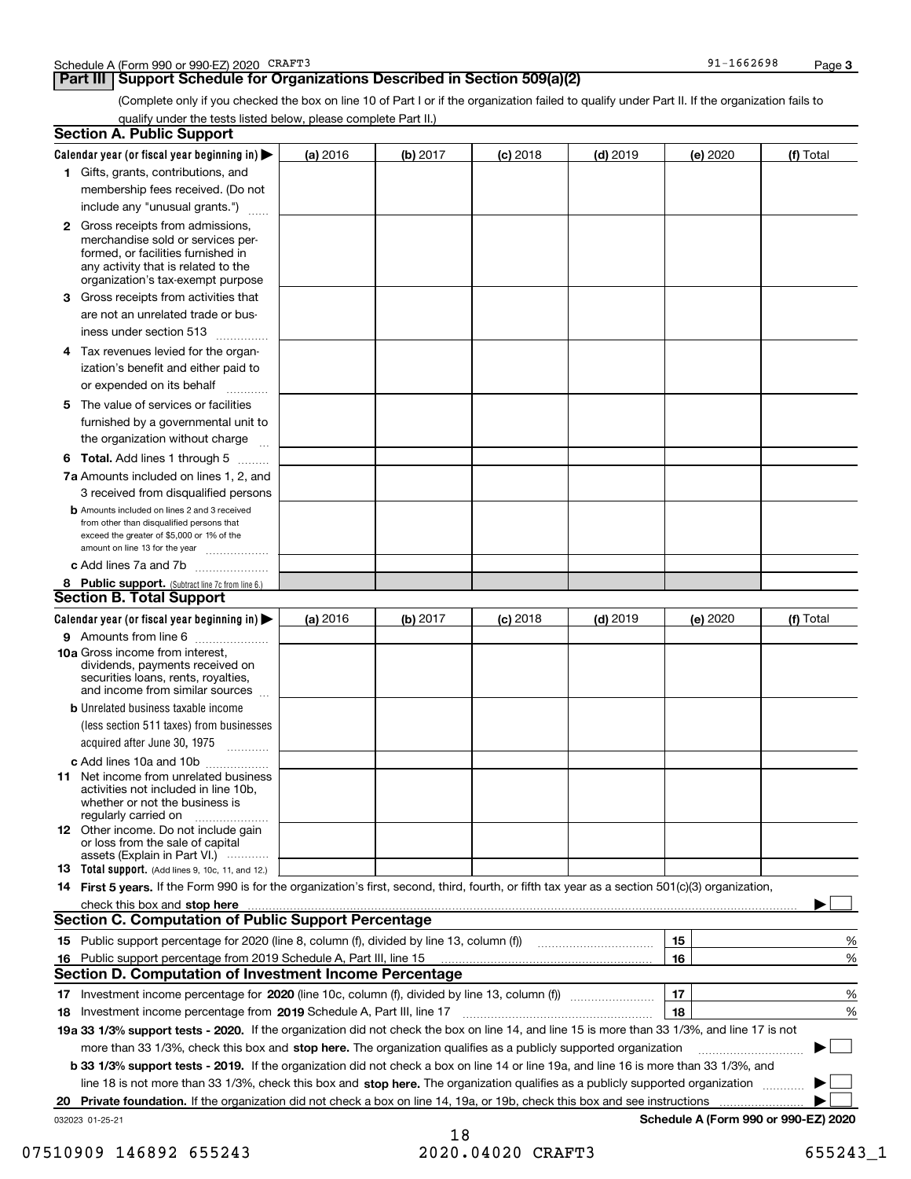Schedule A (Form 990 or 990-EZ) 2020 CRAFT3 91-1662698 Page 3

## Part III Support Schedule for Organizations Described in Section 509(a)(2)

(Complete only if you checked the box on line 10 of Part I or if the organization failed to qualify under Part II. If the organization fails to qualify under the tests listed below, please complete Part II.)

### Section A. Public Support

| Calendar year (or fiscal year beginning in) ▶ | (a) 2016 | (b) 2017 | (c) 2018 | (d) 2019 | (e) 2020 | (f) Total |
|---|---|---|---|---|---|---|
| **1** Gifts, grants, contributions, and membership fees received. (Do not include any "unusual grants.") | | | | | | |
| **2** Gross receipts from admissions, merchandise sold or services performed, or facilities furnished in any activity that is related to the organization's tax-exempt purpose | | | | | | |
| **3** Gross receipts from activities that are not an unrelated trade or business under section 513 | | | | | | |
| **4** Tax revenues levied for the organization's benefit and either paid to or expended on its behalf | | | | | | |
| **5** The value of services or facilities furnished by a governmental unit to the organization without charge | | | | | | |
| **6 Total.** Add lines 1 through 5 | | | | | | |
| **7a** Amounts included on lines 1, 2, and 3 received from disqualified persons | | | | | | |
| **b** Amounts included on lines 2 and 3 received from other than disqualified persons that exceed the greater of $5,000 or 1% of the amount on line 13 for the year | | | | | | |
| **c** Add lines 7a and 7b | | | | | | |
| **8 Public support.** (Subtract line 7c from line 6.) | | | | | | |

### Section B. Total Support

| Calendar year (or fiscal year beginning in) ▶ | (a) 2016 | (b) 2017 | (c) 2018 | (d) 2019 | (e) 2020 | (f) Total |
|---|---|---|---|---|---|---|
| **9** Amounts from line 6 | | | | | | |
| **10a** Gross income from interest, dividends, payments received on securities loans, rents, royalties, and income from similar sources | | | | | | |
| **b** Unrelated business taxable income (less section 511 taxes) from businesses acquired after June 30, 1975 | | | | | | |
| **c** Add lines 10a and 10b | | | | | | |
| **11** Net income from unrelated business activities not included in line 10b, whether or not the business is regularly carried on | | | | | | |
| **12** Other income. Do not include gain or loss from the sale of capital assets (Explain in Part VI.) | | | | | | |
| **13 Total support.** (Add lines 9, 10c, 11, and 12.) | | | | | | |

**14 First 5 years.** If the Form 990 is for the organization's first, second, third, fourth, or fifth tax year as a section 501(c)(3) organization, check this box and **stop here** ▶ ☐

### Section C. Computation of Public Support Percentage

| | | | |
|---|---|---|---|
| **15** | Public support percentage for 2020 (line 8, column (f), divided by line 13, column (f)) | 15 | % |
| **16** | Public support percentage from 2019 Schedule A, Part III, line 15 | 16 | % |

### Section D. Computation of Investment Income Percentage

| | | | |
|---|---|---|---|
| **17** | Investment income percentage for **2020** (line 10c, column (f), divided by line 13, column (f)) | 17 | % |
| **18** | Investment income percentage from **2019** Schedule A, Part III, line 17 | 18 | % |

**19a 33 1/3% support tests - 2020.** If the organization did not check the box on line 14, and line 15 is more than 33 1/3%, and line 17 is not more than 33 1/3%, check this box and **stop here.** The organization qualifies as a publicly supported organization ▶ ☐

**b 33 1/3% support tests - 2019.** If the organization did not check a box on line 14 or line 19a, and line 16 is more than 33 1/3%, and line 18 is not more than 33 1/3%, check this box and **stop here.** The organization qualifies as a publicly supported organization ▶ ☐

**20 Private foundation.** If the organization did not check a box on line 14, 19a, or 19b, check this box and see instructions ▶ ☐

032023 01-25-21 **Schedule A (Form 990 or 990-EZ) 2020**

07510909 146892 655243 2020.04020 CRAFT3 655243_1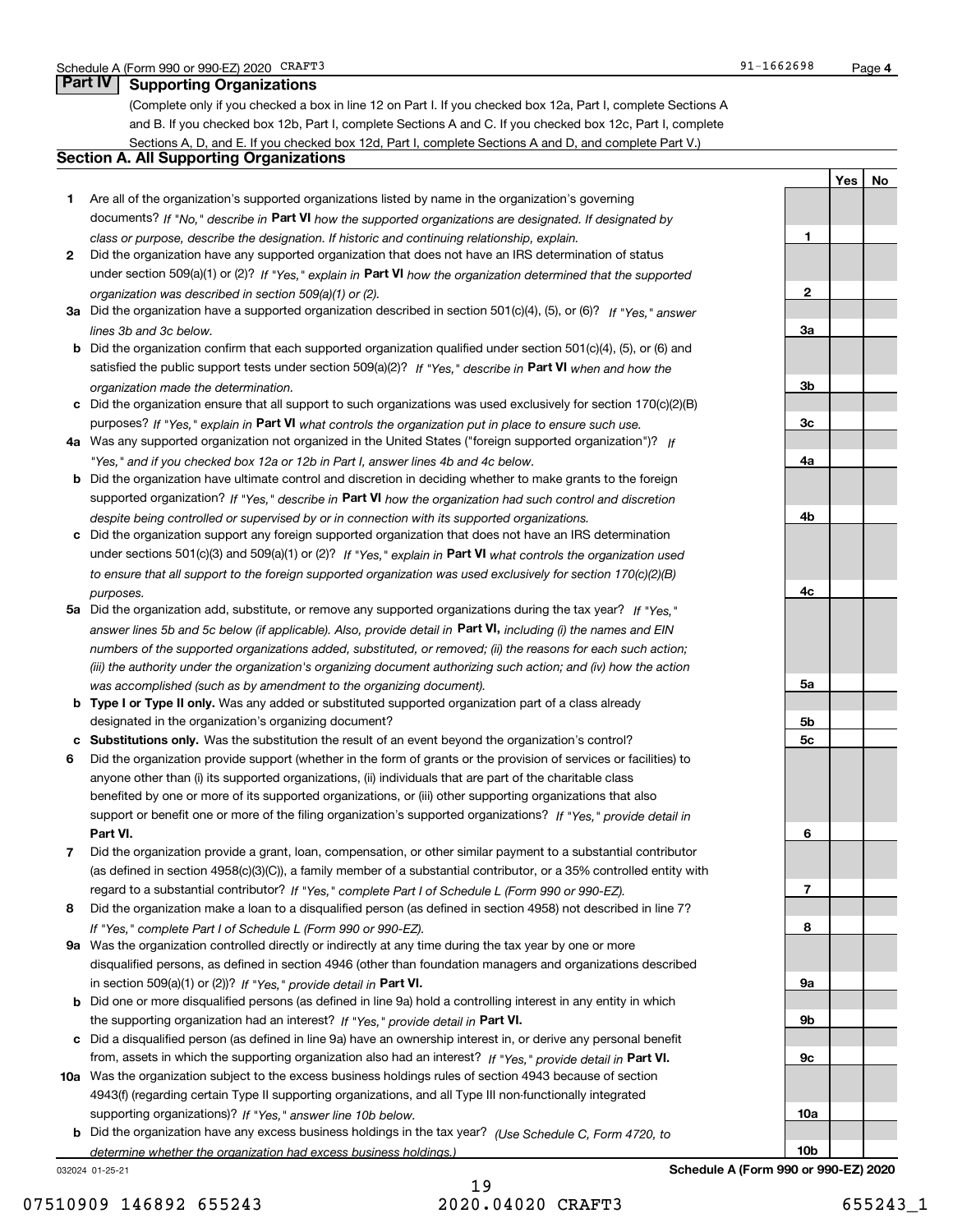## Part IV Supporting Organizations

(Complete only if you checked a box in line 12 on Part I. If you checked box 12a, Part I, complete Sections A and B. If you checked box 12b, Part I, complete Sections A and C. If you checked box 12c, Part I, complete Sections A, D, and E. If you checked box 12d, Part I, complete Sections A and D, and complete Part V.)

### Section A. All Supporting Organizations

| | | | Yes | No |
|---|---|---|---|---|
| **1** | Are all of the organization's supported organizations listed by name in the organization's governing documents? *If "No," describe in* **Part VI** *how the supported organizations are designated. If designated by class or purpose, describe the designation. If historic and continuing relationship, explain.* | 1 | | |
| **2** | Did the organization have any supported organization that does not have an IRS determination of status under section 509(a)(1) or (2)? *If "Yes," explain in* **Part VI** *how the organization determined that the supported organization was described in section 509(a)(1) or (2).* | 2 | | |
| **3a** | Did the organization have a supported organization described in section 501(c)(4), (5), or (6)? *If "Yes," answer lines 3b and 3c below.* | 3a | | |
| **b** | Did the organization confirm that each supported organization qualified under section 501(c)(4), (5), or (6) and satisfied the public support tests under section 509(a)(2)? *If "Yes," describe in* **Part VI** *when and how the organization made the determination.* | 3b | | |
| **c** | Did the organization ensure that all support to such organizations was used exclusively for section 170(c)(2)(B) purposes? *If "Yes," explain in* **Part VI** *what controls the organization put in place to ensure such use.* | 3c | | |
| **4a** | Was any supported organization not organized in the United States ("foreign supported organization")? *If "Yes," and if you checked box 12a or 12b in Part I, answer lines 4b and 4c below.* | 4a | | |
| **b** | Did the organization have ultimate control and discretion in deciding whether to make grants to the foreign supported organization? *If "Yes," describe in* **Part VI** *how the organization had such control and discretion despite being controlled or supervised by or in connection with its supported organizations.* | 4b | | |
| **c** | Did the organization support any foreign supported organization that does not have an IRS determination under sections 501(c)(3) and 509(a)(1) or (2)? *If "Yes," explain in* **Part VI** *what controls the organization used to ensure that all support to the foreign supported organization was used exclusively for section 170(c)(2)(B) purposes.* | 4c | | |
| **5a** | Did the organization add, substitute, or remove any supported organizations during the tax year? *If "Yes," answer lines 5b and 5c below (if applicable). Also, provide detail in* **Part VI,** *including (i) the names and EIN numbers of the supported organizations added, substituted, or removed; (ii) the reasons for each such action; (iii) the authority under the organization's organizing document authorizing such action; and (iv) how the action was accomplished (such as by amendment to the organizing document).* | 5a | | |
| **b** | **Type I or Type II only.** Was any added or substituted supported organization part of a class already designated in the organization's organizing document? | 5b | | |
| **c** | **Substitutions only.** Was the substitution the result of an event beyond the organization's control? | 5c | | |
| **6** | Did the organization provide support (whether in the form of grants or the provision of services or facilities) to anyone other than (i) its supported organizations, (ii) individuals that are part of the charitable class benefited by one or more of its supported organizations, or (iii) other supporting organizations that also support or benefit one or more of the filing organization's supported organizations? *If "Yes," provide detail in* **Part VI.** | 6 | | |
| **7** | Did the organization provide a grant, loan, compensation, or other similar payment to a substantial contributor (as defined in section 4958(c)(3)(C)), a family member of a substantial contributor, or a 35% controlled entity with regard to a substantial contributor? *If "Yes," complete Part I of Schedule L (Form 990 or 990-EZ).* | 7 | | |
| **8** | Did the organization make a loan to a disqualified person (as defined in section 4958) not described in line 7? *If "Yes," complete Part I of Schedule L (Form 990 or 990-EZ).* | 8 | | |
| **9a** | Was the organization controlled directly or indirectly at any time during the tax year by one or more disqualified persons, as defined in section 4946 (other than foundation managers and organizations described in section 509(a)(1) or (2))? *If "Yes," provide detail in* **Part VI.** | 9a | | |
| **b** | Did one or more disqualified persons (as defined in line 9a) hold a controlling interest in any entity in which the supporting organization had an interest? *If "Yes," provide detail in* **Part VI.** | 9b | | |
| **c** | Did a disqualified person (as defined in line 9a) have an ownership interest in, or derive any personal benefit from, assets in which the supporting organization also had an interest? *If "Yes," provide detail in* **Part VI.** | 9c | | |
| **10a** | Was the organization subject to the excess business holdings rules of section 4943 because of section 4943(f) (regarding certain Type II supporting organizations, and all Type III non-functionally integrated supporting organizations)? *If "Yes," answer line 10b below.* | 10a | | |
| **b** | Did the organization have any excess business holdings in the tax year? *(Use Schedule C, Form 4720, to determine whether the organization had excess business holdings.)* | 10b | | |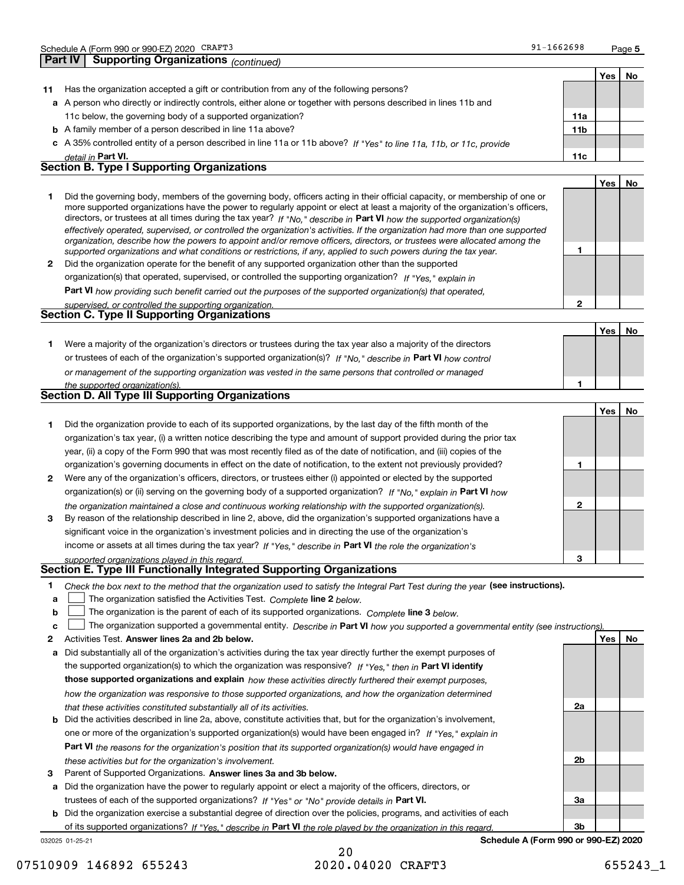Schedule A (Form 990 or 990-EZ) 2020 CRAFT3 91-1662698 Page 5

**Part IV Supporting Organizations** *(continued)*

| | | | Yes | No |
|---|---|---|---|---|
| **11** | Has the organization accepted a gift or contribution from any of the following persons? | | | |
| **a** | A person who directly or indirectly controls, either alone or together with persons described in lines 11b and 11c below, the governing body of a supported organization? | **11a** | | |
| **b** | A family member of a person described in line 11a above? | **11b** | | |
| **c** | A 35% controlled entity of a person described in line 11a or 11b above? *If "Yes" to line 11a, 11b, or 11c, provide detail in* **Part VI.** | **11c** | | |

## Section B. Type I Supporting Organizations

| | | | Yes | No |
|---|---|---|---|---|
| **1** | Did the governing body, members of the governing body, officers acting in their official capacity, or membership of one or more supported organizations have the power to regularly appoint or elect at least a majority of the organization's officers, directors, or trustees at all times during the tax year? *If "No," describe in* **Part VI** *how the supported organization(s) effectively operated, supervised, or controlled the organization's activities. If the organization had more than one supported organization, describe how the powers to appoint and/or remove officers, directors, or trustees were allocated among the supported organizations and what conditions or restrictions, if any, applied to such powers during the tax year.* | **1** | | |
| **2** | Did the organization operate for the benefit of any supported organization other than the supported organization(s) that operated, supervised, or controlled the supporting organization? *If "Yes," explain in* **Part VI** *how providing such benefit carried out the purposes of the supported organization(s) that operated, supervised, or controlled the supporting organization.* | **2** | | |

## Section C. Type II Supporting Organizations

| | | | Yes | No |
|---|---|---|---|---|
| **1** | Were a majority of the organization's directors or trustees during the tax year also a majority of the directors or trustees of each of the organization's supported organization(s)? *If "No," describe in* **Part VI** *how control or management of the supporting organization was vested in the same persons that controlled or managed the supported organization(s).* | **1** | | |

## Section D. All Type III Supporting Organizations

| | | | Yes | No |
|---|---|---|---|---|
| **1** | Did the organization provide to each of its supported organizations, by the last day of the fifth month of the organization's tax year, (i) a written notice describing the type and amount of support provided during the prior tax year, (ii) a copy of the Form 990 that was most recently filed as of the date of notification, and (iii) copies of the organization's governing documents in effect on the date of notification, to the extent not previously provided? | **1** | | |
| **2** | Were any of the organization's officers, directors, or trustees either (i) appointed or elected by the supported organization(s) or (ii) serving on the governing body of a supported organization? *If "No," explain in* **Part VI** *how the organization maintained a close and continuous working relationship with the supported organization(s).* | **2** | | |
| **3** | By reason of the relationship described in line 2, above, did the organization's supported organizations have a significant voice in the organization's investment policies and in directing the use of the organization's income or assets at all times during the tax year? *If "Yes," describe in* **Part VI** *the role the organization's supported organizations played in this regard.* | **3** | | |

## Section E. Type III Functionally Integrated Supporting Organizations

**1** *Check the box next to the method that the organization used to satisfy the Integral Part Test during the year* **(see instructions).**

- **a** ☐ The organization satisfied the Activities Test. *Complete* **line 2** *below.*
- **b** ☐ The organization is the parent of each of its supported organizations. *Complete* **line 3** *below.*
- **c** ☐ The organization supported a governmental entity. *Describe in* **Part VI** *how you supported a governmental entity (see instructions).*

| | | | Yes | No |
|---|---|---|---|---|
| **2** | Activities Test. **Answer lines 2a and 2b below.** | | | |
| **a** | Did substantially all of the organization's activities during the tax year directly further the exempt purposes of the supported organization(s) to which the organization was responsive? *If "Yes," then in* **Part VI identify those supported organizations and explain** *how these activities directly furthered their exempt purposes, how the organization was responsive to those supported organizations, and how the organization determined that these activities constituted substantially all of its activities.* | **2a** | | |
| **b** | Did the activities described in line 2a, above, constitute activities that, but for the organization's involvement, one or more of the organization's supported organization(s) would have been engaged in? *If "Yes," explain in* **Part VI** *the reasons for the organization's position that its supported organization(s) would have engaged in these activities but for the organization's involvement.* | **2b** | | |
| **3** | Parent of Supported Organizations. **Answer lines 3a and 3b below.** | | | |
| **a** | Did the organization have the power to regularly appoint or elect a majority of the officers, directors, or trustees of each of the supported organizations? *If "Yes" or "No" provide details in* **Part VI.** | **3a** | | |
| **b** | Did the organization exercise a substantial degree of direction over the policies, programs, and activities of each of its supported organizations? *If "Yes," describe in* **Part VI** *the role played by the organization in this regard.* | **3b** | | |

032025 01-25-21 **Schedule A (Form 990 or 990-EZ) 2020**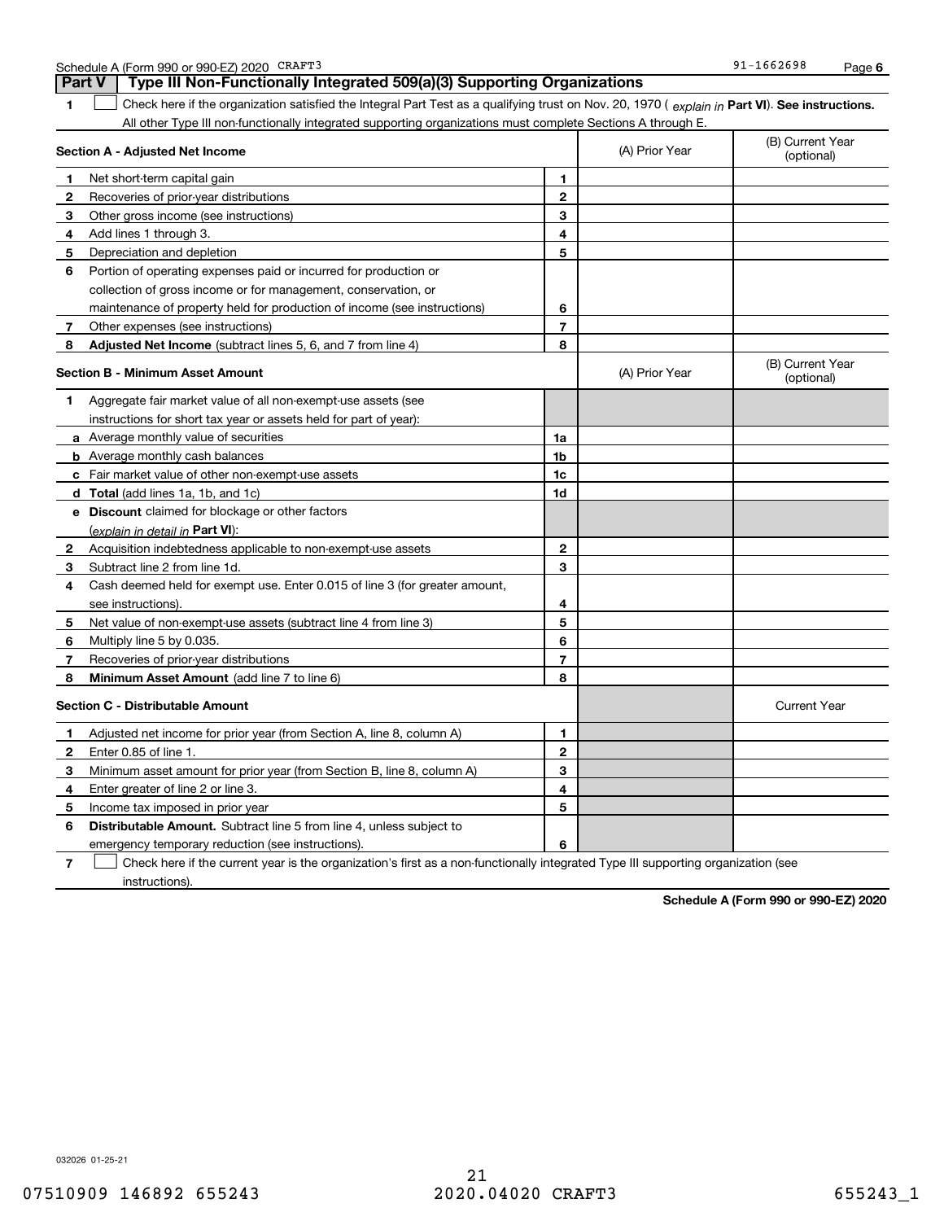## Part V Type III Non-Functionally Integrated 509(a)(3) Supporting Organizations

**1** ☐ Check here if the organization satisfied the Integral Part Test as a qualifying trust on Nov. 20, 1970 ( *explain in* **Part VI**). **See instructions.** All other Type III non-functionally integrated supporting organizations must complete Sections A through E.

| **Section A - Adjusted Net Income** | | (A) Prior Year | (B) Current Year (optional) |
|---|---|---|---|
| **1** Net short-term capital gain | **1** | | |
| **2** Recoveries of prior-year distributions | **2** | | |
| **3** Other gross income (see instructions) | **3** | | |
| **4** Add lines 1 through 3. | **4** | | |
| **5** Depreciation and depletion | **5** | | |
| **6** Portion of operating expenses paid or incurred for production or collection of gross income or for management, conservation, or maintenance of property held for production of income (see instructions) | **6** | | |
| **7** Other expenses (see instructions) | **7** | | |
| **8** **Adjusted Net Income** (subtract lines 5, 6, and 7 from line 4) | **8** | | |

| **Section B - Minimum Asset Amount** | | (A) Prior Year | (B) Current Year (optional) |
|---|---|---|---|
| **1** Aggregate fair market value of all non-exempt-use assets (see instructions for short tax year or assets held for part of year): | | | |
| **a** Average monthly value of securities | **1a** | | |
| **b** Average monthly cash balances | **1b** | | |
| **c** Fair market value of other non-exempt-use assets | **1c** | | |
| **d** **Total** (add lines 1a, 1b, and 1c) | **1d** | | |
| **e** **Discount** claimed for blockage or other factors (*explain in detail in* **Part VI**): | | | |
| **2** Acquisition indebtedness applicable to non-exempt-use assets | **2** | | |
| **3** Subtract line 2 from line 1d. | **3** | | |
| **4** Cash deemed held for exempt use. Enter 0.015 of line 3 (for greater amount, see instructions). | **4** | | |
| **5** Net value of non-exempt-use assets (subtract line 4 from line 3) | **5** | | |
| **6** Multiply line 5 by 0.035. | **6** | | |
| **7** Recoveries of prior-year distributions | **7** | | |
| **8** **Minimum Asset Amount** (add line 7 to line 6) | **8** | | |

| **Section C - Distributable Amount** | | | Current Year |
|---|---|---|---|
| **1** Adjusted net income for prior year (from Section A, line 8, column A) | **1** | | |
| **2** Enter 0.85 of line 1. | **2** | | |
| **3** Minimum asset amount for prior year (from Section B, line 8, column A) | **3** | | |
| **4** Enter greater of line 2 or line 3. | **4** | | |
| **5** Income tax imposed in prior year | **5** | | |
| **6** **Distributable Amount.** Subtract line 5 from line 4, unless subject to emergency temporary reduction (see instructions). | **6** | | |

**7** ☐ Check here if the current year is the organization's first as a non-functionally integrated Type III supporting organization (see instructions).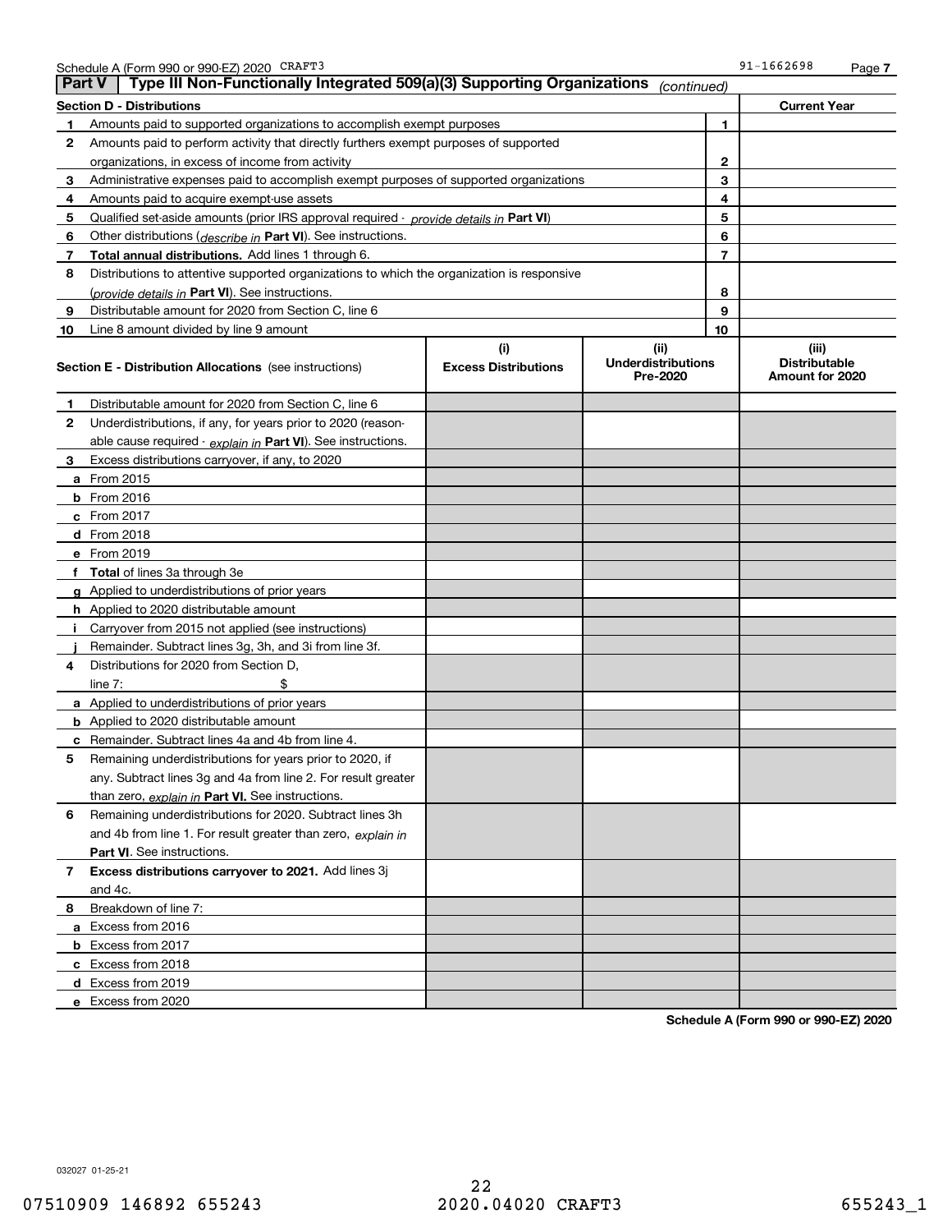Schedule A (Form 990 or 990-EZ) 2020 CRAFT3 91-1662698

## Part V Type III Non-Functionally Integrated 509(a)(3) Supporting Organizations *(continued)*

| Section D - Distributions | | Current Year |
|---|---|---|
| **1** Amounts paid to supported organizations to accomplish exempt purposes | 1 | |
| **2** Amounts paid to perform activity that directly furthers exempt purposes of supported organizations, in excess of income from activity | 2 | |
| **3** Administrative expenses paid to accomplish exempt purposes of supported organizations | 3 | |
| **4** Amounts paid to acquire exempt-use assets | 4 | |
| **5** Qualified set-aside amounts (prior IRS approval required - *provide details in* **Part VI**) | 5 | |
| **6** Other distributions (*describe in* **Part VI**). See instructions. | 6 | |
| **7** **Total annual distributions.** Add lines 1 through 6. | 7 | |
| **8** Distributions to attentive supported organizations to which the organization is responsive (*provide details in* **Part VI**). See instructions. | 8 | |
| **9** Distributable amount for 2020 from Section C, line 6 | 9 | |
| **10** Line 8 amount divided by line 9 amount | 10 | |

| Section E - Distribution Allocations (see instructions) | (i) Excess Distributions | (ii) Underdistributions Pre-2020 | (iii) Distributable Amount for 2020 |
|---|---|---|---|
| **1** Distributable amount for 2020 from Section C, line 6 | | | |
| **2** Underdistributions, if any, for years prior to 2020 (reasonable cause required - *explain in* **Part VI**). See instructions. | | | |
| **3** Excess distributions carryover, if any, to 2020 | | | |
| **a** From 2015 | | | |
| **b** From 2016 | | | |
| **c** From 2017 | | | |
| **d** From 2018 | | | |
| **e** From 2019 | | | |
| **f** **Total** of lines 3a through 3e | | | |
| **g** Applied to underdistributions of prior years | | | |
| **h** Applied to 2020 distributable amount | | | |
| **i** Carryover from 2015 not applied (see instructions) | | | |
| **j** Remainder. Subtract lines 3g, 3h, and 3i from line 3f. | | | |
| **4** Distributions for 2020 from Section D, line 7: $ | | | |
| **a** Applied to underdistributions of prior years | | | |
| **b** Applied to 2020 distributable amount | | | |
| **c** Remainder. Subtract lines 4a and 4b from line 4. | | | |
| **5** Remaining underdistributions for years prior to 2020, if any. Subtract lines 3g and 4a from line 2. For result greater than zero, *explain in* **Part VI.** See instructions. | | | |
| **6** Remaining underdistributions for 2020. Subtract lines 3h and 4b from line 1. For result greater than zero, *explain in* **Part VI**. See instructions. | | | |
| **7** **Excess distributions carryover to 2021.** Add lines 3j and 4c. | | | |
| **8** Breakdown of line 7: | | | |
| **a** Excess from 2016 | | | |
| **b** Excess from 2017 | | | |
| **c** Excess from 2018 | | | |
| **d** Excess from 2019 | | | |
| **e** Excess from 2020 | | | |

**Schedule A (Form 990 or 990-EZ) 2020**

032027 01-25-21

07510909 146892 655243 2020.04020 CRAFT3 655243_1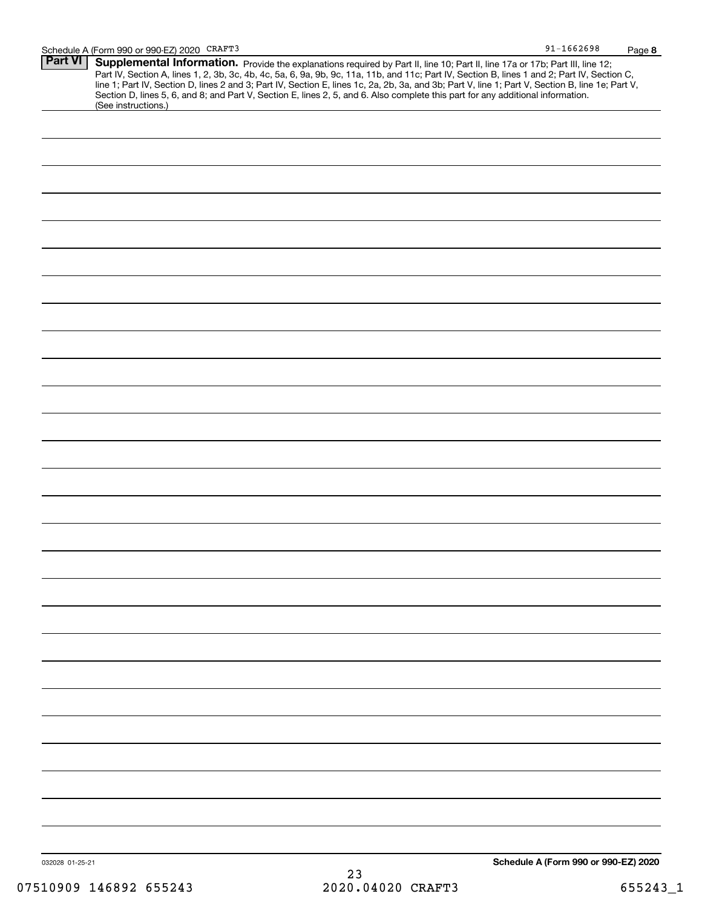## Part VI Supplemental Information.

Provide the explanations required by Part II, line 10; Part II, line 17a or 17b; Part III, line 12; Part IV, Section A, lines 1, 2, 3b, 3c, 4b, 4c, 5a, 6, 9a, 9b, 9c, 11a, 11b, and 11c; Part IV, Section B, lines 1 and 2; Part IV, Section C, line 1; Part IV, Section D, lines 2 and 3; Part IV, Section E, lines 1c, 2a, 2b, 3a, and 3b; Part V, line 1; Part V, Section B, line 1e; Part V, Section D, lines 5, 6, and 8; and Part V, Section E, lines 2, 5, and 6. Also complete this part for any additional information. (See instructions.)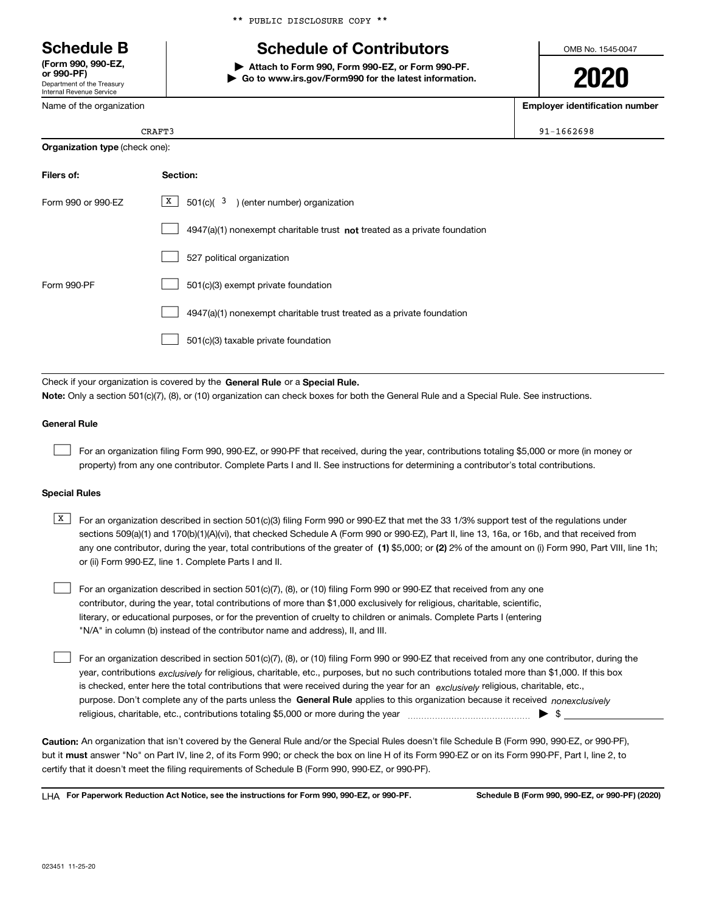** PUBLIC DISCLOSURE COPY **

# Schedule B

**(Form 990, 990-EZ, or 990-PF)**
Department of the Treasury
Internal Revenue Service

## Schedule of Contributors

▶ **Attach to Form 990, Form 990-EZ, or Form 990-PF.**
▶ **Go to www.irs.gov/Form990 for the latest information.**

OMB No. 1545-0047

**2020**

| Name of the organization | Employer identification number |
|---|---|
| CRAFT3 | 91-1662698 |

**Organization type** (check one):

| Filers of: | Section: |
|---|---|
| Form 990 or 990-EZ | [X] 501(c)( 3 ) (enter number) organization |
| | [ ] 4947(a)(1) nonexempt charitable trust **not** treated as a private foundation |
| | [ ] 527 political organization |
| Form 990-PF | [ ] 501(c)(3) exempt private foundation |
| | [ ] 4947(a)(1) nonexempt charitable trust treated as a private foundation |
| | [ ] 501(c)(3) taxable private foundation |

Check if your organization is covered by the **General Rule** or a **Special Rule.**

**Note:** Only a section 501(c)(7), (8), or (10) organization can check boxes for both the General Rule and a Special Rule. See instructions.

### General Rule

[ ] For an organization filing Form 990, 990-EZ, or 990-PF that received, during the year, contributions totaling $5,000 or more (in money or property) from any one contributor. Complete Parts I and II. See instructions for determining a contributor's total contributions.

### Special Rules

[X] For an organization described in section 501(c)(3) filing Form 990 or 990-EZ that met the 33 1/3% support test of the regulations under sections 509(a)(1) and 170(b)(1)(A)(vi), that checked Schedule A (Form 990 or 990-EZ), Part II, line 13, 16a, or 16b, and that received from any one contributor, during the year, total contributions of the greater of **(1)** $5,000; or **(2)** 2% of the amount on (i) Form 990, Part VIII, line 1h; or (ii) Form 990-EZ, line 1. Complete Parts I and II.

[ ] For an organization described in section 501(c)(7), (8), or (10) filing Form 990 or 990-EZ that received from any one contributor, during the year, total contributions of more than $1,000 exclusively for religious, charitable, scientific, literary, or educational purposes, or for the prevention of cruelty to children or animals. Complete Parts I (entering "N/A" in column (b) instead of the contributor name and address), II, and III.

[ ] For an organization described in section 501(c)(7), (8), or (10) filing Form 990 or 990-EZ that received from any one contributor, during the year, contributions *exclusively* for religious, charitable, etc., purposes, but no such contributions totaled more than $1,000. If this box is checked, enter here the total contributions that were received during the year for an *exclusively* religious, charitable, etc., purpose. Don't complete any of the parts unless the **General Rule** applies to this organization because it received *nonexclusively* religious, charitable, etc., contributions totaling $5,000 or more during the year ▶ $ ____________

**Caution:** An organization that isn't covered by the General Rule and/or the Special Rules doesn't file Schedule B (Form 990, 990-EZ, or 990-PF), but it **must** answer "No" on Part IV, line 2, of its Form 990; or check the box on line H of its Form 990-EZ or on its Form 990-PF, Part I, line 2, to certify that it doesn't meet the filing requirements of Schedule B (Form 990, 990-EZ, or 990-PF).

LHA **For Paperwork Reduction Act Notice, see the instructions for Form 990, 990-EZ, or 990-PF.** **Schedule B (Form 990, 990-EZ, or 990-PF) (2020)**

023451 11-25-20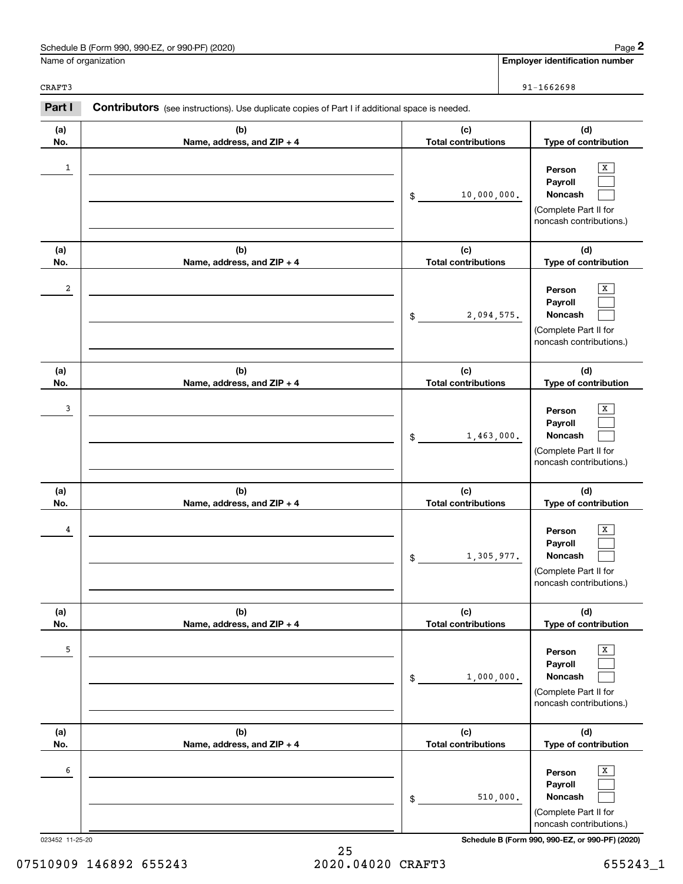Schedule B (Form 990, 990-EZ, or 990-PF) (2020)

Name of organization: CRAFT3

Employer identification number: 91-1662698

## Part I Contributors (see instructions). Use duplicate copies of Part I if additional space is needed.

| (a) No. | (b) Name, address, and ZIP + 4 | (c) Total contributions | (d) Type of contribution |
|---|---|---|---|
| 1 | | $ 10,000,000. | Person [X] Payroll [ ] Noncash [ ] (Complete Part II for noncash contributions.) |
| 2 | | $ 2,094,575. | Person [X] Payroll [ ] Noncash [ ] (Complete Part II for noncash contributions.) |
| 3 | | $ 1,463,000. | Person [X] Payroll [ ] Noncash [ ] (Complete Part II for noncash contributions.) |
| 4 | | $ 1,305,977. | Person [X] Payroll [ ] Noncash [ ] (Complete Part II for noncash contributions.) |
| 5 | | $ 1,000,000. | Person [X] Payroll [ ] Noncash [ ] (Complete Part II for noncash contributions.) |
| 6 | | $ 510,000. | Person [X] Payroll [ ] Noncash [ ] (Complete Part II for noncash contributions.) |

023452 11-25-20

Schedule B (Form 990, 990-EZ, or 990-PF) (2020)

07510909 146892 655243 2020.04020 CRAFT3 655243_1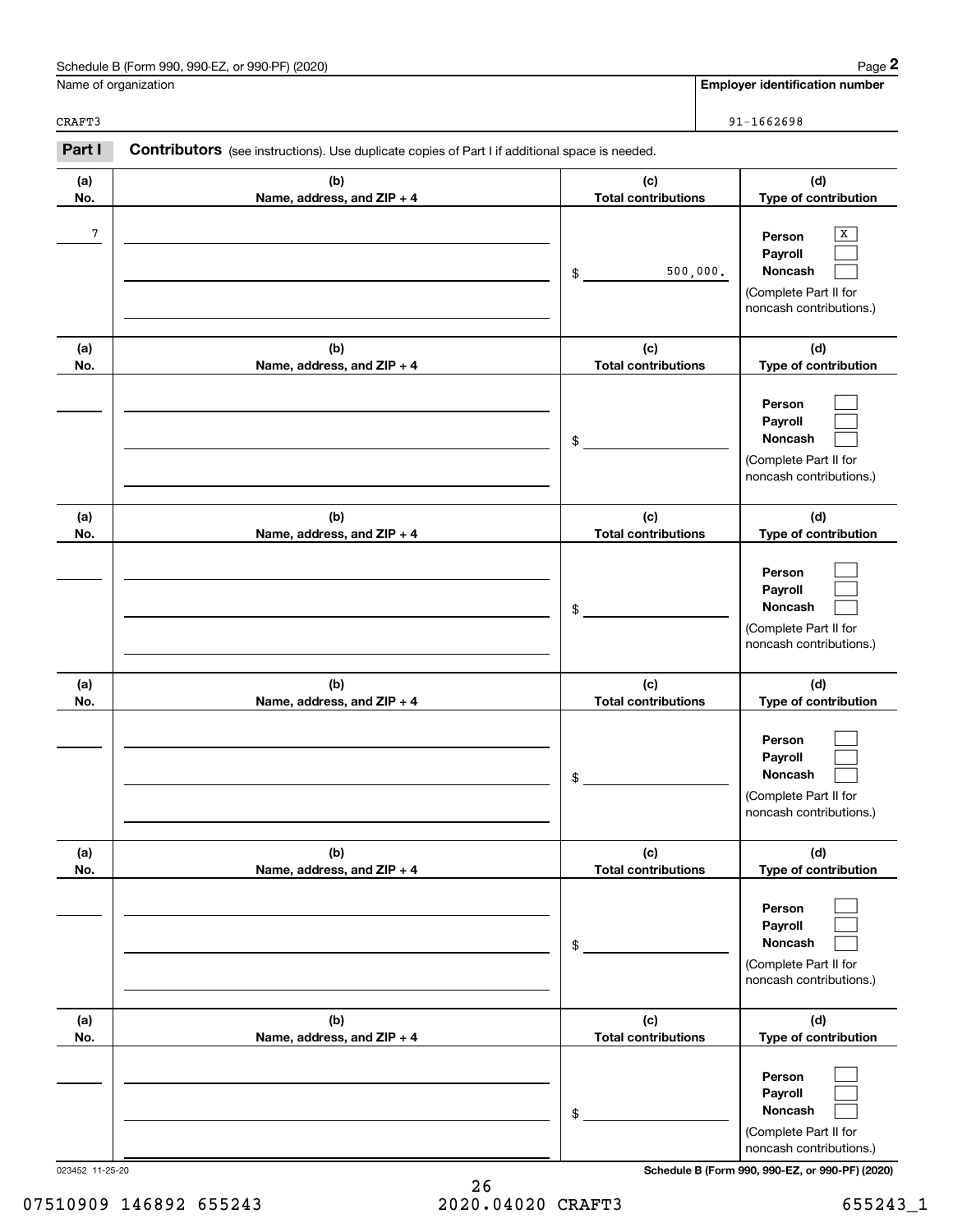Schedule B (Form 990, 990-EZ, or 990-PF) (2020) Page **2**

| Name of organization | Employer identification number |
|---|---|
| CRAFT3 | 91-1662698 |

**Part I** **Contributors** (see instructions). Use duplicate copies of Part I if additional space is needed.

| (a) No. | (b) Name, address, and ZIP + 4 | (c) Total contributions | (d) Type of contribution |
|---|---|---|---|
| 7 | | $ 500,000. | Person [X] Payroll [ ] Noncash [ ] (Complete Part II for noncash contributions.) |
| | | $ | Person [ ] Payroll [ ] Noncash [ ] (Complete Part II for noncash contributions.) |
| | | $ | Person [ ] Payroll [ ] Noncash [ ] (Complete Part II for noncash contributions.) |
| | | $ | Person [ ] Payroll [ ] Noncash [ ] (Complete Part II for noncash contributions.) |
| | | $ | Person [ ] Payroll [ ] Noncash [ ] (Complete Part II for noncash contributions.) |
| | | $ | Person [ ] Payroll [ ] Noncash [ ] (Complete Part II for noncash contributions.) |

023452 11-25-20 **Schedule B (Form 990, 990-EZ, or 990-PF) (2020)**

07510909 146892 655243 2020.04020 CRAFT3 655243_1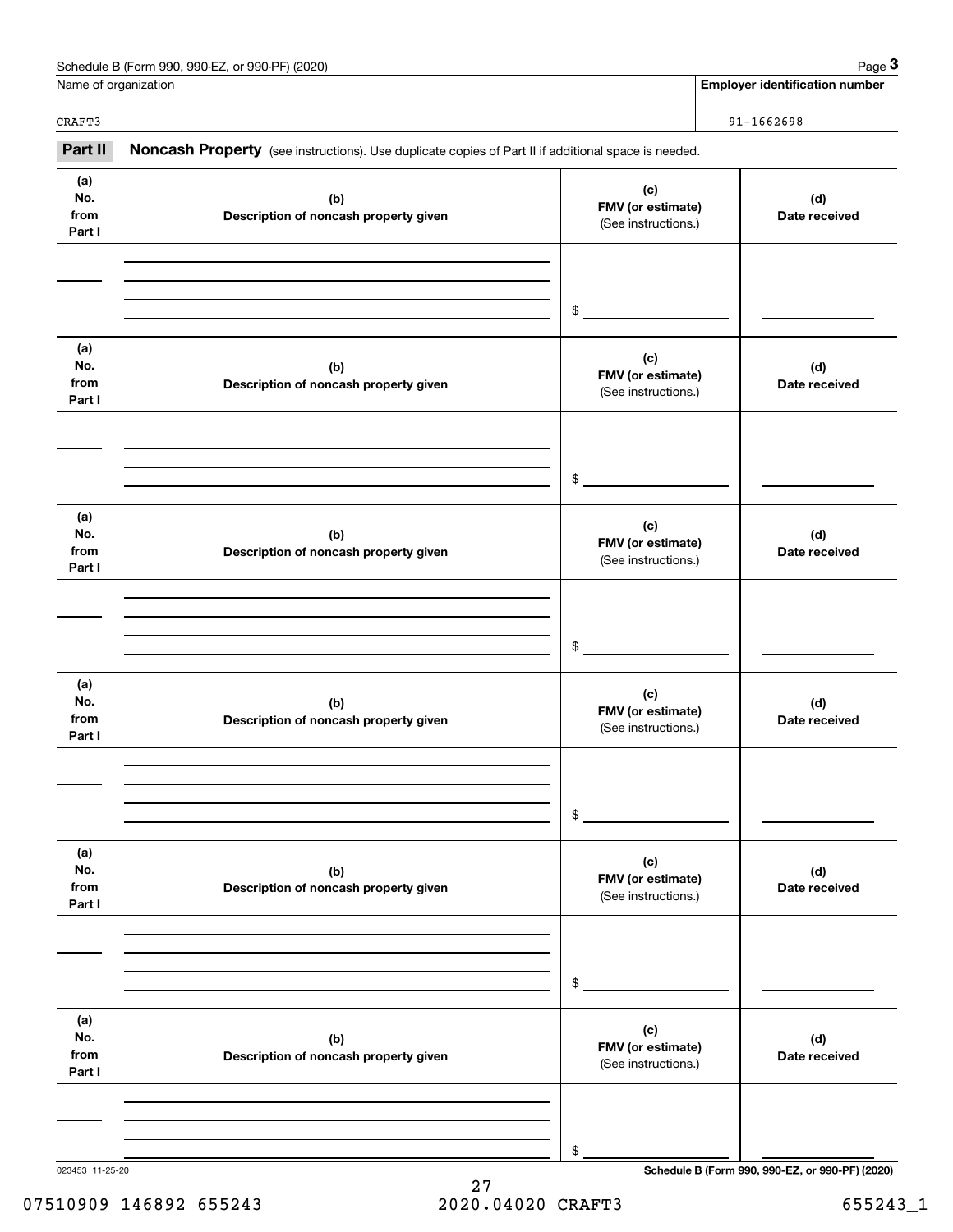Name of organization: CRAFT3

**Employer identification number:** 91-1662698

## Part II Noncash Property

(see instructions). Use duplicate copies of Part II if additional space is needed.

| (a) No. from Part I | (b) Description of noncash property given | (c) FMV (or estimate) (See instructions.) | (d) Date received |
|---|---|---|---|
| | | $ | |

| (a) No. from Part I | (b) Description of noncash property given | (c) FMV (or estimate) (See instructions.) | (d) Date received |
|---|---|---|---|
| | | $ | |

| (a) No. from Part I | (b) Description of noncash property given | (c) FMV (or estimate) (See instructions.) | (d) Date received |
|---|---|---|---|
| | | $ | |

| (a) No. from Part I | (b) Description of noncash property given | (c) FMV (or estimate) (See instructions.) | (d) Date received |
|---|---|---|---|
| | | $ | |

| (a) No. from Part I | (b) Description of noncash property given | (c) FMV (or estimate) (See instructions.) | (d) Date received |
|---|---|---|---|
| | | $ | |

| (a) No. from Part I | (b) Description of noncash property given | (c) FMV (or estimate) (See instructions.) | (d) Date received |
|---|---|---|---|
| | | $ | |

023453 11-25-20

07510909 146892 655243 2020.04020 CRAFT3 655243_1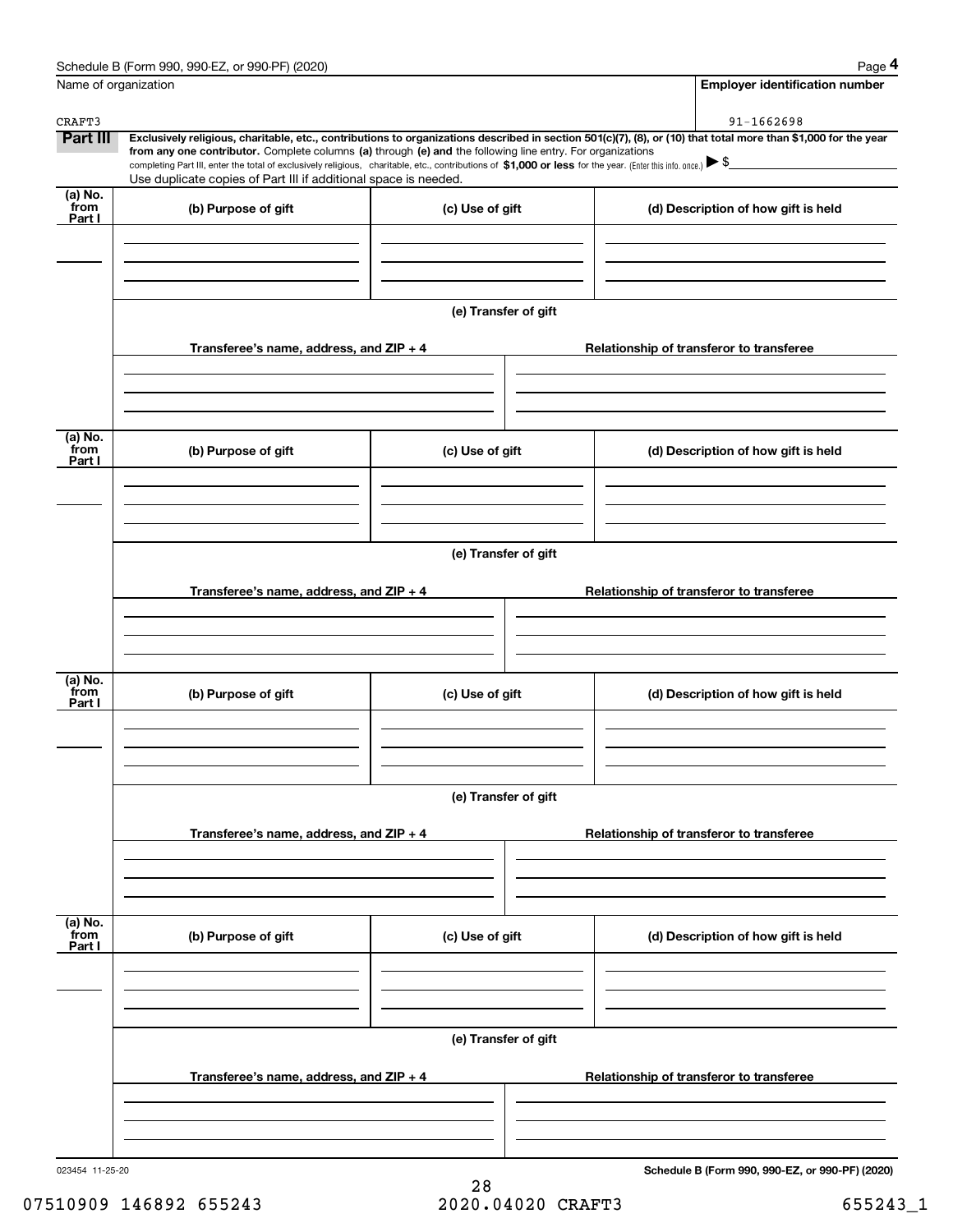Name of organization: CRAFT3

Employer identification number: 91-1662698

## Part III

**Exclusively religious, charitable, etc., contributions to organizations described in section 501(c)(7), (8), or (10) that total more than $1,000 for the year from any one contributor.** Complete columns **(a)** through **(e) and** the following line entry. For organizations completing Part III, enter the total of exclusively religious, charitable, etc., contributions of **$1,000 or less** for the year. (Enter this info. once.) ▶ $

Use duplicate copies of Part III if additional space is needed.

| (a) No. from Part I | (b) Purpose of gift | (c) Use of gift | (d) Description of how gift is held |
|---|---|---|---|
| | | | |

**(e) Transfer of gift**

| Transferee's name, address, and ZIP + 4 | Relationship of transferor to transferee |
|---|---|
| | |

| (a) No. from Part I | (b) Purpose of gift | (c) Use of gift | (d) Description of how gift is held |
|---|---|---|---|
| | | | |

**(e) Transfer of gift**

| Transferee's name, address, and ZIP + 4 | Relationship of transferor to transferee |
|---|---|
| | |

| (a) No. from Part I | (b) Purpose of gift | (c) Use of gift | (d) Description of how gift is held |
|---|---|---|---|
| | | | |

**(e) Transfer of gift**

| Transferee's name, address, and ZIP + 4 | Relationship of transferor to transferee |
|---|---|
| | |

| (a) No. from Part I | (b) Purpose of gift | (c) Use of gift | (d) Description of how gift is held |
|---|---|---|---|
| | | | |

**(e) Transfer of gift**

| Transferee's name, address, and ZIP + 4 | Relationship of transferor to transferee |
|---|---|
| | |

023454 11-25-20

**Schedule B (Form 990, 990-EZ, or 990-PF) (2020)**

07510909 146892 655243 2020.04020 CRAFT3 655243_1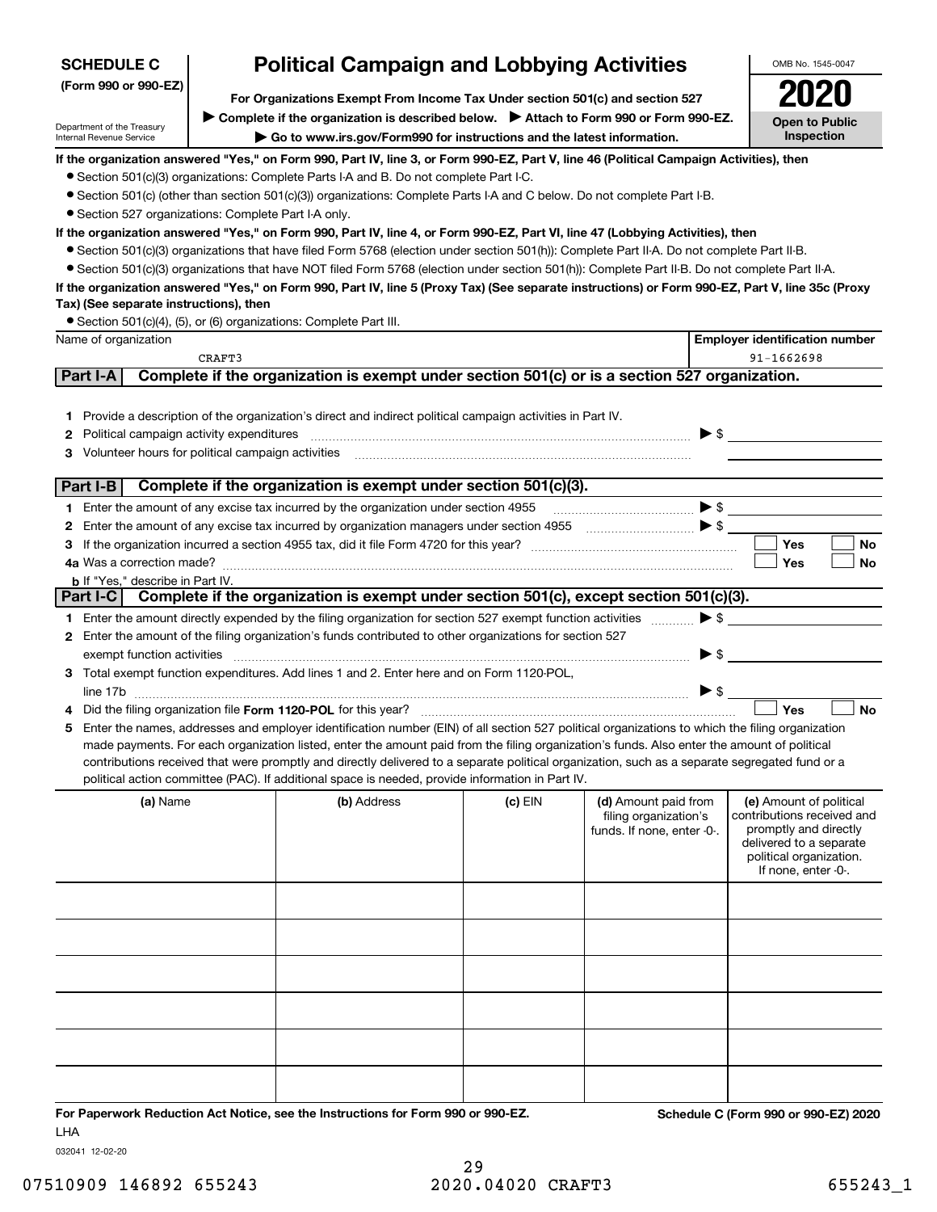**SCHEDULE C (Form 990 or 990-EZ)**

Department of the Treasury
Internal Revenue Service

# Political Campaign and Lobbying Activities

**For Organizations Exempt From Income Tax Under section 501(c) and section 527**

▶ **Complete if the organization is described below.** ▶ **Attach to Form 990 or Form 990-EZ.**

▶ **Go to www.irs.gov/Form990 for instructions and the latest information.**

OMB No. 1545-0047

**2020**

**Open to Public Inspection**

**If the organization answered "Yes," on Form 990, Part IV, line 3, or Form 990-EZ, Part V, line 46 (Political Campaign Activities), then**

- Section 501(c)(3) organizations: Complete Parts I-A and B. Do not complete Part I-C.
- Section 501(c) (other than section 501(c)(3)) organizations: Complete Parts I-A and C below. Do not complete Part I-B.
- Section 527 organizations: Complete Part I-A only.

**If the organization answered "Yes," on Form 990, Part IV, line 4, or Form 990-EZ, Part VI, line 47 (Lobbying Activities), then**

- Section 501(c)(3) organizations that have filed Form 5768 (election under section 501(h)): Complete Part II-A. Do not complete Part II-B.
- Section 501(c)(3) organizations that have NOT filed Form 5768 (election under section 501(h)): Complete Part II-B. Do not complete Part II-A.

**If the organization answered "Yes," on Form 990, Part IV, line 5 (Proxy Tax) (See separate instructions) or Form 990-EZ, Part V, line 35c (Proxy Tax) (See separate instructions), then**

- Section 501(c)(4), (5), or (6) organizations: Complete Part III.

| Name of organization | Employer identification number |
|---|---|
| CRAFT3 | 91-1662698 |

## Part I-A Complete if the organization is exempt under section 501(c) or is a section 527 organization.

1. Provide a description of the organization's direct and indirect political campaign activities in Part IV.
2. Political campaign activity expenditures ▶ $
3. Volunteer hours for political campaign activities

## Part I-B Complete if the organization is exempt under section 501(c)(3).

1. Enter the amount of any excise tax incurred by the organization under section 4955 ▶ $
2. Enter the amount of any excise tax incurred by organization managers under section 4955 ▶ $
3. If the organization incurred a section 4955 tax, did it file Form 4720 for this year? ☐ Yes ☐ No

4a. Was a correction made? ☐ Yes ☐ No

b. If "Yes," describe in Part IV.

## Part I-C Complete if the organization is exempt under section 501(c), except section 501(c)(3).

1. Enter the amount directly expended by the filing organization for section 527 exempt function activities ▶ $
2. Enter the amount of the filing organization's funds contributed to other organizations for section 527 exempt function activities ▶ $
3. Total exempt function expenditures. Add lines 1 and 2. Enter here and on Form 1120-POL, line 17b ▶ $
4. Did the filing organization file **Form 1120-POL** for this year? ☐ Yes ☐ No
5. Enter the names, addresses and employer identification number (EIN) of all section 527 political organizations to which the filing organization made payments. For each organization listed, enter the amount paid from the filing organization's funds. Also enter the amount of political contributions received that were promptly and directly delivered to a separate political organization, such as a separate segregated fund or a political action committee (PAC). If additional space is needed, provide information in Part IV.

| (a) Name | (b) Address | (c) EIN | (d) Amount paid from filing organization's funds. If none, enter -0-. | (e) Amount of political contributions received and promptly and directly delivered to a separate political organization. If none, enter -0-. |
|---|---|---|---|---|
| | | | | |
| | | | | |
| | | | | |
| | | | | |
| | | | | |
| | | | | |

**For Paperwork Reduction Act Notice, see the Instructions for Form 990 or 990-EZ.** **Schedule C (Form 990 or 990-EZ) 2020**

LHA

032041 12-02-20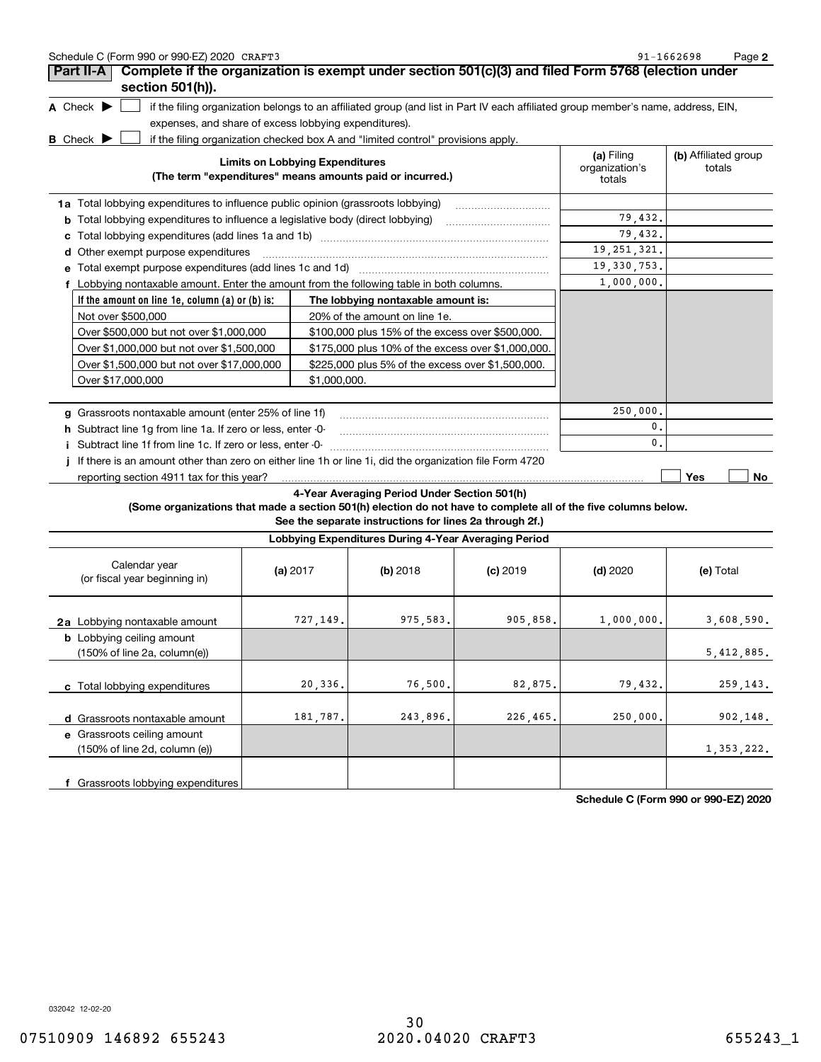**Part II-A** **Complete if the organization is exempt under section 501(c)(3) and filed Form 5768 (election under section 501(h)).**

**A** Check ▶ ☐ if the filing organization belongs to an affiliated group (and list in Part IV each affiliated group member's name, address, EIN, expenses, and share of excess lobbying expenditures).

**B** Check ▶ ☐ if the filing organization checked box A and "limited control" provisions apply.

| Limits on Lobbying Expenditures (The term "expenditures" means amounts paid or incurred.) | (a) Filing organization's totals | (b) Affiliated group totals |
|---|---|---|
| **1a** Total lobbying expenditures to influence public opinion (grassroots lobbying) | | |
| **b** Total lobbying expenditures to influence a legislative body (direct lobbying) | 79,432. | |
| **c** Total lobbying expenditures (add lines 1a and 1b) | 79,432. | |
| **d** Other exempt purpose expenditures | 19,251,321. | |
| **e** Total exempt purpose expenditures (add lines 1c and 1d) | 19,330,753. | |
| **f** Lobbying nontaxable amount. Enter the amount from the following table in both columns. | 1,000,000. | |

| If the amount on line 1e, column (a) or (b) is: | The lobbying nontaxable amount is: |
|---|---|
| Not over $500,000 | 20% of the amount on line 1e. |
| Over $500,000 but not over $1,000,000 | $100,000 plus 15% of the excess over $500,000. |
| Over $1,000,000 but not over $1,500,000 | $175,000 plus 10% of the excess over $1,000,000. |
| Over $1,500,000 but not over $17,000,000 | $225,000 plus 5% of the excess over $1,500,000. |
| Over $17,000,000 | $1,000,000. |

| | (a) Filing organization's totals | (b) Affiliated group totals |
|---|---|---|
| **g** Grassroots nontaxable amount (enter 25% of line 1f) | 250,000. | |
| **h** Subtract line 1g from line 1a. If zero or less, enter -0- | 0. | |
| **i** Subtract line 1f from line 1c. If zero or less, enter -0- | 0. | |

**j** If there is an amount other than zero on either line 1h or line 1i, did the organization file Form 4720 reporting section 4911 tax for this year? ☐ Yes ☐ No

**4-Year Averaging Period Under Section 501(h)**
**(Some organizations that made a section 501(h) election do not have to complete all of the five columns below. See the separate instructions for lines 2a through 2f.)**

| Lobbying Expenditures During 4-Year Averaging Period | | | | | |
|---|---|---|---|---|---|
| Calendar year (or fiscal year beginning in) | (a) 2017 | (b) 2018 | (c) 2019 | (d) 2020 | (e) Total |
| **2a** Lobbying nontaxable amount | 727,149. | 975,583. | 905,858. | 1,000,000. | 3,608,590. |
| **b** Lobbying ceiling amount (150% of line 2a, column(e)) | | | | | 5,412,885. |
| **c** Total lobbying expenditures | 20,336. | 76,500. | 82,875. | 79,432. | 259,143. |
| **d** Grassroots nontaxable amount | 181,787. | 243,896. | 226,465. | 250,000. | 902,148. |
| **e** Grassroots ceiling amount (150% of line 2d, column (e)) | | | | | 1,353,222. |
| **f** Grassroots lobbying expenditures | | | | | |

**Schedule C (Form 990 or 990-EZ) 2020**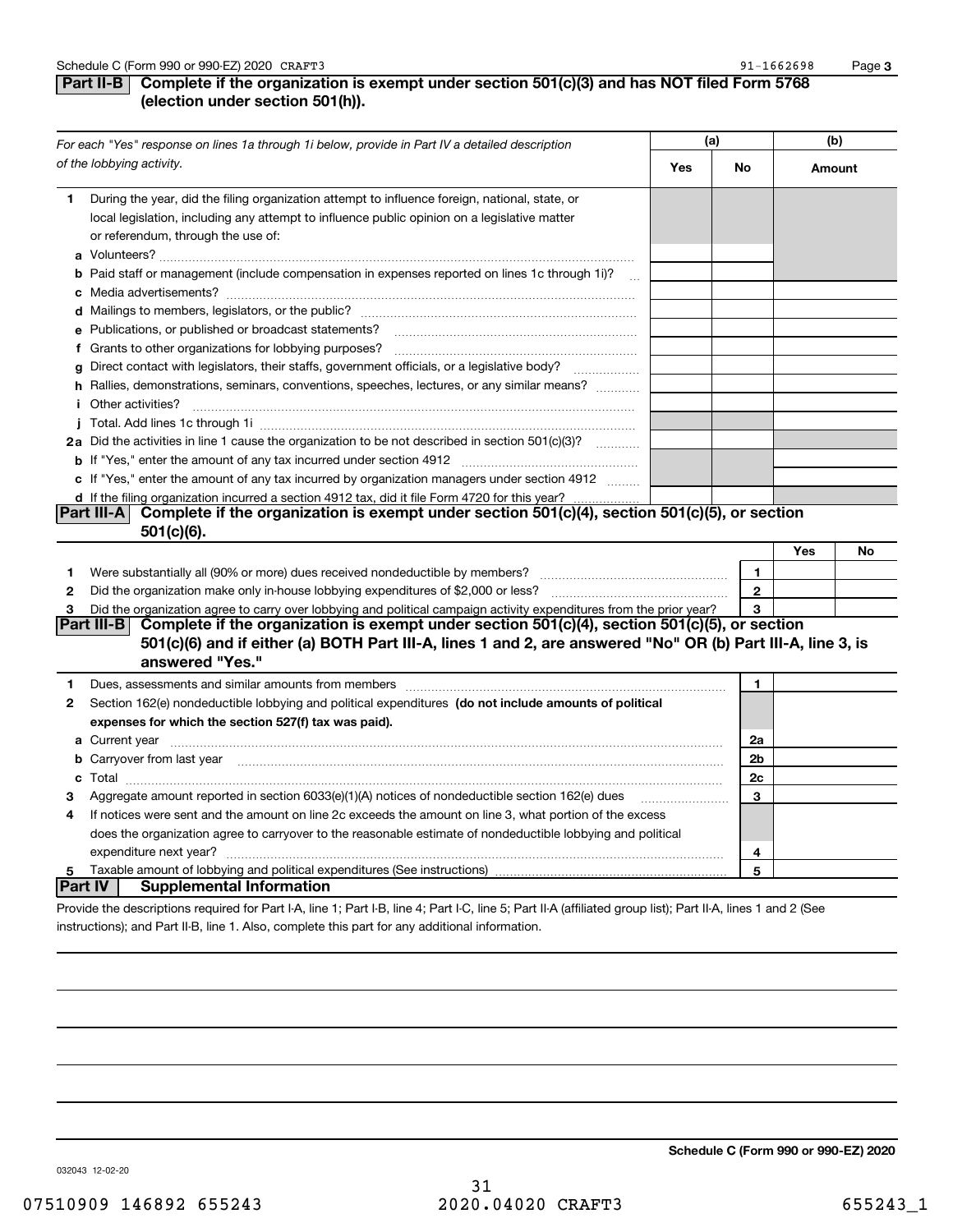**Part II-B** **Complete if the organization is exempt under section 501(c)(3) and has NOT filed Form 5768 (election under section 501(h)).**

| *For each "Yes" response on lines 1a through 1i below, provide in Part IV a detailed description of the lobbying activity.* | (a) Yes | (a) No | (b) Amount |
|---|---|---|---|
| **1** During the year, did the filing organization attempt to influence foreign, national, state, or local legislation, including any attempt to influence public opinion on a legislative matter or referendum, through the use of: | | | |
| **a** Volunteers? | | | |
| **b** Paid staff or management (include compensation in expenses reported on lines 1c through 1i)? | | | |
| **c** Media advertisements? | | | |
| **d** Mailings to members, legislators, or the public? | | | |
| **e** Publications, or published or broadcast statements? | | | |
| **f** Grants to other organizations for lobbying purposes? | | | |
| **g** Direct contact with legislators, their staffs, government officials, or a legislative body? | | | |
| **h** Rallies, demonstrations, seminars, conventions, speeches, lectures, or any similar means? | | | |
| **i** Other activities? | | | |
| **j** Total. Add lines 1c through 1i | | | |
| **2a** Did the activities in line 1 cause the organization to be not described in section 501(c)(3)? | | | |
| **b** If "Yes," enter the amount of any tax incurred under section 4912 | | | |
| **c** If "Yes," enter the amount of any tax incurred by organization managers under section 4912 | | | |
| **d** If the filing organization incurred a section 4912 tax, did it file Form 4720 for this year? | | | |

**Part III-A** **Complete if the organization is exempt under section 501(c)(4), section 501(c)(5), or section 501(c)(6).**

| | | Yes | No |
|---|---|---|---|
| **1** Were substantially all (90% or more) dues received nondeductible by members? | 1 | | |
| **2** Did the organization make only in-house lobbying expenditures of $2,000 or less? | 2 | | |
| **3** Did the organization agree to carry over lobbying and political campaign activity expenditures from the prior year? | 3 | | |

**Part III-B** **Complete if the organization is exempt under section 501(c)(4), section 501(c)(5), or section 501(c)(6) and if either (a) BOTH Part III-A, lines 1 and 2, are answered "No" OR (b) Part III-A, line 3, is answered "Yes."**

| | | |
|---|---|---|
| **1** Dues, assessments and similar amounts from members | 1 | |
| **2** Section 162(e) nondeductible lobbying and political expenditures **(do not include amounts of political expenses for which the section 527(f) tax was paid).** | | |
| **a** Current year | 2a | |
| **b** Carryover from last year | 2b | |
| **c** Total | 2c | |
| **3** Aggregate amount reported in section 6033(e)(1)(A) notices of nondeductible section 162(e) dues | 3 | |
| **4** If notices were sent and the amount on line 2c exceeds the amount on line 3, what portion of the excess does the organization agree to carryover to the reasonable estimate of nondeductible lobbying and political expenditure next year? | 4 | |
| **5** Taxable amount of lobbying and political expenditures (See instructions) | 5 | |

**Part IV** **Supplemental Information**

Provide the descriptions required for Part I-A, line 1; Part I-B, line 4; Part I-C, line 5; Part II-A (affiliated group list); Part II-A, lines 1 and 2 (See instructions); and Part II-B, line 1. Also, complete this part for any additional information.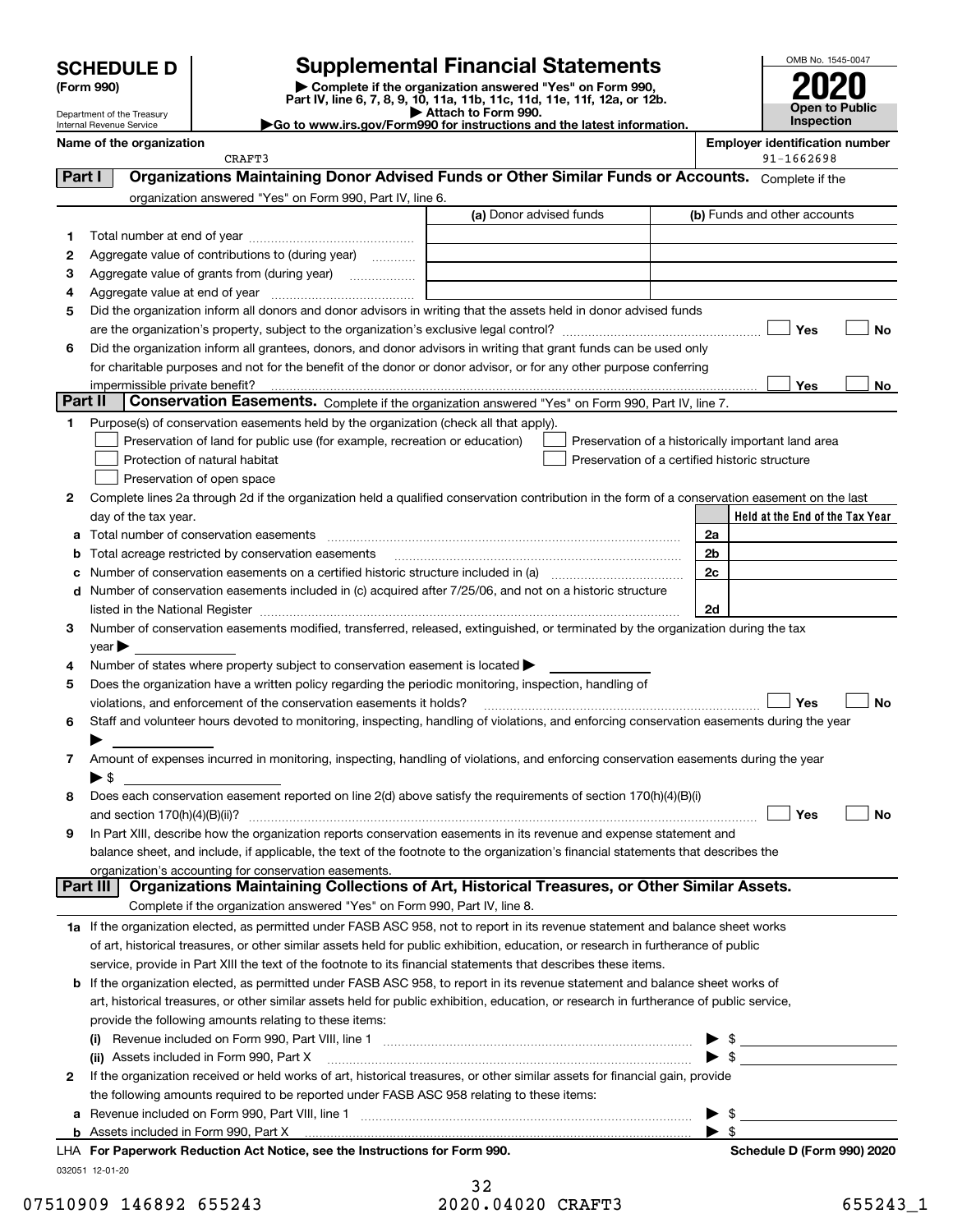# SCHEDULE D (Form 990)

Department of the Treasury
Internal Revenue Service

## Supplemental Financial Statements

▶ Complete if the organization answered "Yes" on Form 990, Part IV, line 6, 7, 8, 9, 10, 11a, 11b, 11c, 11d, 11e, 11f, 12a, or 12b.
▶ Attach to Form 990.
▶Go to www.irs.gov/Form990 for instructions and the latest information.

OMB No. 1545-0047
**2020**
**Open to Public Inspection**

**Name of the organization**
CRAFT3

**Employer identification number**
91-1662698

### Part I — Organizations Maintaining Donor Advised Funds or Other Similar Funds or Accounts.
Complete if the organization answered "Yes" on Form 990, Part IV, line 6.

| | | (a) Donor advised funds | (b) Funds and other accounts |
|---|---|---|---|
| 1 | Total number at end of year | | |
| 2 | Aggregate value of contributions to (during year) | | |
| 3 | Aggregate value of grants from (during year) | | |
| 4 | Aggregate value at end of year | | |

5 Did the organization inform all donors and donor advisors in writing that the assets held in donor advised funds are the organization's property, subject to the organization's exclusive legal control? ☐ Yes ☐ No

6 Did the organization inform all grantees, donors, and donor advisors in writing that grant funds can be used only for charitable purposes and not for the benefit of the donor or donor advisor, or for any other purpose conferring impermissible private benefit? ☐ Yes ☐ No

### Part II — Conservation Easements.
Complete if the organization answered "Yes" on Form 990, Part IV, line 7.

1 Purpose(s) of conservation easements held by the organization (check all that apply).

- ☐ Preservation of land for public use (for example, recreation or education)
- ☐ Protection of natural habitat
- ☐ Preservation of open space
- ☐ Preservation of a historically important land area
- ☐ Preservation of a certified historic structure

2 Complete lines 2a through 2d if the organization held a qualified conservation contribution in the form of a conservation easement on the last day of the tax year.

| | | | Held at the End of the Tax Year |
|---|---|---|---|
| a | Total number of conservation easements | 2a | |
| b | Total acreage restricted by conservation easements | 2b | |
| c | Number of conservation easements on a certified historic structure included in (a) | 2c | |
| d | Number of conservation easements included in (c) acquired after 7/25/06, and not on a historic structure listed in the National Register | 2d | |

3 Number of conservation easements modified, transferred, released, extinguished, or terminated by the organization during the tax year ▶

4 Number of states where property subject to conservation easement is located ▶

5 Does the organization have a written policy regarding the periodic monitoring, inspection, handling of violations, and enforcement of the conservation easements it holds? ☐ Yes ☐ No

6 Staff and volunteer hours devoted to monitoring, inspecting, handling of violations, and enforcing conservation easements during the year ▶

7 Amount of expenses incurred in monitoring, inspecting, handling of violations, and enforcing conservation easements during the year ▶ $

8 Does each conservation easement reported on line 2(d) above satisfy the requirements of section 170(h)(4)(B)(i) and section 170(h)(4)(B)(ii)? ☐ Yes ☐ No

9 In Part XIII, describe how the organization reports conservation easements in its revenue and expense statement and balance sheet, and include, if applicable, the text of the footnote to the organization's financial statements that describes the organization's accounting for conservation easements.

### Part III — Organizations Maintaining Collections of Art, Historical Treasures, or Other Similar Assets.
Complete if the organization answered "Yes" on Form 990, Part IV, line 8.

1a If the organization elected, as permitted under FASB ASC 958, not to report in its revenue statement and balance sheet works of art, historical treasures, or other similar assets held for public exhibition, education, or research in furtherance of public service, provide in Part XIII the text of the footnote to its financial statements that describes these items.

b If the organization elected, as permitted under FASB ASC 958, to report in its revenue statement and balance sheet works of art, historical treasures, or other similar assets held for public exhibition, education, or research in furtherance of public service, provide the following amounts relating to these items:

(i) Revenue included on Form 990, Part VIII, line 1 ▶ $

(ii) Assets included in Form 990, Part X ▶ $

2 If the organization received or held works of art, historical treasures, or other similar assets for financial gain, provide the following amounts required to be reported under FASB ASC 958 relating to these items:

a Revenue included on Form 990, Part VIII, line 1 ▶ $

b Assets included in Form 990, Part X ▶ $

LHA For Paperwork Reduction Act Notice, see the Instructions for Form 990. Schedule D (Form 990) 2020

032051 12-01-20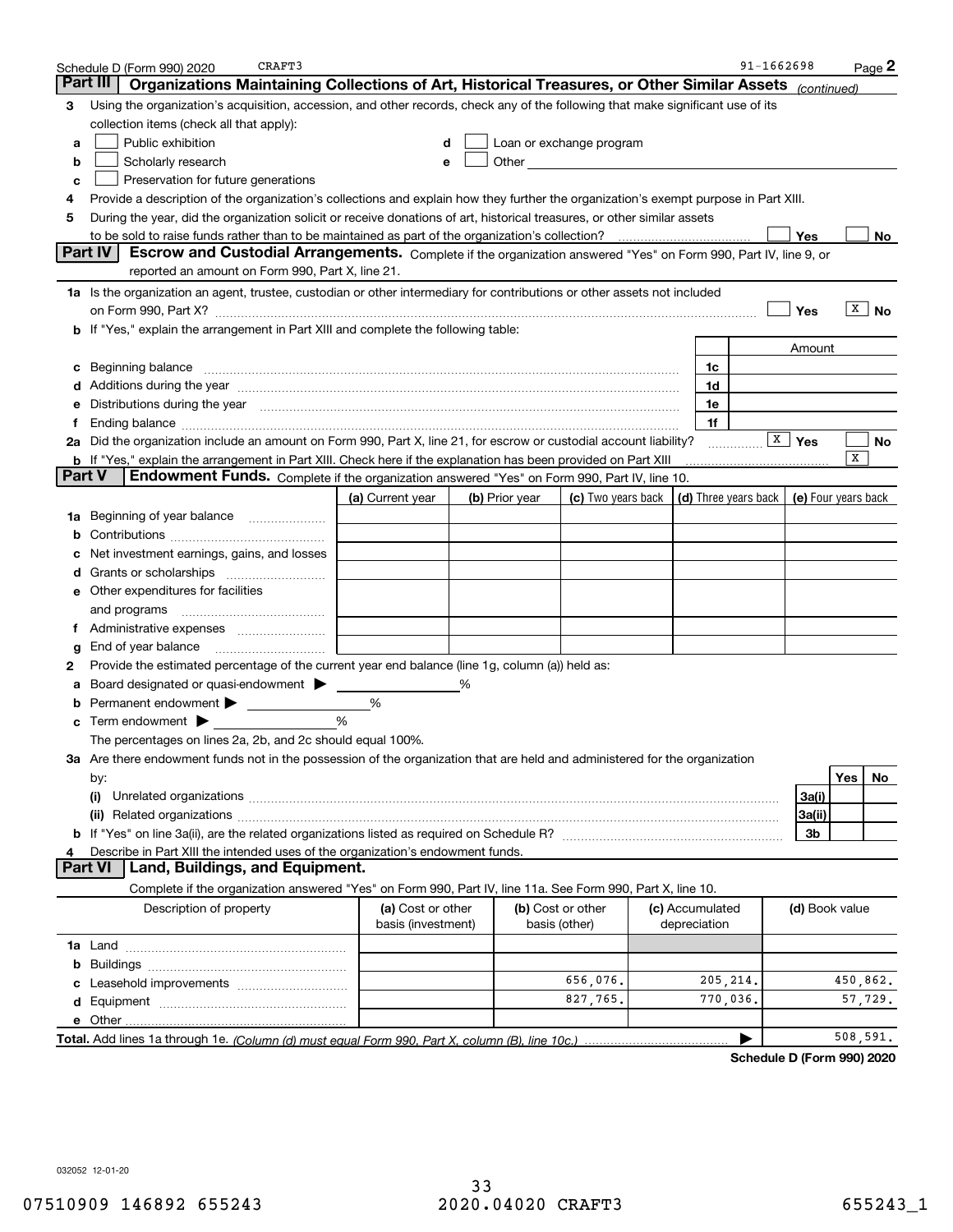Schedule D (Form 990) 2020 CRAFT3 91-1662698

## Part III Organizations Maintaining Collections of Art, Historical Treasures, or Other Similar Assets *(continued)*

**3** Using the organization's acquisition, accession, and other records, check any of the following that make significant use of its collection items (check all that apply):

- **a** ☐ Public exhibition
- **b** ☐ Scholarly research
- **c** ☐ Preservation for future generations
- **d** ☐ Loan or exchange program
- **e** ☐ Other

**4** Provide a description of the organization's collections and explain how they further the organization's exempt purpose in Part XIII.

**5** During the year, did the organization solicit or receive donations of art, historical treasures, or other similar assets to be sold to raise funds rather than to be maintained as part of the organization's collection? ☐ Yes ☐ No

## Part IV Escrow and Custodial Arrangements.

Complete if the organization answered "Yes" on Form 990, Part IV, line 9, or reported an amount on Form 990, Part X, line 21.

**1a** Is the organization an agent, trustee, custodian or other intermediary for contributions or other assets not included on Form 990, Part X? ☐ Yes ☒ No

**b** If "Yes," explain the arrangement in Part XIII and complete the following table:

| | | Amount |
|---|---|---|
| **c** Beginning balance | 1c | |
| **d** Additions during the year | 1d | |
| **e** Distributions during the year | 1e | |
| **f** Ending balance | 1f | |

**2a** Did the organization include an amount on Form 990, Part X, line 21, for escrow or custodial account liability? ☒ Yes ☐ No

**b** If "Yes," explain the arrangement in Part XIII. Check here if the explanation has been provided on Part XIII ☒

## Part V Endowment Funds.

Complete if the organization answered "Yes" on Form 990, Part IV, line 10.

| | (a) Current year | (b) Prior year | (c) Two years back | (d) Three years back | (e) Four years back |
|---|---|---|---|---|---|
| **1a** Beginning of year balance | | | | | |
| **b** Contributions | | | | | |
| **c** Net investment earnings, gains, and losses | | | | | |
| **d** Grants or scholarships | | | | | |
| **e** Other expenditures for facilities and programs | | | | | |
| **f** Administrative expenses | | | | | |
| **g** End of year balance | | | | | |

**2** Provide the estimated percentage of the current year end balance (line 1g, column (a)) held as:

- **a** Board designated or quasi-endowment ▶ ______ %
- **b** Permanent endowment ▶ ______ %
- **c** Term endowment ▶ ______ %

The percentages on lines 2a, 2b, and 2c should equal 100%.

**3a** Are there endowment funds not in the possession of the organization that are held and administered for the organization by:

| | | Yes | No |
|---|---|---|---|
| **(i)** Unrelated organizations | 3a(i) | | |
| **(ii)** Related organizations | 3a(ii) | | |
| **b** If "Yes" on line 3a(ii), are the related organizations listed as required on Schedule R? | 3b | | |

**4** Describe in Part XIII the intended uses of the organization's endowment funds.

## Part VI Land, Buildings, and Equipment.

Complete if the organization answered "Yes" on Form 990, Part IV, line 11a. See Form 990, Part X, line 10.

| Description of property | (a) Cost or other basis (investment) | (b) Cost or other basis (other) | (c) Accumulated depreciation | (d) Book value |
|---|---|---|---|---|
| **1a** Land | | | | |
| **b** Buildings | | | | |
| **c** Leasehold improvements | | 656,076. | 205,214. | 450,862. |
| **d** Equipment | | 827,765. | 770,036. | 57,729. |
| **e** Other | | | | |
| **Total.** Add lines 1a through 1e. *(Column (d) must equal Form 990, Part X, column (B), line 10c.)* | | | | 508,591. |

**Schedule D (Form 990) 2020**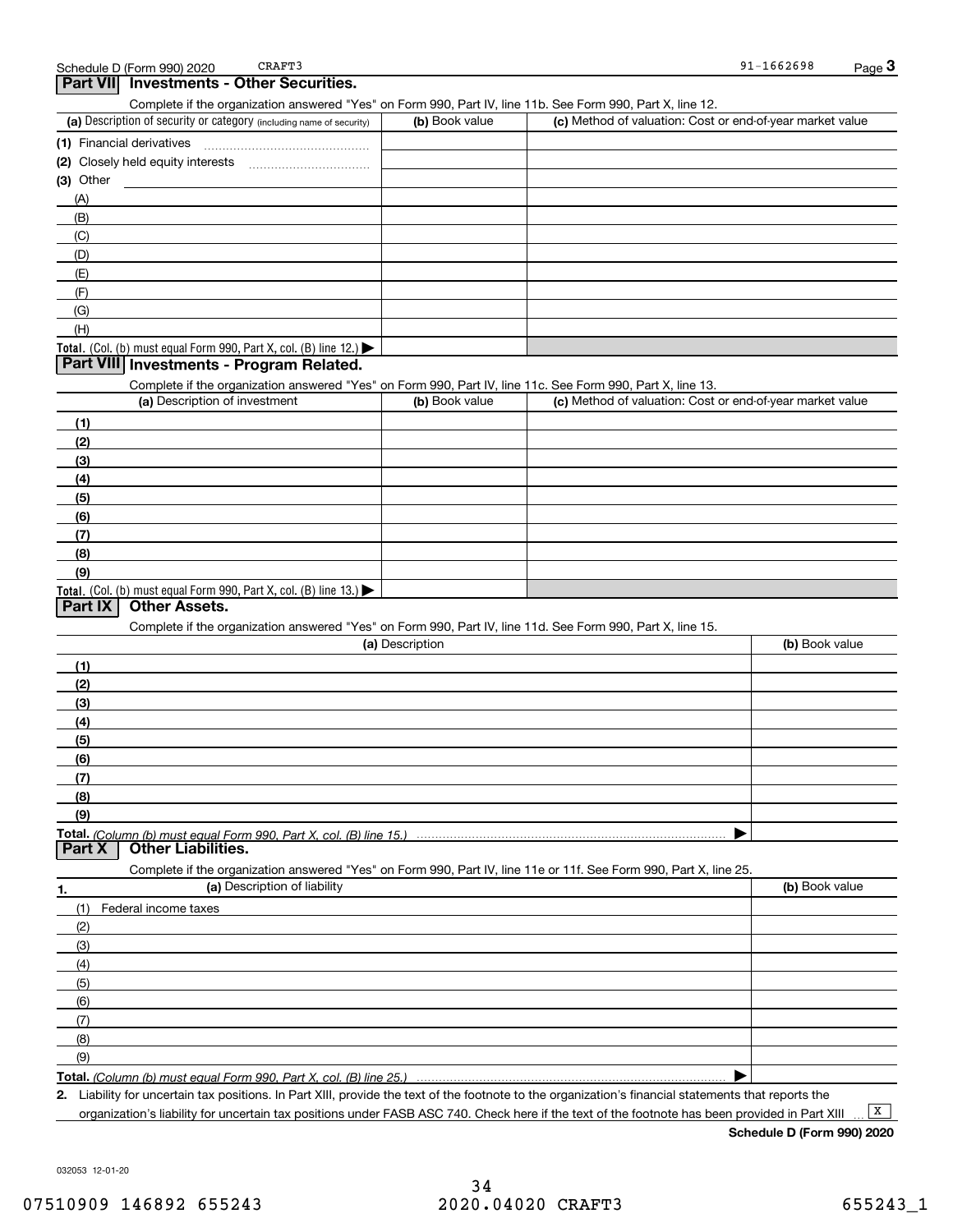Schedule D (Form 990) 2020 CRAFT3 91-1662698 Page 3

## Part VII Investments - Other Securities.

Complete if the organization answered "Yes" on Form 990, Part IV, line 11b. See Form 990, Part X, line 12.

| (a) Description of security or category (including name of security) | (b) Book value | (c) Method of valuation: Cost or end-of-year market value |
|---|---|---|
| (1) Financial derivatives | | |
| (2) Closely held equity interests | | |
| (3) Other | | |
| (A) | | |
| (B) | | |
| (C) | | |
| (D) | | |
| (E) | | |
| (F) | | |
| (G) | | |
| (H) | | |
| Total. (Col. (b) must equal Form 990, Part X, col. (B) line 12.) | | |

## Part VIII Investments - Program Related.

Complete if the organization answered "Yes" on Form 990, Part IV, line 11c. See Form 990, Part X, line 13.

| (a) Description of investment | (b) Book value | (c) Method of valuation: Cost or end-of-year market value |
|---|---|---|
| (1) | | |
| (2) | | |
| (3) | | |
| (4) | | |
| (5) | | |
| (6) | | |
| (7) | | |
| (8) | | |
| (9) | | |
| Total. (Col. (b) must equal Form 990, Part X, col. (B) line 13.) | | |

## Part IX Other Assets.

Complete if the organization answered "Yes" on Form 990, Part IV, line 11d. See Form 990, Part X, line 15.

| (a) Description | (b) Book value |
|---|---|
| (1) | |
| (2) | |
| (3) | |
| (4) | |
| (5) | |
| (6) | |
| (7) | |
| (8) | |
| (9) | |
| Total. *(Column (b) must equal Form 990, Part X, col. (B) line 15.)* | |

## Part X Other Liabilities.

Complete if the organization answered "Yes" on Form 990, Part IV, line 11e or 11f. See Form 990, Part X, line 25.

| 1. (a) Description of liability | (b) Book value |
|---|---|
| (1) Federal income taxes | |
| (2) | |
| (3) | |
| (4) | |
| (5) | |
| (6) | |
| (7) | |
| (8) | |
| (9) | |
| Total. *(Column (b) must equal Form 990, Part X, col. (B) line 25.)* | |

2. Liability for uncertain tax positions. In Part XIII, provide the text of the footnote to the organization's financial statements that reports the organization's liability for uncertain tax positions under FASB ASC 740. Check here if the text of the footnote has been provided in Part XIII ... [X]

**Schedule D (Form 990) 2020**

032053 12-01-20

07510909 146892 655243 2020.04020 CRAFT3 655243_1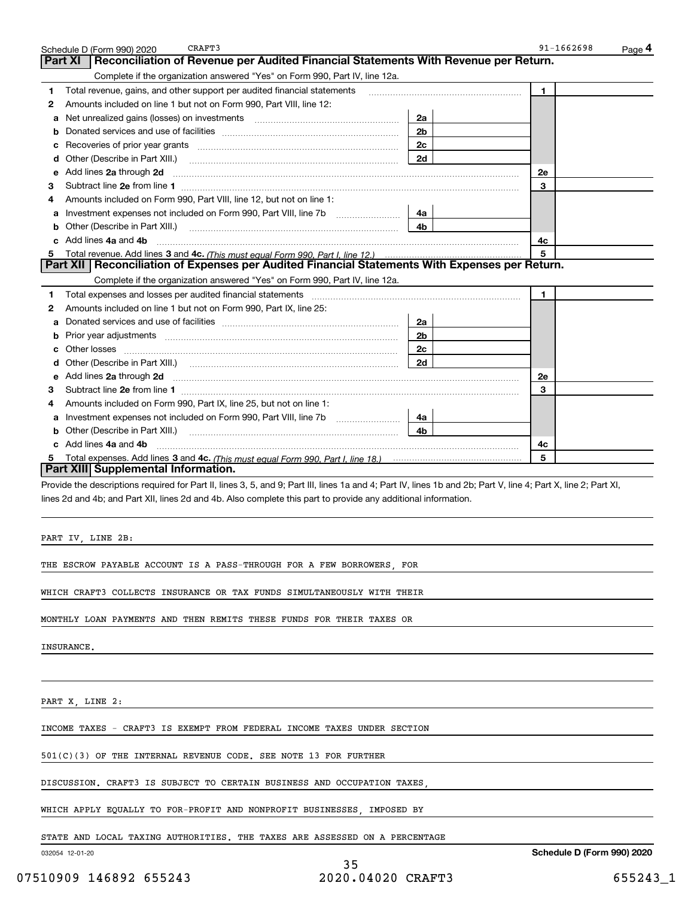Schedule D (Form 990) 2020 CRAFT3 91-1662698 Page 4

## Part XI Reconciliation of Revenue per Audited Financial Statements With Revenue per Return.

Complete if the organization answered "Yes" on Form 990, Part IV, line 12a.

| | | | | | |
|---|---|---|---|---|---|
| 1 | Total revenue, gains, and other support per audited financial statements | | | 1 | |
| 2 | Amounts included on line 1 but not on Form 990, Part VIII, line 12: | | | | |
| a | Net unrealized gains (losses) on investments | 2a | | | |
| b | Donated services and use of facilities | 2b | | | |
| c | Recoveries of prior year grants | 2c | | | |
| d | Other (Describe in Part XIII.) | 2d | | | |
| e | Add lines 2a through 2d | | | 2e | |
| 3 | Subtract line 2e from line 1 | | | 3 | |
| 4 | Amounts included on Form 990, Part VIII, line 12, but not on line 1: | | | | |
| a | Investment expenses not included on Form 990, Part VIII, line 7b | 4a | | | |
| b | Other (Describe in Part XIII.) | 4b | | | |
| c | Add lines 4a and 4b | | | 4c | |
| 5 | Total revenue. Add lines 3 and 4c. *(This must equal Form 990, Part I, line 12.)* | | | 5 | |

## Part XII Reconciliation of Expenses per Audited Financial Statements With Expenses per Return.

Complete if the organization answered "Yes" on Form 990, Part IV, line 12a.

| | | | | | |
|---|---|---|---|---|---|
| 1 | Total expenses and losses per audited financial statements | | | 1 | |
| 2 | Amounts included on line 1 but not on Form 990, Part IX, line 25: | | | | |
| a | Donated services and use of facilities | 2a | | | |
| b | Prior year adjustments | 2b | | | |
| c | Other losses | 2c | | | |
| d | Other (Describe in Part XIII.) | 2d | | | |
| e | Add lines 2a through 2d | | | 2e | |
| 3 | Subtract line 2e from line 1 | | | 3 | |
| 4 | Amounts included on Form 990, Part IX, line 25, but not on line 1: | | | | |
| a | Investment expenses not included on Form 990, Part VIII, line 7b | 4a | | | |
| b | Other (Describe in Part XIII.) | 4b | | | |
| c | Add lines 4a and 4b | | | 4c | |
| 5 | Total expenses. Add lines 3 and 4c. *(This must equal Form 990, Part I, line 18.)* | | | 5 | |

## Part XIII Supplemental Information.

Provide the descriptions required for Part II, lines 3, 5, and 9; Part III, lines 1a and 4; Part IV, lines 1b and 2b; Part V, line 4; Part X, line 2; Part XI, lines 2d and 4b; and Part XII, lines 2d and 4b. Also complete this part to provide any additional information.

PART IV, LINE 2B:

THE ESCROW PAYABLE ACCOUNT IS A PASS-THROUGH FOR A FEW BORROWERS, FOR WHICH CRAFT3 COLLECTS INSURANCE OR TAX FUNDS SIMULTANEOUSLY WITH THEIR MONTHLY LOAN PAYMENTS AND THEN REMITS THESE FUNDS FOR THEIR TAXES OR INSURANCE.

PART X, LINE 2:

INCOME TAXES - CRAFT3 IS EXEMPT FROM FEDERAL INCOME TAXES UNDER SECTION 501(C)(3) OF THE INTERNAL REVENUE CODE. SEE NOTE 13 FOR FURTHER DISCUSSION. CRAFT3 IS SUBJECT TO CERTAIN BUSINESS AND OCCUPATION TAXES, WHICH APPLY EQUALLY TO FOR-PROFIT AND NONPROFIT BUSINESSES, IMPOSED BY STATE AND LOCAL TAXING AUTHORITIES. THE TAXES ARE ASSESSED ON A PERCENTAGE

032054 12-01-20 **Schedule D (Form 990) 2020**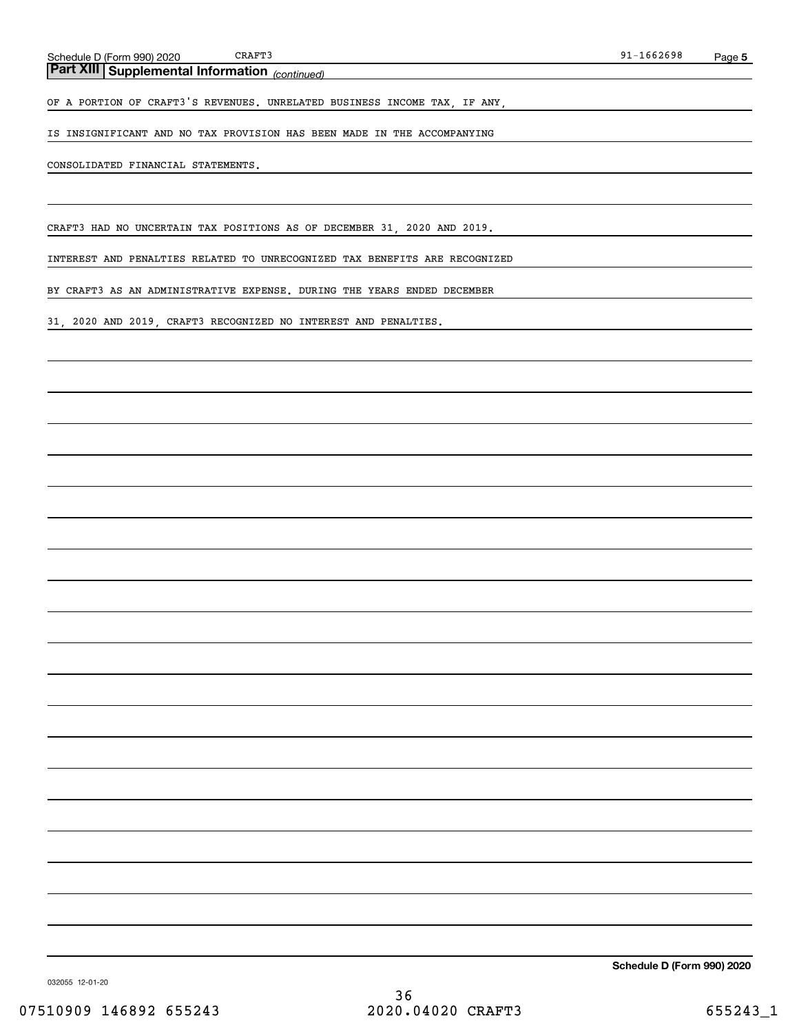## Part XIII Supplemental Information *(continued)*

OF A PORTION OF CRAFT3'S REVENUES. UNRELATED BUSINESS INCOME TAX, IF ANY, IS INSIGNIFICANT AND NO TAX PROVISION HAS BEEN MADE IN THE ACCOMPANYING CONSOLIDATED FINANCIAL STATEMENTS.

CRAFT3 HAD NO UNCERTAIN TAX POSITIONS AS OF DECEMBER 31, 2020 AND 2019. INTEREST AND PENALTIES RELATED TO UNRECOGNIZED TAX BENEFITS ARE RECOGNIZED BY CRAFT3 AS AN ADMINISTRATIVE EXPENSE. DURING THE YEARS ENDED DECEMBER 31, 2020 AND 2019, CRAFT3 RECOGNIZED NO INTEREST AND PENALTIES.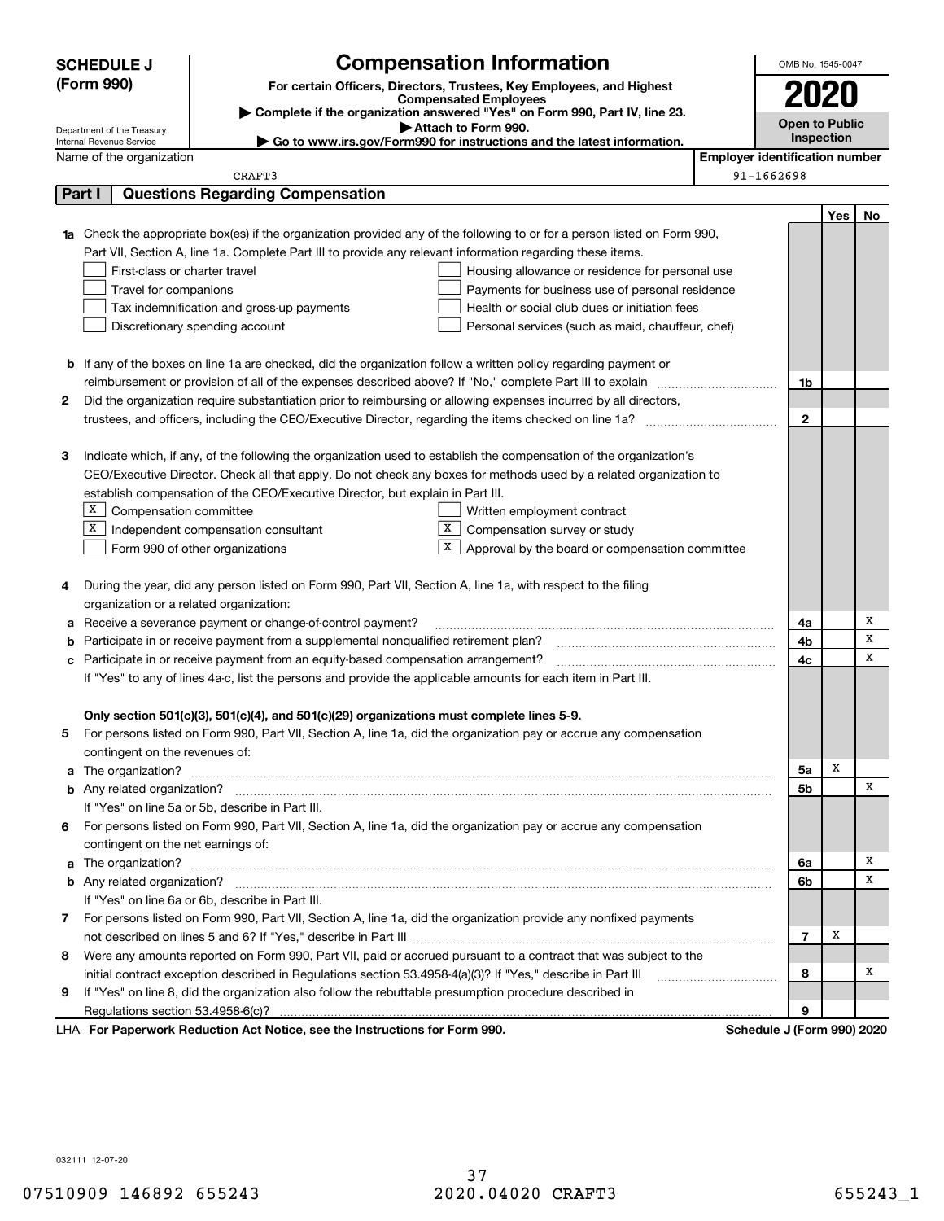**SCHEDULE J (Form 990)**

Department of the Treasury
Internal Revenue Service

# Compensation Information

**For certain Officers, Directors, Trustees, Key Employees, and Highest Compensated Employees**

▶ **Complete if the organization answered "Yes" on Form 990, Part IV, line 23.**

▶ **Attach to Form 990.**

▶ **Go to www.irs.gov/Form990 for instructions and the latest information.**

OMB No. 1545-0047

**2020**

**Open to Public Inspection**

Name of the organization: CRAFT3

**Employer identification number:** 91-1662698

## Part I Questions Regarding Compensation

| | | | Yes | No |
|---|---|---|---|---|
| **1a** | Check the appropriate box(es) if the organization provided any of the following to or for a person listed on Form 990, Part VII, Section A, line 1a. Complete Part III to provide any relevant information regarding these items.<br>☐ First-class or charter travel ☐ Housing allowance or residence for personal use<br>☐ Travel for companions ☐ Payments for business use of personal residence<br>☐ Tax indemnification and gross-up payments ☐ Health or social club dues or initiation fees<br>☐ Discretionary spending account ☐ Personal services (such as maid, chauffeur, chef) | | | |
| **b** | If any of the boxes on line 1a are checked, did the organization follow a written policy regarding payment or reimbursement or provision of all of the expenses described above? If "No," complete Part III to explain | 1b | | |
| **2** | Did the organization require substantiation prior to reimbursing or allowing expenses incurred by all directors, trustees, and officers, including the CEO/Executive Director, regarding the items checked on line 1a? | 2 | | |
| **3** | Indicate which, if any, of the following the organization used to establish the compensation of the organization's CEO/Executive Director. Check all that apply. Do not check any boxes for methods used by a related organization to establish compensation of the CEO/Executive Director, but explain in Part III.<br>☒ Compensation committee ☐ Written employment contract<br>☒ Independent compensation consultant ☒ Compensation survey or study<br>☐ Form 990 of other organizations ☒ Approval by the board or compensation committee | | | |
| **4** | During the year, did any person listed on Form 990, Part VII, Section A, line 1a, with respect to the filing organization or a related organization: | | | |
| **a** | Receive a severance payment or change-of-control payment? | 4a | | X |
| **b** | Participate in or receive payment from a supplemental nonqualified retirement plan? | 4b | | X |
| **c** | Participate in or receive payment from an equity-based compensation arrangement? | 4c | | X |
| | If "Yes" to any of lines 4a-c, list the persons and provide the applicable amounts for each item in Part III. | | | |
| | **Only section 501(c)(3), 501(c)(4), and 501(c)(29) organizations must complete lines 5-9.** | | | |
| **5** | For persons listed on Form 990, Part VII, Section A, line 1a, did the organization pay or accrue any compensation contingent on the revenues of: | | | |
| **a** | The organization? | 5a | X | |
| **b** | Any related organization? | 5b | | X |
| | If "Yes" on line 5a or 5b, describe in Part III. | | | |
| **6** | For persons listed on Form 990, Part VII, Section A, line 1a, did the organization pay or accrue any compensation contingent on the net earnings of: | | | |
| **a** | The organization? | 6a | | X |
| **b** | Any related organization? | 6b | | X |
| | If "Yes" on line 6a or 6b, describe in Part III. | | | |
| **7** | For persons listed on Form 990, Part VII, Section A, line 1a, did the organization provide any nonfixed payments not described on lines 5 and 6? If "Yes," describe in Part III | 7 | X | |
| **8** | Were any amounts reported on Form 990, Part VII, paid or accrued pursuant to a contract that was subject to the initial contract exception described in Regulations section 53.4958-4(a)(3)? If "Yes," describe in Part III | 8 | | X |
| **9** | If "Yes" on line 8, did the organization also follow the rebuttable presumption procedure described in Regulations section 53.4958-6(c)? | 9 | | |

LHA **For Paperwork Reduction Act Notice, see the Instructions for Form 990.** **Schedule J (Form 990) 2020**

032111 12-07-20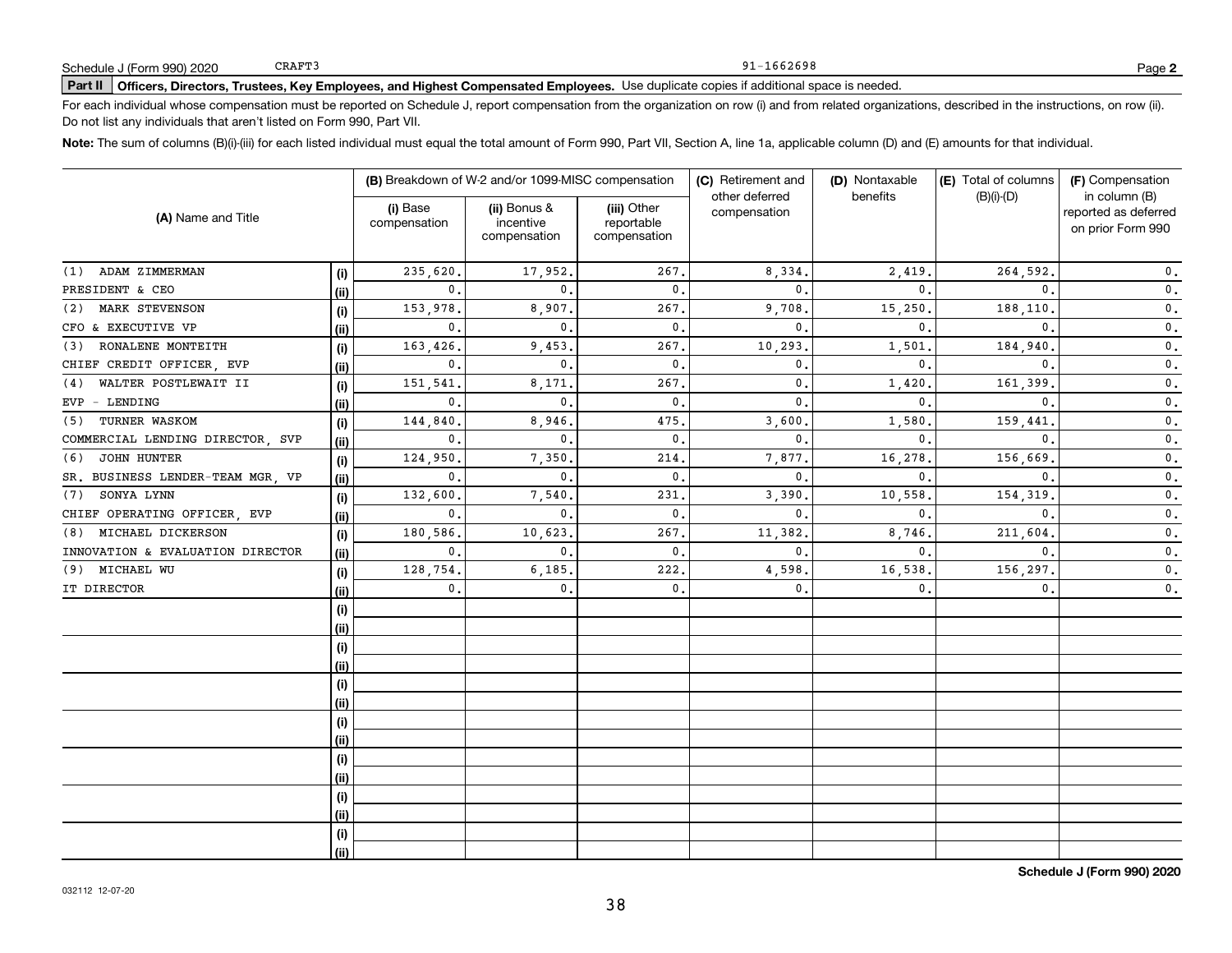Schedule J (Form 990) 2020 CRAFT3 91-1662698 Page **2**

**Part II** **Officers, Directors, Trustees, Key Employees, and Highest Compensated Employees.** Use duplicate copies if additional space is needed.

For each individual whose compensation must be reported on Schedule J, report compensation from the organization on row (i) and from related organizations, described in the instructions, on row (ii). Do not list any individuals that aren't listed on Form 990, Part VII.

**Note:** The sum of columns (B)(i)-(iii) for each listed individual must equal the total amount of Form 990, Part VII, Section A, line 1a, applicable column (D) and (E) amounts for that individual.

| (A) Name and Title | | (B) Breakdown of W-2 and/or 1099-MISC compensation | | | (C) Retirement and other deferred compensation | (D) Nontaxable benefits | (E) Total of columns (B)(i)-(D) | (F) Compensation in column (B) reported as deferred on prior Form 990 |
|---|---|---|---|---|---|---|---|---|
| | | (i) Base compensation | (ii) Bonus & incentive compensation | (iii) Other reportable compensation | | | | |
| (1) ADAM ZIMMERMAN | (i) | 235,620. | 17,952. | 267. | 8,334. | 2,419. | 264,592. | 0. |
| PRESIDENT & CEO | (ii) | 0. | 0. | 0. | 0. | 0. | 0. | 0. |
| (2) MARK STEVENSON | (i) | 153,978. | 8,907. | 267. | 9,708. | 15,250. | 188,110. | 0. |
| CFO & EXECUTIVE VP | (ii) | 0. | 0. | 0. | 0. | 0. | 0. | 0. |
| (3) RONALENE MONTEITH | (i) | 163,426. | 9,453. | 267. | 10,293. | 1,501. | 184,940. | 0. |
| CHIEF CREDIT OFFICER, EVP | (ii) | 0. | 0. | 0. | 0. | 0. | 0. | 0. |
| (4) WALTER POSTLEWAIT II | (i) | 151,541. | 8,171. | 267. | 0. | 1,420. | 161,399. | 0. |
| EVP - LENDING | (ii) | 0. | 0. | 0. | 0. | 0. | 0. | 0. |
| (5) TURNER WASKOM | (i) | 144,840. | 8,946. | 475. | 3,600. | 1,580. | 159,441. | 0. |
| COMMERCIAL LENDING DIRECTOR, SVP | (ii) | 0. | 0. | 0. | 0. | 0. | 0. | 0. |
| (6) JOHN HUNTER | (i) | 124,950. | 7,350. | 214. | 7,877. | 16,278. | 156,669. | 0. |
| SR. BUSINESS LENDER-TEAM MGR, VP | (ii) | 0. | 0. | 0. | 0. | 0. | 0. | 0. |
| (7) SONYA LYNN | (i) | 132,600. | 7,540. | 231. | 3,390. | 10,558. | 154,319. | 0. |
| CHIEF OPERATING OFFICER, EVP | (ii) | 0. | 0. | 0. | 0. | 0. | 0. | 0. |
| (8) MICHAEL DICKERSON | (i) | 180,586. | 10,623. | 267. | 11,382. | 8,746. | 211,604. | 0. |
| INNOVATION & EVALUATION DIRECTOR | (ii) | 0. | 0. | 0. | 0. | 0. | 0. | 0. |
| (9) MICHAEL WU | (i) | 128,754. | 6,185. | 222. | 4,598. | 16,538. | 156,297. | 0. |
| IT DIRECTOR | (ii) | 0. | 0. | 0. | 0. | 0. | 0. | 0. |
| | (i) | | | | | | | |
| | (ii) | | | | | | | |
| | (i) | | | | | | | |
| | (ii) | | | | | | | |
| | (i) | | | | | | | |
| | (ii) | | | | | | | |
| | (i) | | | | | | | |
| | (ii) | | | | | | | |
| | (i) | | | | | | | |
| | (ii) | | | | | | | |
| | (i) | | | | | | | |
| | (ii) | | | | | | | |
| | (i) | | | | | | | |
| | (ii) | | | | | | | |

**Schedule J (Form 990) 2020**

032112 12-07-20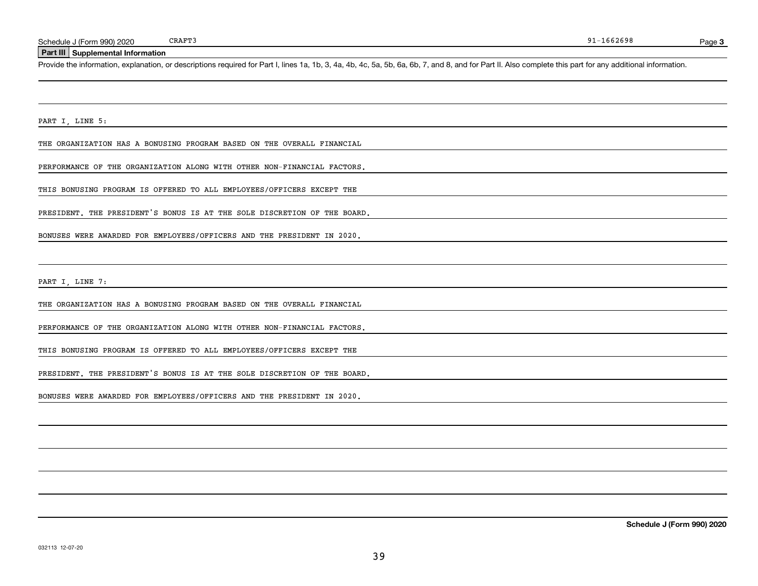Schedule J (Form 990) 2020 CRAFT3 91-1662698 Page 3

## Part III Supplemental Information

Provide the information, explanation, or descriptions required for Part I, lines 1a, 1b, 3, 4a, 4b, 4c, 5a, 5b, 6a, 6b, 7, and 8, and for Part II. Also complete this part for any additional information.

PART I, LINE 5:

THE ORGANIZATION HAS A BONUSING PROGRAM BASED ON THE OVERALL FINANCIAL PERFORMANCE OF THE ORGANIZATION ALONG WITH OTHER NON-FINANCIAL FACTORS. THIS BONUSING PROGRAM IS OFFERED TO ALL EMPLOYEES/OFFICERS EXCEPT THE PRESIDENT. THE PRESIDENT'S BONUS IS AT THE SOLE DISCRETION OF THE BOARD. BONUSES WERE AWARDED FOR EMPLOYEES/OFFICERS AND THE PRESIDENT IN 2020.

PART I, LINE 7:

THE ORGANIZATION HAS A BONUSING PROGRAM BASED ON THE OVERALL FINANCIAL PERFORMANCE OF THE ORGANIZATION ALONG WITH OTHER NON-FINANCIAL FACTORS. THIS BONUSING PROGRAM IS OFFERED TO ALL EMPLOYEES/OFFICERS EXCEPT THE PRESIDENT. THE PRESIDENT'S BONUS IS AT THE SOLE DISCRETION OF THE BOARD. BONUSES WERE AWARDED FOR EMPLOYEES/OFFICERS AND THE PRESIDENT IN 2020.

032113 12-07-20

Schedule J (Form 990) 2020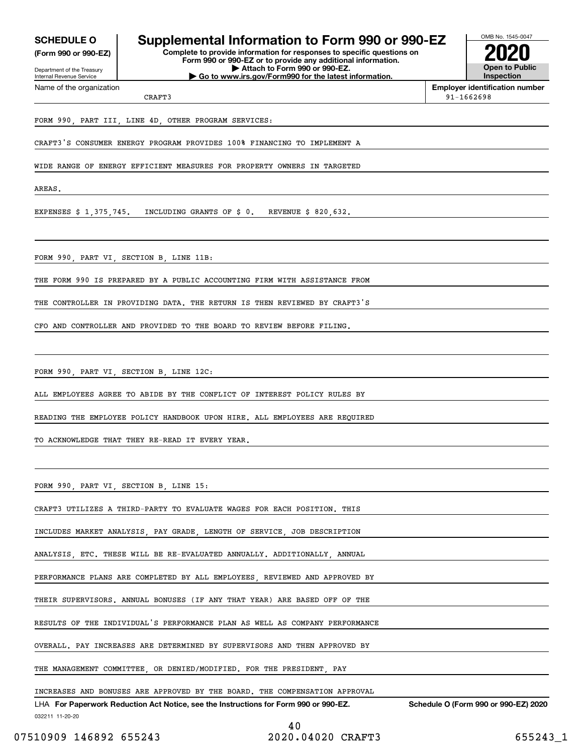**SCHEDULE O**
**(Form 990 or 990-EZ)**

Department of the Treasury
Internal Revenue Service

# Supplemental Information to Form 990 or 990-EZ

**Complete to provide information for responses to specific questions on Form 990 or 990-EZ or to provide any additional information.**
**▶ Attach to Form 990 or 990-EZ.**
**▶ Go to www.irs.gov/Form990 for the latest information.**

OMB No. 1545-0047

**2020**

**Open to Public Inspection**

Name of the organization: CRAFT3

**Employer identification number:** 91-1662698

FORM 990, PART III, LINE 4D, OTHER PROGRAM SERVICES:

CRAFT3'S CONSUMER ENERGY PROGRAM PROVIDES 100% FINANCING TO IMPLEMENT A WIDE RANGE OF ENERGY EFFICIENT MEASURES FOR PROPERTY OWNERS IN TARGETED AREAS.

EXPENSES $ 1,375,745. INCLUDING GRANTS OF $ 0. REVENUE $ 820,632.

FORM 990, PART VI, SECTION B, LINE 11B:

THE FORM 990 IS PREPARED BY A PUBLIC ACCOUNTING FIRM WITH ASSISTANCE FROM THE CONTROLLER IN PROVIDING DATA. THE RETURN IS THEN REVIEWED BY CRAFT3'S CFO AND CONTROLLER AND PROVIDED TO THE BOARD TO REVIEW BEFORE FILING.

FORM 990, PART VI, SECTION B, LINE 12C:

ALL EMPLOYEES AGREE TO ABIDE BY THE CONFLICT OF INTEREST POLICY RULES BY READING THE EMPLOYEE POLICY HANDBOOK UPON HIRE. ALL EMPLOYEES ARE REQUIRED TO ACKNOWLEDGE THAT THEY RE-READ IT EVERY YEAR.

FORM 990, PART VI, SECTION B, LINE 15:

CRAFT3 UTILIZES A THIRD-PARTY TO EVALUATE WAGES FOR EACH POSITION. THIS INCLUDES MARKET ANALYSIS, PAY GRADE, LENGTH OF SERVICE, JOB DESCRIPTION ANALYSIS, ETC. THESE WILL BE RE-EVALUATED ANNUALLY. ADDITIONALLY, ANNUAL PERFORMANCE PLANS ARE COMPLETED BY ALL EMPLOYEES, REVIEWED AND APPROVED BY THEIR SUPERVISORS. ANNUAL BONUSES (IF ANY THAT YEAR) ARE BASED OFF OF THE RESULTS OF THE INDIVIDUAL'S PERFORMANCE PLAN AS WELL AS COMPANY PERFORMANCE OVERALL. PAY INCREASES ARE DETERMINED BY SUPERVISORS AND THEN APPROVED BY THE MANAGEMENT COMMITTEE, OR DENIED/MODIFIED. FOR THE PRESIDENT, PAY INCREASES AND BONUSES ARE APPROVED BY THE BOARD. THE COMPENSATION APPROVAL

LHA **For Paperwork Reduction Act Notice, see the Instructions for Form 990 or 990-EZ.** **Schedule O (Form 990 or 990-EZ) 2020**

032211 11-20-20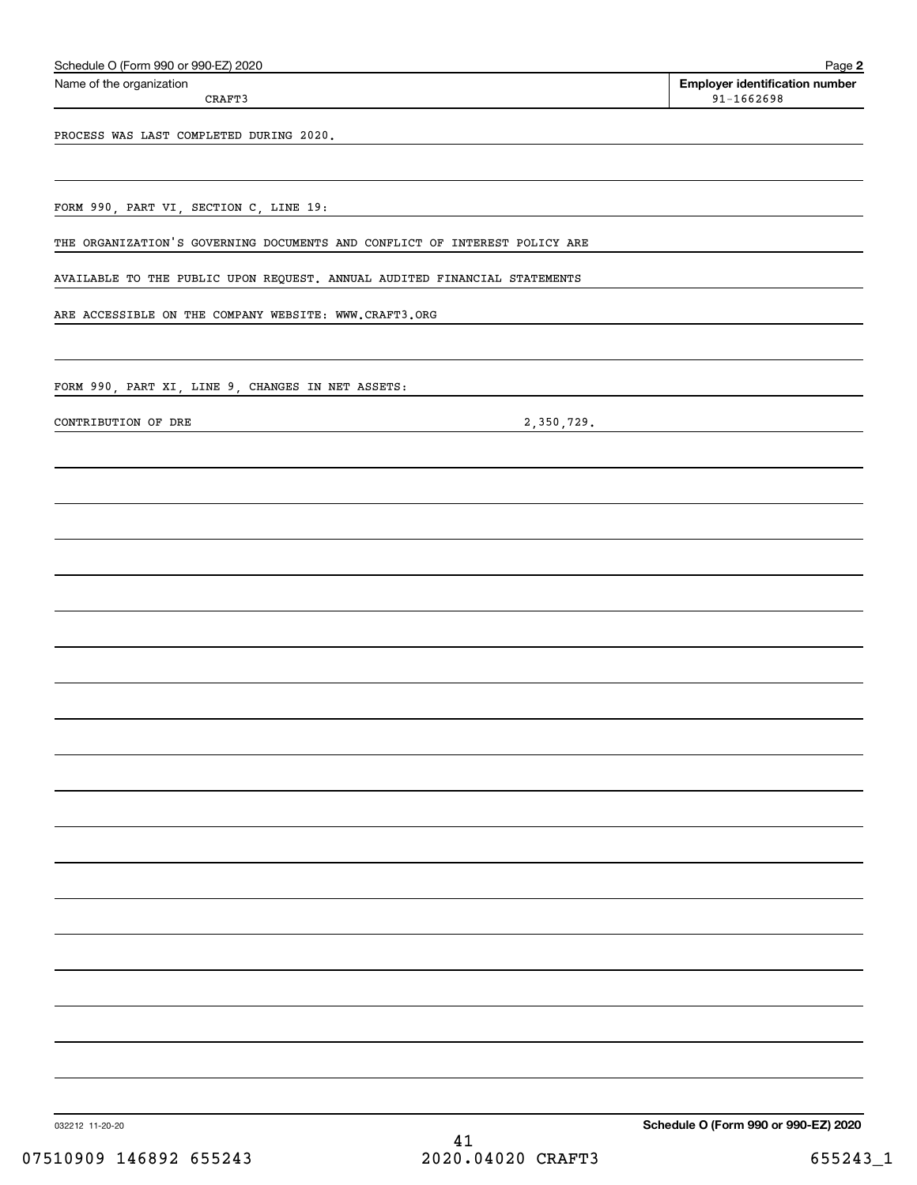Schedule O (Form 990 or 990-EZ) 2020

Name of the organization: CRAFT3

**Employer identification number** 91-1662698

PROCESS WAS LAST COMPLETED DURING 2020.

FORM 990, PART VI, SECTION C, LINE 19:

THE ORGANIZATION'S GOVERNING DOCUMENTS AND CONFLICT OF INTEREST POLICY ARE AVAILABLE TO THE PUBLIC UPON REQUEST. ANNUAL AUDITED FINANCIAL STATEMENTS ARE ACCESSIBLE ON THE COMPANY WEBSITE: WWW.CRAFT3.ORG

FORM 990, PART XI, LINE 9, CHANGES IN NET ASSETS:

| | |
|---|---|
| CONTRIBUTION OF DRE | 2,350,729. |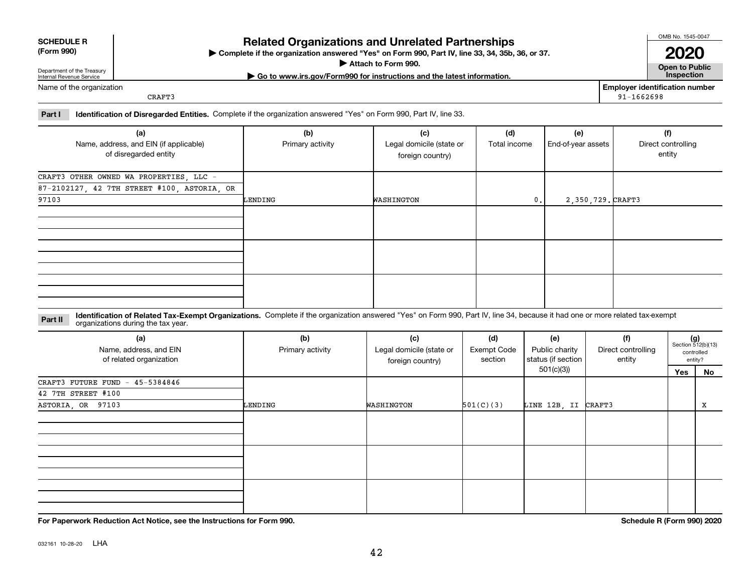**SCHEDULE R (Form 990)**

Department of the Treasury
Internal Revenue Service

# Related Organizations and Unrelated Partnerships

▶ Complete if the organization answered "Yes" on Form 990, Part IV, line 33, 34, 35b, 36, or 37.

▶ Attach to Form 990.

▶ Go to www.irs.gov/Form990 for instructions and the latest information.

OMB No. 1545-0047

**2020**

**Open to Public Inspection**

Name of the organization: CRAFT3

Employer identification number: 91-1662698

**Part I** **Identification of Disregarded Entities.** Complete if the organization answered "Yes" on Form 990, Part IV, line 33.

| (a) Name, address, and EIN (if applicable) of disregarded entity | (b) Primary activity | (c) Legal domicile (state or foreign country) | (d) Total income | (e) End-of-year assets | (f) Direct controlling entity |
|---|---|---|---|---|---|
| CRAFT3 OTHER OWNED WA PROPERTIES, LLC - 87-2102127, 42 7TH STREET #100, ASTORIA, OR 97103 | LENDING | WASHINGTON | 0. | 2,350,729. | CRAFT3 |
| | | | | | |
| | | | | | |
| | | | | | |

**Part II** **Identification of Related Tax-Exempt Organizations.** Complete if the organization answered "Yes" on Form 990, Part IV, line 34, because it had one or more related tax-exempt organizations during the tax year.

| (a) Name, address, and EIN of related organization | (b) Primary activity | (c) Legal domicile (state or foreign country) | (d) Exempt Code section | (e) Public charity status (if section 501(c)(3)) | (f) Direct controlling entity | (g) Section 512(b)(13) controlled entity? Yes | No |
|---|---|---|---|---|---|---|---|
| CRAFT3 FUTURE FUND - 45-5384846 42 7TH STREET #100 ASTORIA, OR 97103 | LENDING | WASHINGTON | 501(C)(3) | LINE 12B, II | CRAFT3 | | X |
| | | | | | | | |
| | | | | | | | |
| | | | | | | | |

**For Paperwork Reduction Act Notice, see the Instructions for Form 990.** **Schedule R (Form 990) 2020**

032161 10-28-20 LHA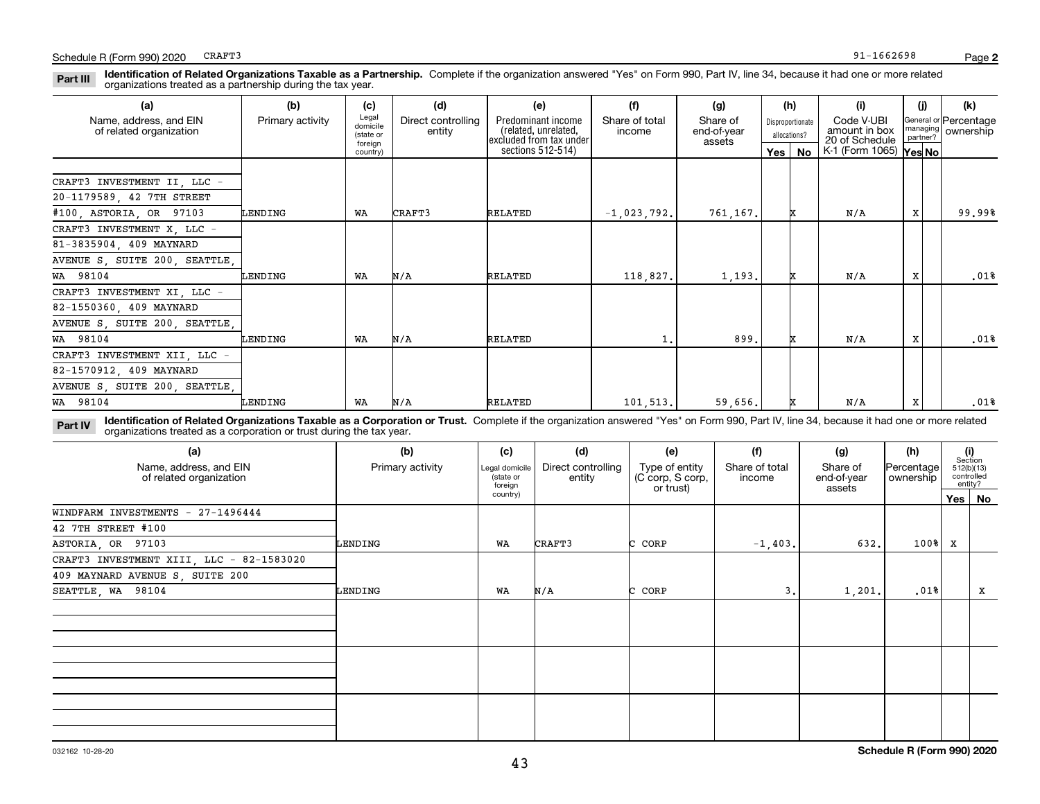Schedule R (Form 990) 2020 CRAFT3 91-1662698 Page 2

**Part III** **Identification of Related Organizations Taxable as a Partnership.** Complete if the organization answered "Yes" on Form 990, Part IV, line 34, because it had one or more related organizations treated as a partnership during the tax year.

| (a) Name, address, and EIN of related organization | (b) Primary activity | (c) Legal domicile (state or foreign country) | (d) Direct controlling entity | (e) Predominant income (related, unrelated, excluded from tax under sections 512-514) | (f) Share of total income | (g) Share of end-of-year assets | (h) Disproportionate allocations? Yes | (h) No | (i) Code V-UBI amount in box 20 of Schedule K-1 (Form 1065) | (j) General or managing partner? Yes | (j) No | (k) Percentage ownership |
|---|---|---|---|---|---|---|---|---|---|---|---|---|
| CRAFT3 INVESTMENT II, LLC - 20-1179589, 42 7TH STREET #100, ASTORIA, OR 97103 | LENDING | WA | CRAFT3 | RELATED | -1,023,792. | 761,167. | | X | N/A | X | | 99.99% |
| CRAFT3 INVESTMENT X, LLC - 81-3835904, 409 MAYNARD AVENUE S, SUITE 200, SEATTLE, WA 98104 | LENDING | WA | N/A | RELATED | 118,827. | 1,193. | | X | N/A | X | | .01% |
| CRAFT3 INVESTMENT XI, LLC - 82-1550360, 409 MAYNARD AVENUE S, SUITE 200, SEATTLE, WA 98104 | LENDING | WA | N/A | RELATED | 1. | 899. | | X | N/A | X | | .01% |
| CRAFT3 INVESTMENT XII, LLC - 82-1570912, 409 MAYNARD AVENUE S, SUITE 200, SEATTLE, WA 98104 | LENDING | WA | N/A | RELATED | 101,513. | 59,656. | | X | N/A | X | | .01% |

**Part IV** **Identification of Related Organizations Taxable as a Corporation or Trust.** Complete if the organization answered "Yes" on Form 990, Part IV, line 34, because it had one or more related organizations treated as a corporation or trust during the tax year.

| (a) Name, address, and EIN of related organization | (b) Primary activity | (c) Legal domicile (state or foreign country) | (d) Direct controlling entity | (e) Type of entity (C corp, S corp, or trust) | (f) Share of total income | (g) Share of end-of-year assets | (h) Percentage ownership | (i) Section 512(b)(13) controlled entity? Yes | (i) No |
|---|---|---|---|---|---|---|---|---|---|
| WINDFARM INVESTMENTS - 27-1496444, 42 7TH STREET #100, ASTORIA, OR 97103 | LENDING | WA | CRAFT3 | C CORP | -1,403. | 632. | 100% | X | |
| CRAFT3 INVESTMENT XIII, LLC - 82-1583020, 409 MAYNARD AVENUE S, SUITE 200, SEATTLE, WA 98104 | LENDING | WA | N/A | C CORP | 3. | 1,201. | .01% | | X |

032162 10-28-20 **Schedule R (Form 990) 2020**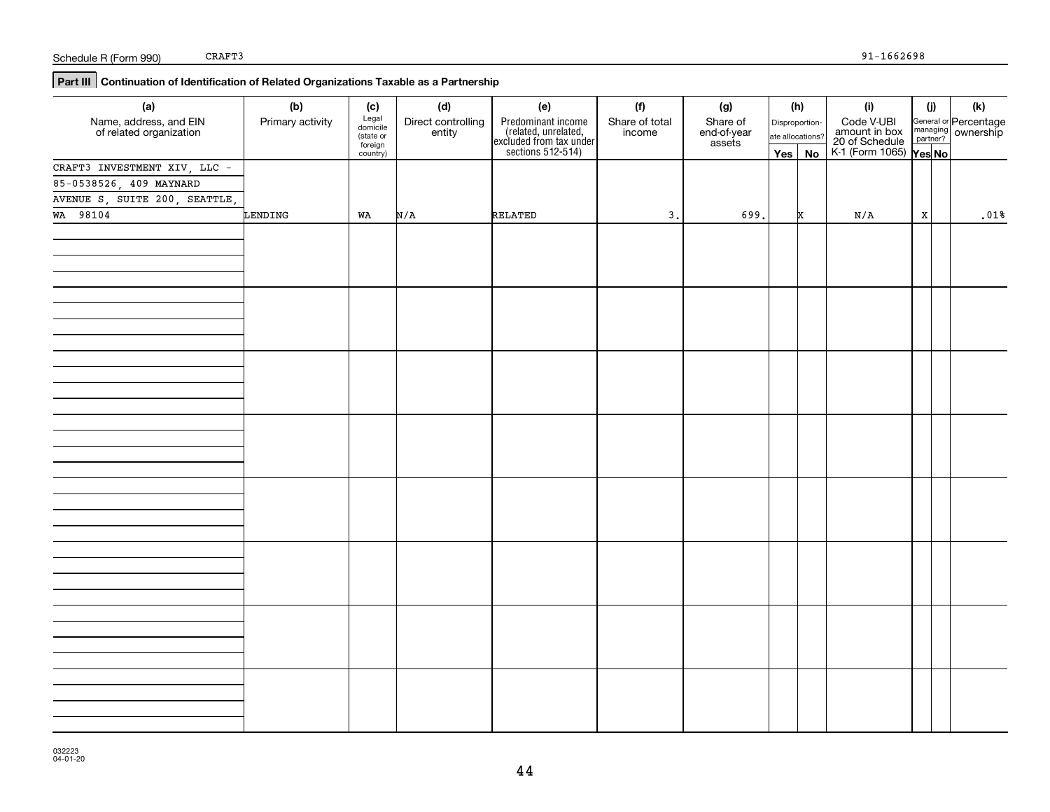Schedule R (Form 990) CRAFT3 91-1662698

## Part III Continuation of Identification of Related Organizations Taxable as a Partnership

| (a) Name, address, and EIN of related organization | (b) Primary activity | (c) Legal domicile (state or foreign country) | (d) Direct controlling entity | (e) Predominant income (related, unrelated, excluded from tax under sections 512-514) | (f) Share of total income | (g) Share of end-of-year assets | (h) Disproportionate allocations? Yes | (h) No | (i) Code V-UBI amount in box 20 of Schedule K-1 (Form 1065) | (j) General or managing partner? Yes | (j) No | (k) Percentage ownership |
|---|---|---|---|---|---|---|---|---|---|---|---|---|
| CRAFT3 INVESTMENT XIV, LLC - 85-0538526, 409 MAYNARD AVENUE S, SUITE 200, SEATTLE, WA 98104 | LENDING | WA | N/A | RELATED | 3. | 699. | | X | N/A | X | | .01% |

032223 04-01-20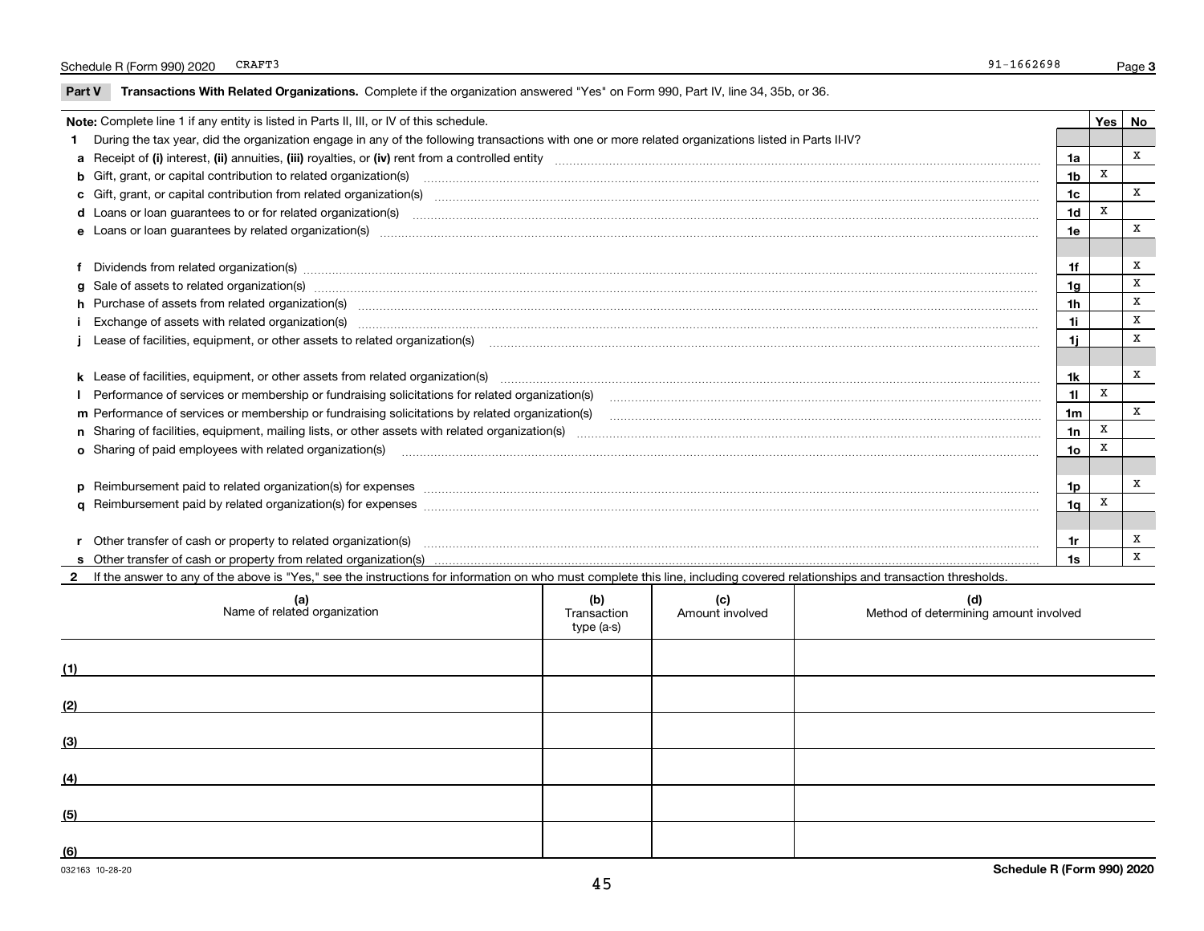Schedule R (Form 990) 2020 CRAFT3 91-1662698

## Part V Transactions With Related Organizations. Complete if the organization answered "Yes" on Form 990, Part IV, line 34, 35b, or 36.

| Note: Complete line 1 if any entity is listed in Parts II, III, or IV of this schedule. | | Yes | No |
|---|---|---|---|
| **1** During the tax year, did the organization engage in any of the following transactions with one or more related organizations listed in Parts II-IV? | | | |
| **a** Receipt of **(i)** interest, **(ii)** annuities, **(iii)** royalties, or **(iv)** rent from a controlled entity | 1a | | X |
| **b** Gift, grant, or capital contribution to related organization(s) | 1b | X | |
| **c** Gift, grant, or capital contribution from related organization(s) | 1c | | X |
| **d** Loans or loan guarantees to or for related organization(s) | 1d | X | |
| **e** Loans or loan guarantees by related organization(s) | 1e | | X |
| **f** Dividends from related organization(s) | 1f | | X |
| **g** Sale of assets to related organization(s) | 1g | | X |
| **h** Purchase of assets from related organization(s) | 1h | | X |
| **i** Exchange of assets with related organization(s) | 1i | | X |
| **j** Lease of facilities, equipment, or other assets to related organization(s) | 1j | | X |
| **k** Lease of facilities, equipment, or other assets from related organization(s) | 1k | | X |
| **l** Performance of services or membership or fundraising solicitations for related organization(s) | 1l | X | |
| **m** Performance of services or membership or fundraising solicitations by related organization(s) | 1m | | X |
| **n** Sharing of facilities, equipment, mailing lists, or other assets with related organization(s) | 1n | X | |
| **o** Sharing of paid employees with related organization(s) | 1o | X | |
| **p** Reimbursement paid to related organization(s) for expenses | 1p | | X |
| **q** Reimbursement paid by related organization(s) for expenses | 1q | X | |
| **r** Other transfer of cash or property to related organization(s) | 1r | | X |
| **s** Other transfer of cash or property from related organization(s) | 1s | | X |

**2** If the answer to any of the above is "Yes," see the instructions for information on who must complete this line, including covered relationships and transaction thresholds.

| | (a) Name of related organization | (b) Transaction type (a-s) | (c) Amount involved | (d) Method of determining amount involved |
|---|---|---|---|---|
| (1) | | | | |
| (2) | | | | |
| (3) | | | | |
| (4) | | | | |
| (5) | | | | |
| (6) | | | | |

032163 10-28-20

Schedule R (Form 990) 2020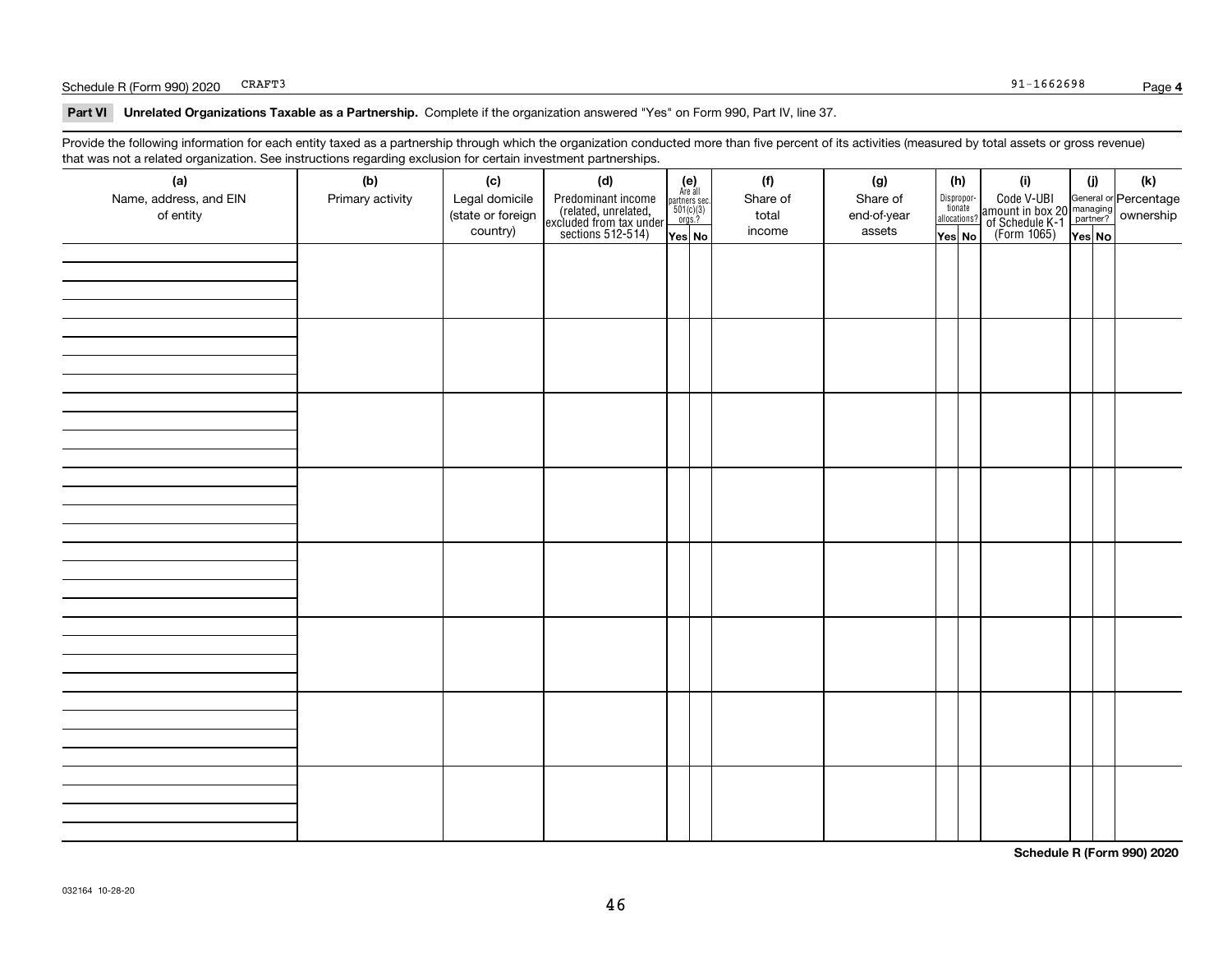Schedule R (Form 990) 2020 CRAFT3 91-1662698

**Part VI Unrelated Organizations Taxable as a Partnership.** Complete if the organization answered "Yes" on Form 990, Part IV, line 37.

Provide the following information for each entity taxed as a partnership through which the organization conducted more than five percent of its activities (measured by total assets or gross revenue) that was not a related organization. See instructions regarding exclusion for certain investment partnerships.

| (a) Name, address, and EIN of entity | (b) Primary activity | (c) Legal domicile (state or foreign country) | (d) Predominant income (related, unrelated, excluded from tax under sections 512-514) | (e) Are all partners sec. 501(c)(3) orgs.? | | (f) Share of total income | (g) Share of end-of-year assets | (h) Disproportionate allocations? | | (i) Code V-UBI amount in box 20 of Schedule K-1 (Form 1065) | (j) General or managing partner? | | (k) Percentage ownership |
|---|---|---|---|---|---|---|---|---|---|---|---|---|---|
| | | | | Yes | No | | | Yes | No | | Yes | No | |
| | | | | | | | | | | | | | |
| | | | | | | | | | | | | | |
| | | | | | | | | | | | | | |
| | | | | | | | | | | | | | |
| | | | | | | | | | | | | | |
| | | | | | | | | | | | | | |
| | | | | | | | | | | | | | |
| | | | | | | | | | | | | | |

**Schedule R (Form 990) 2020**

032164 10-28-20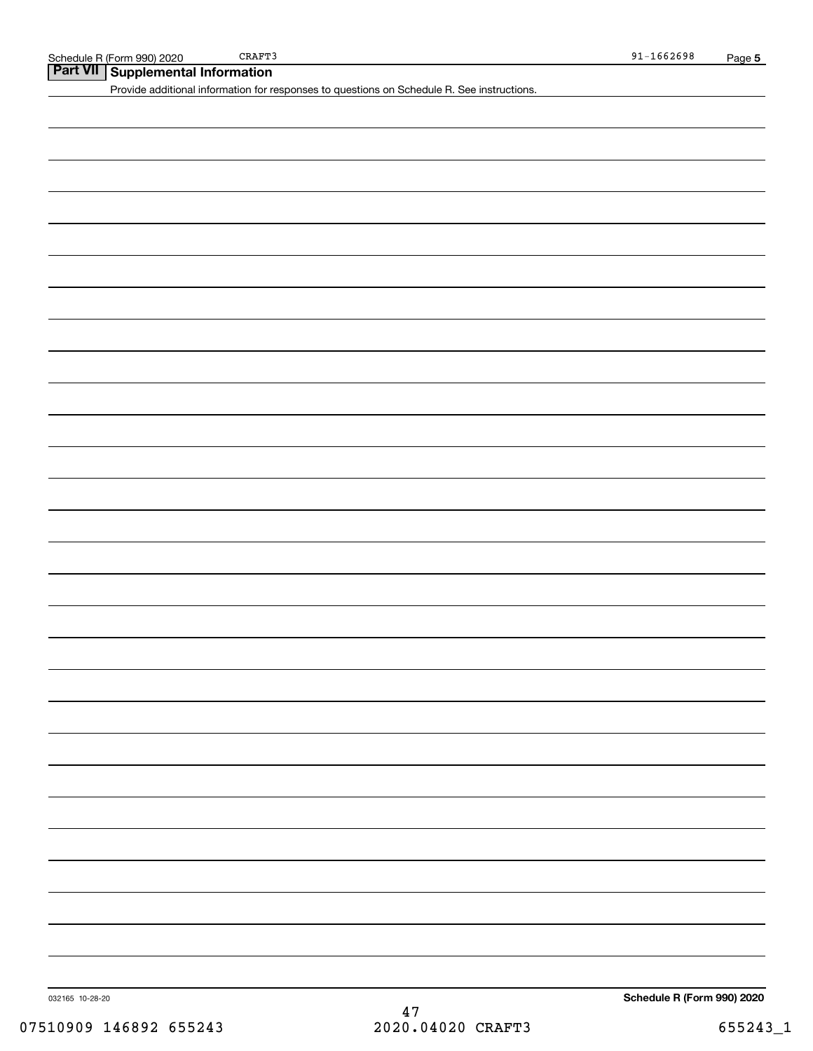## Part VII Supplemental Information

Provide additional information for responses to questions on Schedule R. See instructions.